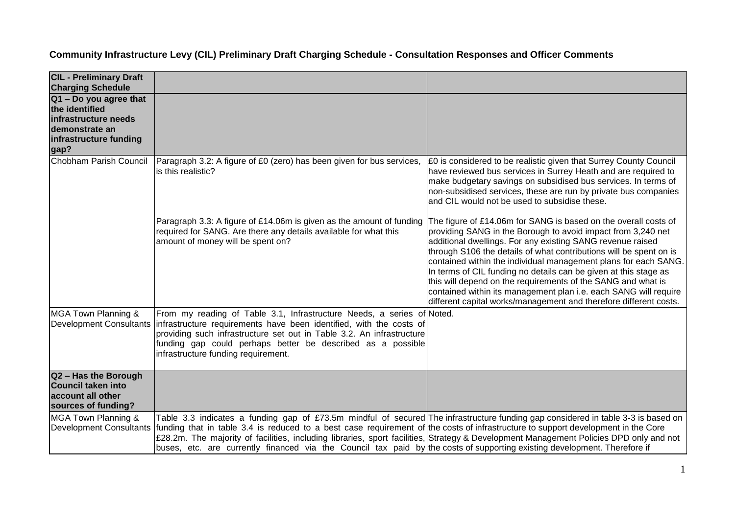## Community Infrastructure Levy (CIL) Preliminary Draft Charging Schedule - Consultation Responses and Officer Comments

| **CIL - Preliminary Draft Charging Schedule** | | |
|---|---|---|
| **Q1 – Do you agree that the identified infrastructure needs demonstrate an infrastructure funding gap?** | | |
| Chobham Parish Council | Paragraph 3.2: A figure of £0 (zero) has been given for bus services, is this realistic? | £0 is considered to be realistic given that Surrey County Council have reviewed bus services in Surrey Heath and are required to make budgetary savings on subsidised bus services. In terms of non-subsidised services, these are run by private bus companies and CIL would not be used to subsidise these. |
| | Paragraph 3.3: A figure of £14.06m is given as the amount of funding required for SANG. Are there any details available for what this amount of money will be spent on? | The figure of £14.06m for SANG is based on the overall costs of providing SANG in the Borough to avoid impact from 3,240 net additional dwellings. For any existing SANG revenue raised through S106 the details of what contributions will be spent on is contained within the individual management plans for each SANG. In terms of CIL funding no details can be given at this stage as this will depend on the requirements of the SANG and what is contained within its management plan i.e. each SANG will require different capital works/management and therefore different costs. |
| MGA Town Planning & Development Consultants | From my reading of Table 3.1, Infrastructure Needs, a series of infrastructure requirements have been identified, with the costs of providing such infrastructure set out in Table 3.2. An infrastructure funding gap could perhaps better be described as a possible infrastructure funding requirement. | Noted. |
| **Q2 – Has the Borough Council taken into account all other sources of funding?** | | |
| MGA Town Planning & Development Consultants | Table 3.3 indicates a funding gap of £73.5m mindful of secured funding that in table 3.4 is reduced to a best case requirement of £28.2m. The majority of facilities, including libraries, sport facilities, buses, etc. are currently financed via the Council tax paid by | The infrastructure funding gap considered in table 3-3 is based on the costs of infrastructure to support development in the Core Strategy & Development Management Policies DPD only and not the costs of supporting existing development. Therefore if |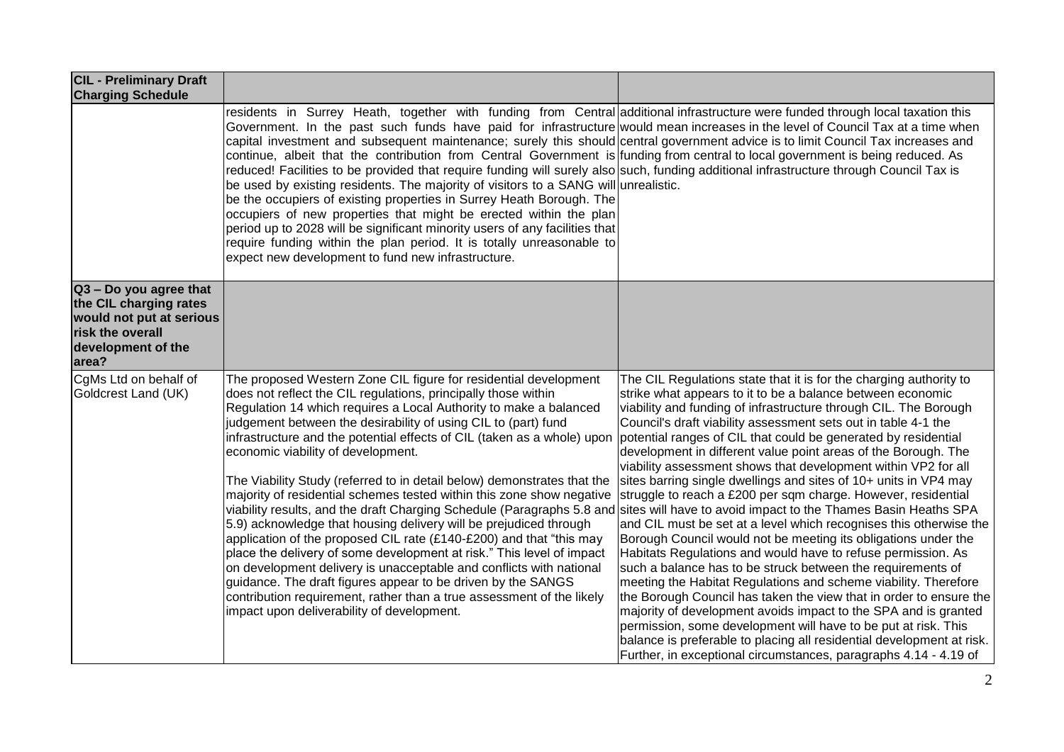| CIL - Preliminary Draft Charging Schedule | | |
|---|---|---|
| | residents in Surrey Heath, together with funding from Central Government. In the past such funds have paid for infrastructure capital investment and subsequent maintenance; surely this should continue, albeit that the contribution from Central Government is reduced! Facilities to be provided that require funding will surely also be used by existing residents. The majority of visitors to a SANG will be the occupiers of existing properties in Surrey Heath Borough. The occupiers of new properties that might be erected within the plan period up to 2028 will be significant minority users of any facilities that require funding within the plan period. It is totally unreasonable to expect new development to fund new infrastructure. | additional infrastructure were funded through local taxation this would mean increases in the level of Council Tax at a time when central government advice is to limit Council Tax increases and funding from central to local government is being reduced. As such, funding additional infrastructure through Council Tax is unrealistic. |
| **Q3 – Do you agree that the CIL charging rates would not put at serious risk the overall development of the area?** | | |
| CgMs Ltd on behalf of Goldcrest Land (UK) | The proposed Western Zone CIL figure for residential development does not reflect the CIL regulations, principally those within Regulation 14 which requires a Local Authority to make a balanced judgement between the desirability of using CIL to (part) fund infrastructure and the potential effects of CIL (taken as a whole) upon economic viability of development.<br><br>The Viability Study (referred to in detail below) demonstrates that the majority of residential schemes tested within this zone show negative viability results, and the draft Charging Schedule (Paragraphs 5.8 and 5.9) acknowledge that housing delivery will be prejudiced through application of the proposed CIL rate (£140-£200) and that "this may place the delivery of some development at risk." This level of impact on development delivery is unacceptable and conflicts with national guidance. The draft figures appear to be driven by the SANGS contribution requirement, rather than a true assessment of the likely impact upon deliverability of development. | The CIL Regulations state that it is for the charging authority to strike what appears to it to be a balance between economic viability and funding of infrastructure through CIL. The Borough Council's draft viability assessment sets out in table 4-1 the potential ranges of CIL that could be generated by residential development in different value point areas of the Borough. The viability assessment shows that development within VP2 for all sites barring single dwellings and sites of 10+ units in VP4 may struggle to reach a £200 per sqm charge. However, residential sites will have to avoid impact to the Thames Basin Heaths SPA and CIL must be set at a level which recognises this otherwise the Borough Council would not be meeting its obligations under the Habitats Regulations and would have to refuse permission. As such a balance has to be struck between the requirements of meeting the Habitat Regulations and scheme viability. Therefore the Borough Council has taken the view that in order to ensure the majority of development avoids impact to the SPA and is granted permission, some development will have to be put at risk. This balance is preferable to placing all residential development at risk. Further, in exceptional circumstances, paragraphs 4.14 - 4.19 of |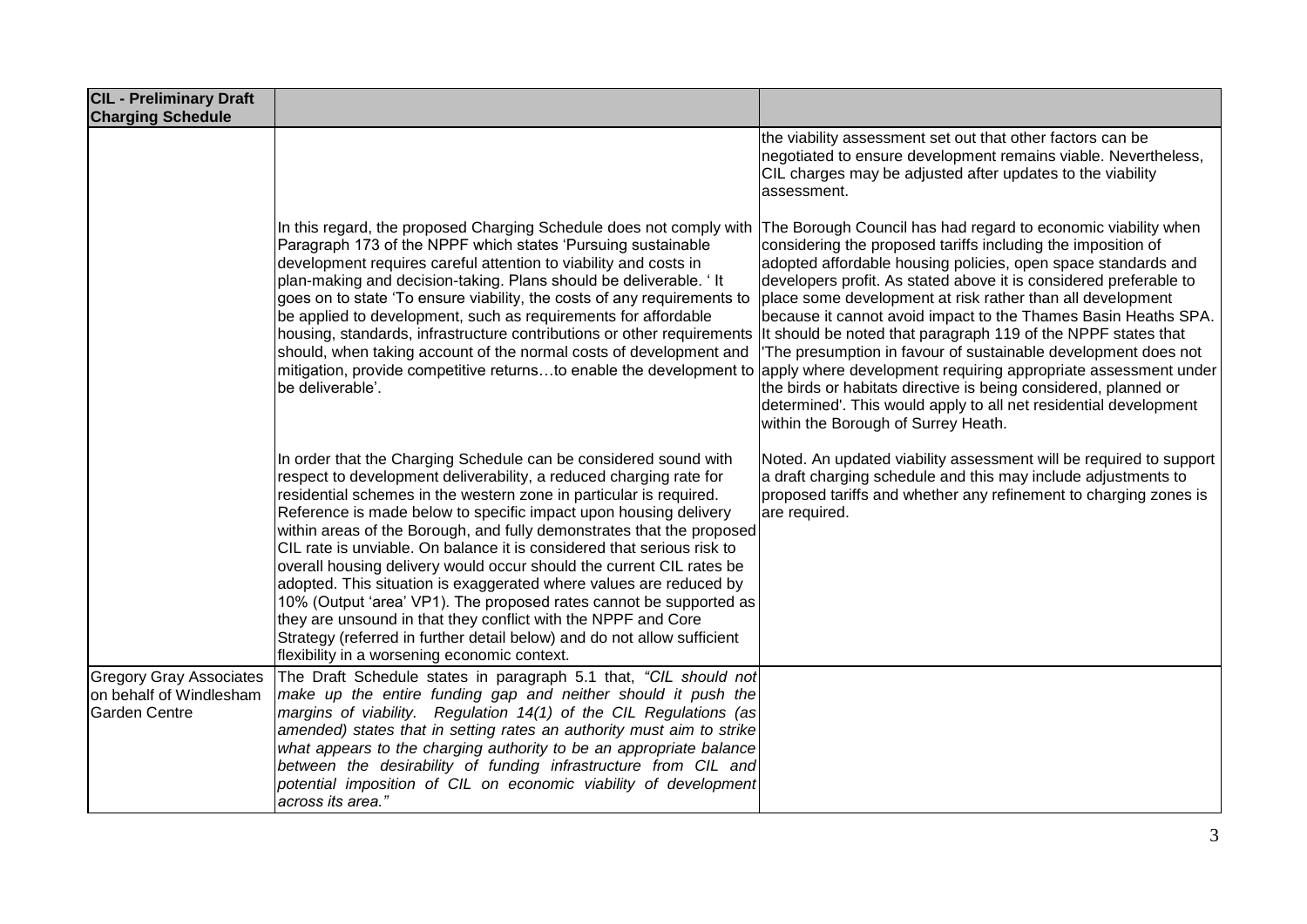| CIL - Preliminary Draft Charging Schedule | | |
|---|---|---|
| | | the viability assessment set out that other factors can be negotiated to ensure development remains viable. Nevertheless, CIL charges may be adjusted after updates to the viability assessment. |
| | In this regard, the proposed Charging Schedule does not comply with Paragraph 173 of the NPPF which states 'Pursuing sustainable development requires careful attention to viability and costs in plan-making and decision-taking. Plans should be deliverable. ' It goes on to state 'To ensure viability, the costs of any requirements to be applied to development, such as requirements for affordable housing, standards, infrastructure contributions or other requirements should, when taking account of the normal costs of development and mitigation, provide competitive returns…to enable the development to be deliverable'. | The Borough Council has had regard to economic viability when considering the proposed tariffs including the imposition of adopted affordable housing policies, open space standards and developers profit. As stated above it is considered preferable to place some development at risk rather than all development because it cannot avoid impact to the Thames Basin Heaths SPA. It should be noted that paragraph 119 of the NPPF states that 'The presumption in favour of sustainable development does not apply where development requiring appropriate assessment under the birds or habitats directive is being considered, planned or determined'. This would apply to all net residential development within the Borough of Surrey Heath. |
| | In order that the Charging Schedule can be considered sound with respect to development deliverability, a reduced charging rate for residential schemes in the western zone in particular is required. Reference is made below to specific impact upon housing delivery within areas of the Borough, and fully demonstrates that the proposed CIL rate is unviable. On balance it is considered that serious risk to overall housing delivery would occur should the current CIL rates be adopted. This situation is exaggerated where values are reduced by 10% (Output 'area' VP1). The proposed rates cannot be supported as they are unsound in that they conflict with the NPPF and Core Strategy (referred in further detail below) and do not allow sufficient flexibility in a worsening economic context. | Noted. An updated viability assessment will be required to support a draft charging schedule and this may include adjustments to proposed tariffs and whether any refinement to charging zones is are required. |
| Gregory Gray Associates on behalf of Windlesham Garden Centre | The Draft Schedule states in paragraph 5.1 that, *"CIL should not make up the entire funding gap and neither should it push the margins of viability. Regulation 14(1) of the CIL Regulations (as amended) states that in setting rates an authority must aim to strike what appears to the charging authority to be an appropriate balance between the desirability of funding infrastructure from CIL and potential imposition of CIL on economic viability of development across its area."* | |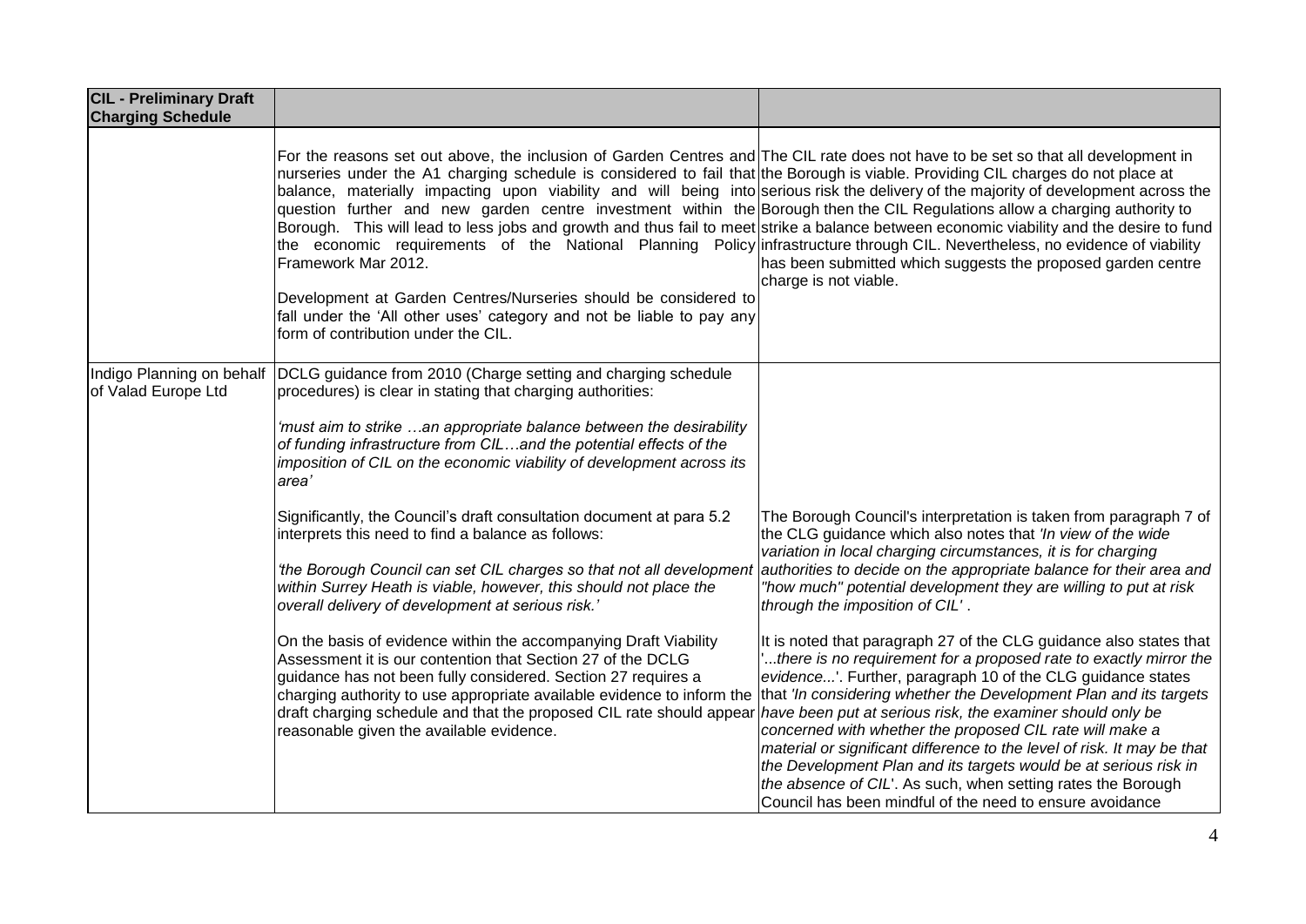| CIL - Preliminary Draft Charging Schedule | | |
|---|---|---|
| | For the reasons set out above, the inclusion of Garden Centres and nurseries under the A1 charging schedule is considered to fail that balance, materially impacting upon viability and will being into question further and new garden centre investment within the Borough. This will lead to less jobs and growth and thus fail to meet the economic requirements of the National Planning Policy Framework Mar 2012.<br><br>Development at Garden Centres/Nurseries should be considered to fall under the 'All other uses' category and not be liable to pay any form of contribution under the CIL. | The CIL rate does not have to be set so that all development in the Borough is viable. Providing CIL charges do not place at serious risk the delivery of the majority of development across the Borough then the CIL Regulations allow a charging authority to strike a balance between economic viability and the desire to fund infrastructure through CIL. Nevertheless, no evidence of viability has been submitted which suggests the proposed garden centre charge is not viable. |
| Indigo Planning on behalf of Valad Europe Ltd | DCLG guidance from 2010 (Charge setting and charging schedule procedures) is clear in stating that charging authorities:<br><br>*'must aim to strike …an appropriate balance between the desirability of funding infrastructure from CIL…and the potential effects of the imposition of CIL on the economic viability of development across its area'*<br><br>Significantly, the Council's draft consultation document at para 5.2 interprets this need to find a balance as follows:<br><br>*'the Borough Council can set CIL charges so that not all development within Surrey Heath is viable, however, this should not place the overall delivery of development at serious risk.'*<br><br>On the basis of evidence within the accompanying Draft Viability Assessment it is our contention that Section 27 of the DCLG guidance has not been fully considered. Section 27 requires a charging authority to use appropriate available evidence to inform the draft charging schedule and that the proposed CIL rate should appear reasonable given the available evidence. | The Borough Council's interpretation is taken from paragraph 7 of the CLG guidance which also notes that *'In view of the wide variation in local charging circumstances, it is for charging authorities to decide on the appropriate balance for their area and "how much" potential development they are willing to put at risk through the imposition of CIL'* .<br><br>It is noted that paragraph 27 of the CLG guidance also states that '*...there is no requirement for a proposed rate to exactly mirror the evidence...*'. Further, paragraph 10 of the CLG guidance states that *'In considering whether the Development Plan and its targets have been put at serious risk, the examiner should only be concerned with whether the proposed CIL rate will make a material or significant difference to the level of risk. It may be that the Development Plan and its targets would be at serious risk in the absence of CIL*'. As such, when setting rates the Borough Council has been mindful of the need to ensure avoidance |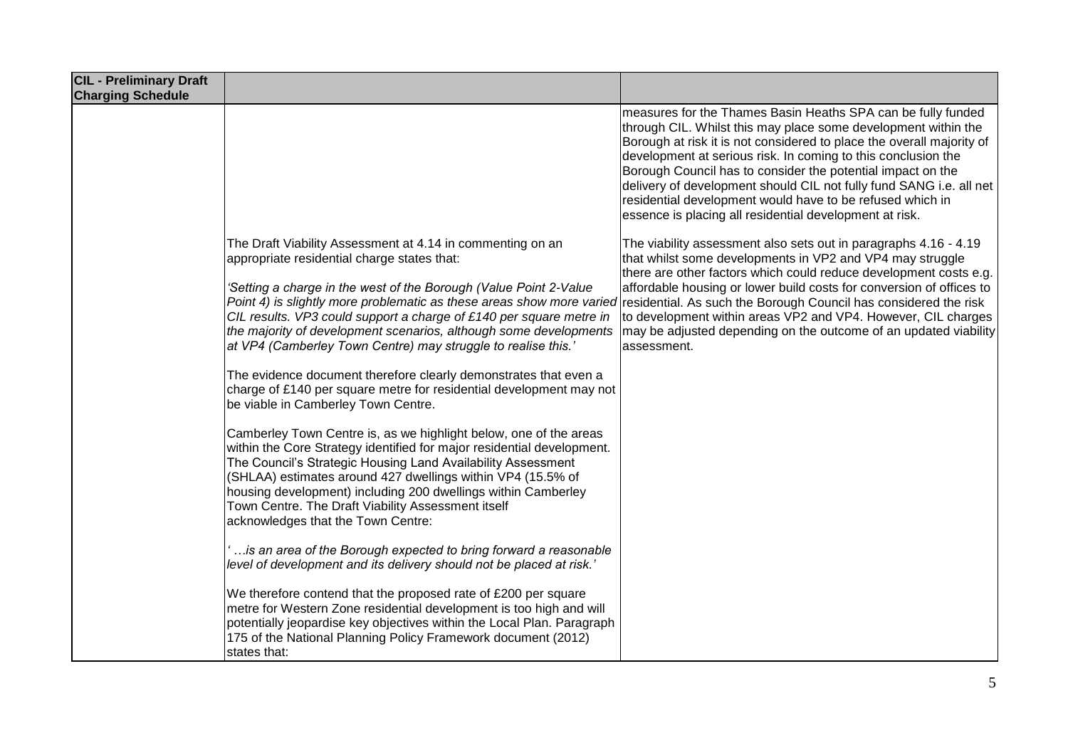| CIL - Preliminary Draft Charging Schedule | | |
|---|---|---|
| | | measures for the Thames Basin Heaths SPA can be fully funded through CIL. Whilst this may place some development within the Borough at risk it is not considered to place the overall majority of development at serious risk. In coming to this conclusion the Borough Council has to consider the potential impact on the delivery of development should CIL not fully fund SANG i.e. all net residential development would have to be refused which in essence is placing all residential development at risk. |
| | The Draft Viability Assessment at 4.14 in commenting on an appropriate residential charge states that:<br><br>*'Setting a charge in the west of the Borough (Value Point 2-Value Point 4) is slightly more problematic as these areas show more varied CIL results. VP3 could support a charge of £140 per square metre in the majority of development scenarios, although some developments at VP4 (Camberley Town Centre) may struggle to realise this.'*<br><br>The evidence document therefore clearly demonstrates that even a charge of £140 per square metre for residential development may not be viable in Camberley Town Centre.<br><br>Camberley Town Centre is, as we highlight below, one of the areas within the Core Strategy identified for major residential development. The Council's Strategic Housing Land Availability Assessment (SHLAA) estimates around 427 dwellings within VP4 (15.5% of housing development) including 200 dwellings within Camberley Town Centre. The Draft Viability Assessment itself acknowledges that the Town Centre:<br><br>*' …is an area of the Borough expected to bring forward a reasonable level of development and its delivery should not be placed at risk.'*<br><br>We therefore contend that the proposed rate of £200 per square metre for Western Zone residential development is too high and will potentially jeopardise key objectives within the Local Plan. Paragraph 175 of the National Planning Policy Framework document (2012) states that: | The viability assessment also sets out in paragraphs 4.16 - 4.19 that whilst some developments in VP2 and VP4 may struggle there are other factors which could reduce development costs e.g. affordable housing or lower build costs for conversion of offices to residential. As such the Borough Council has considered the risk to development within areas VP2 and VP4. However, CIL charges may be adjusted depending on the outcome of an updated viability assessment. |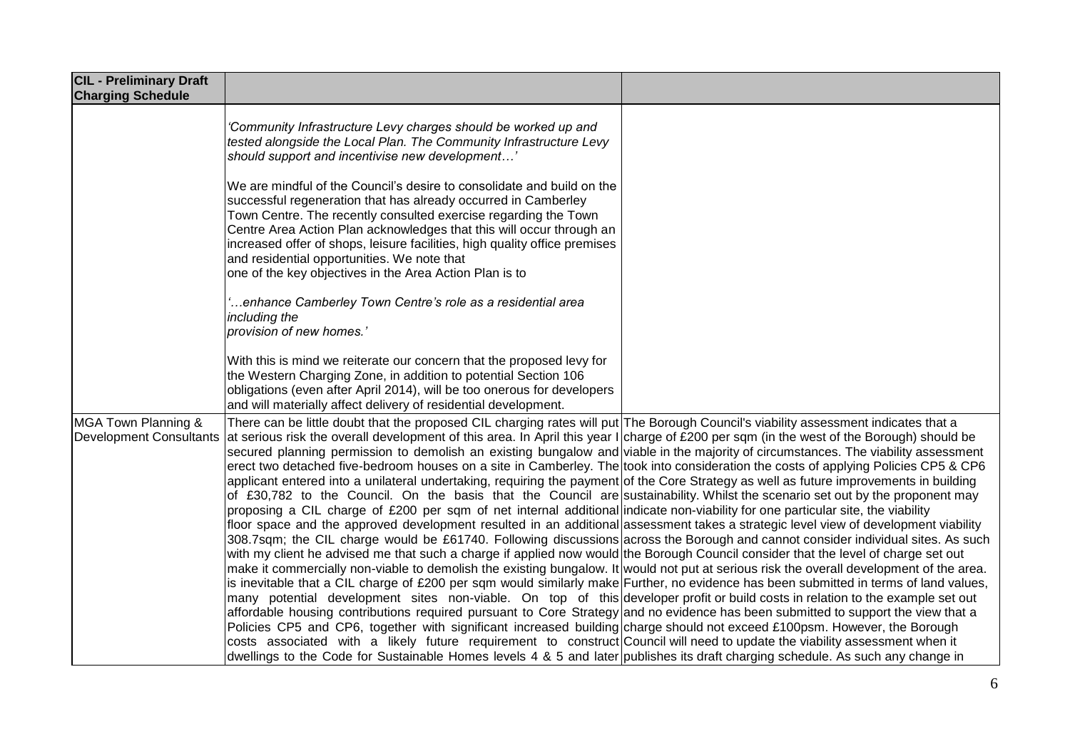| CIL - Preliminary Draft Charging Schedule | | |
|---|---|---|
| | *'Community Infrastructure Levy charges should be worked up and tested alongside the Local Plan. The Community Infrastructure Levy should support and incentivise new development…'*<br><br>We are mindful of the Council's desire to consolidate and build on the successful regeneration that has already occurred in Camberley Town Centre. The recently consulted exercise regarding the Town Centre Area Action Plan acknowledges that this will occur through an increased offer of shops, leisure facilities, high quality office premises and residential opportunities. We note that one of the key objectives in the Area Action Plan is to<br><br>*'…enhance Camberley Town Centre's role as a residential area including the provision of new homes.'*<br><br>With this is mind we reiterate our concern that the proposed levy for the Western Charging Zone, in addition to potential Section 106 obligations (even after April 2014), will be too onerous for developers and will materially affect delivery of residential development. | |
| MGA Town Planning & Development Consultants | There can be little doubt that the proposed CIL charging rates will put at serious risk the overall development of this area. In April this year I secured planning permission to demolish an existing bungalow and erect two detached five-bedroom houses on a site in Camberley. The applicant entered into a unilateral undertaking, requiring the payment of £30,782 to the Council. On the basis that the Council are proposing a CIL charge of £200 per sqm of net internal additional floor space and the approved development resulted in an additional 308.7sqm; the CIL charge would be £61740. Following discussions with my client he advised me that such a charge if applied now would make it commercially non-viable to demolish the existing bungalow. It is inevitable that a CIL charge of £200 per sqm would similarly make many potential development sites non-viable. On top of this affordable housing contributions required pursuant to Core Strategy Policies CP5 and CP6, together with significant increased building costs associated with a likely future requirement to construct dwellings to the Code for Sustainable Homes levels 4 & 5 and later | The Borough Council's viability assessment indicates that a charge of £200 per sqm (in the west of the Borough) should be viable in the majority of circumstances. The viability assessment took into consideration the costs of applying Policies CP5 & CP6 of the Core Strategy as well as future improvements in building sustainability. Whilst the scenario set out by the proponent may indicate non-viability for one particular site, the viability assessment takes a strategic level view of development viability across the Borough and cannot consider individual sites. As such the Borough Council consider that the level of charge set out would not put at serious risk the overall development of the area. Further, no evidence has been submitted in terms of land values, developer profit or build costs in relation to the example set out and no evidence has been submitted to support the view that a charge should not exceed £100psm. However, the Borough Council will need to update the viability assessment when it publishes its draft charging schedule. As such any change in |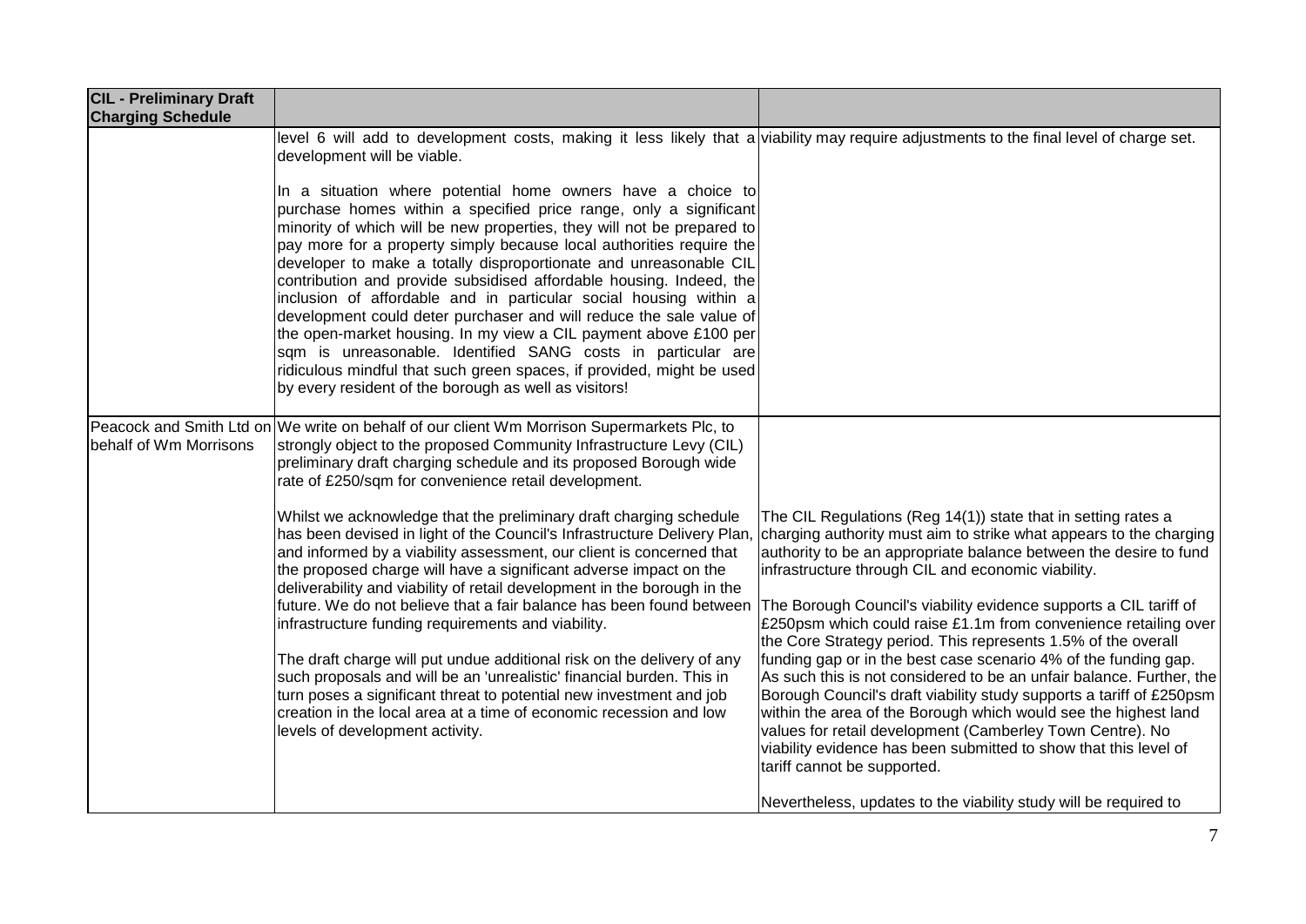| CIL - Preliminary Draft Charging Schedule | | |
|---|---|---|
| | level 6 will add to development costs, making it less likely that a development will be viable.<br><br>In a situation where potential home owners have a choice to purchase homes within a specified price range, only a significant minority of which will be new properties, they will not be prepared to pay more for a property simply because local authorities require the developer to make a totally disproportionate and unreasonable CIL contribution and provide subsidised affordable housing. Indeed, the inclusion of affordable and in particular social housing within a development could deter purchaser and will reduce the sale value of the open-market housing. In my view a CIL payment above £100 per sqm is unreasonable. Identified SANG costs in particular are ridiculous mindful that such green spaces, if provided, might be used by every resident of the borough as well as visitors! | viability may require adjustments to the final level of charge set. |
| Peacock and Smith Ltd on behalf of Wm Morrisons | We write on behalf of our client Wm Morrison Supermarkets Plc, to strongly object to the proposed Community Infrastructure Levy (CIL) preliminary draft charging schedule and its proposed Borough wide rate of £250/sqm for convenience retail development.<br><br>Whilst we acknowledge that the preliminary draft charging schedule has been devised in light of the Council's Infrastructure Delivery Plan, and informed by a viability assessment, our client is concerned that the proposed charge will have a significant adverse impact on the deliverability and viability of retail development in the borough in the future. We do not believe that a fair balance has been found between infrastructure funding requirements and viability.<br><br>The draft charge will put undue additional risk on the delivery of any such proposals and will be an 'unrealistic' financial burden. This in turn poses a significant threat to potential new investment and job creation in the local area at a time of economic recession and low levels of development activity. | The CIL Regulations (Reg 14(1)) state that in setting rates a charging authority must aim to strike what appears to the charging authority to be an appropriate balance between the desire to fund infrastructure through CIL and economic viability.<br><br>The Borough Council's viability evidence supports a CIL tariff of £250psm which could raise £1.1m from convenience retailing over the Core Strategy period. This represents 1.5% of the overall funding gap or in the best case scenario 4% of the funding gap. As such this is not considered to be an unfair balance. Further, the Borough Council's draft viability study supports a tariff of £250psm within the area of the Borough which would see the highest land values for retail development (Camberley Town Centre). No viability evidence has been submitted to show that this level of tariff cannot be supported.<br><br>Nevertheless, updates to the viability study will be required to |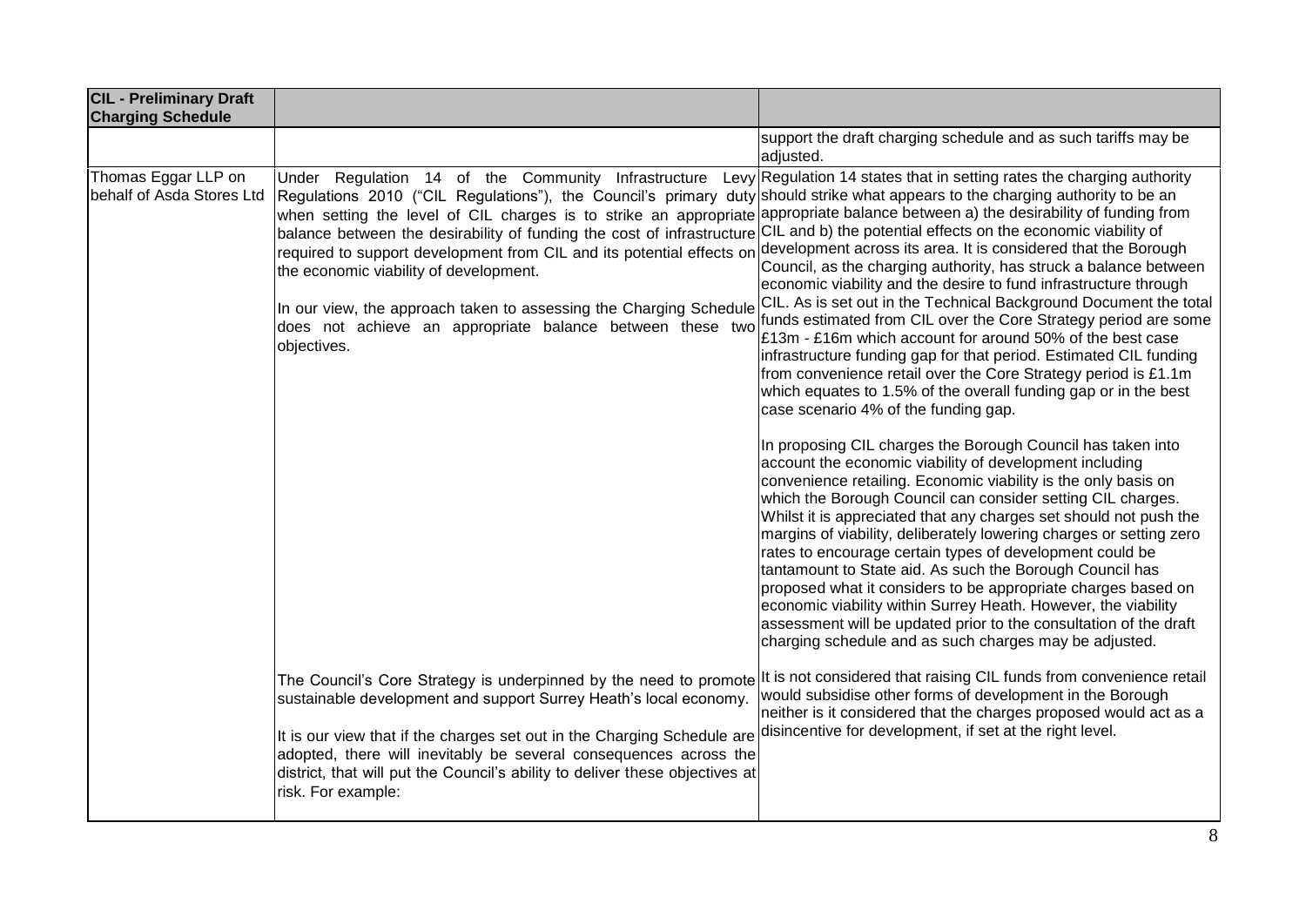| CIL - Preliminary Draft Charging Schedule | | |
|---|---|---|
| | | support the draft charging schedule and as such tariffs may be adjusted. |
| Thomas Eggar LLP on behalf of Asda Stores Ltd | Under Regulation 14 of the Community Infrastructure Levy Regulations 2010 ("CIL Regulations"), the Council's primary duty when setting the level of CIL charges is to strike an appropriate balance between the desirability of funding the cost of infrastructure required to support development from CIL and its potential effects on the economic viability of development.<br><br>In our view, the approach taken to assessing the Charging Schedule does not achieve an appropriate balance between these two objectives. | Regulation 14 states that in setting rates the charging authority should strike what appears to the charging authority to be an appropriate balance between a) the desirability of funding from CIL and b) the potential effects on the economic viability of development across its area. It is considered that the Borough Council, as the charging authority, has struck a balance between economic viability and the desire to fund infrastructure through CIL. As is set out in the Technical Background Document the total funds estimated from CIL over the Core Strategy period are some £13m - £16m which account for around 50% of the best case infrastructure funding gap for that period. Estimated CIL funding from convenience retail over the Core Strategy period is £1.1m which equates to 1.5% of the overall funding gap or in the best case scenario 4% of the funding gap.<br><br>In proposing CIL charges the Borough Council has taken into account the economic viability of development including convenience retailing. Economic viability is the only basis on which the Borough Council can consider setting CIL charges. Whilst it is appreciated that any charges set should not push the margins of viability, deliberately lowering charges or setting zero rates to encourage certain types of development could be tantamount to State aid. As such the Borough Council has proposed what it considers to be appropriate charges based on economic viability within Surrey Heath. However, the viability assessment will be updated prior to the consultation of the draft charging schedule and as such charges may be adjusted. |
| | The Council's Core Strategy is underpinned by the need to promote sustainable development and support Surrey Heath's local economy.<br><br>It is our view that if the charges set out in the Charging Schedule are adopted, there will inevitably be several consequences across the district, that will put the Council's ability to deliver these objectives at risk. For example: | It is not considered that raising CIL funds from convenience retail would subsidise other forms of development in the Borough neither is it considered that the charges proposed would act as a disincentive for development, if set at the right level. |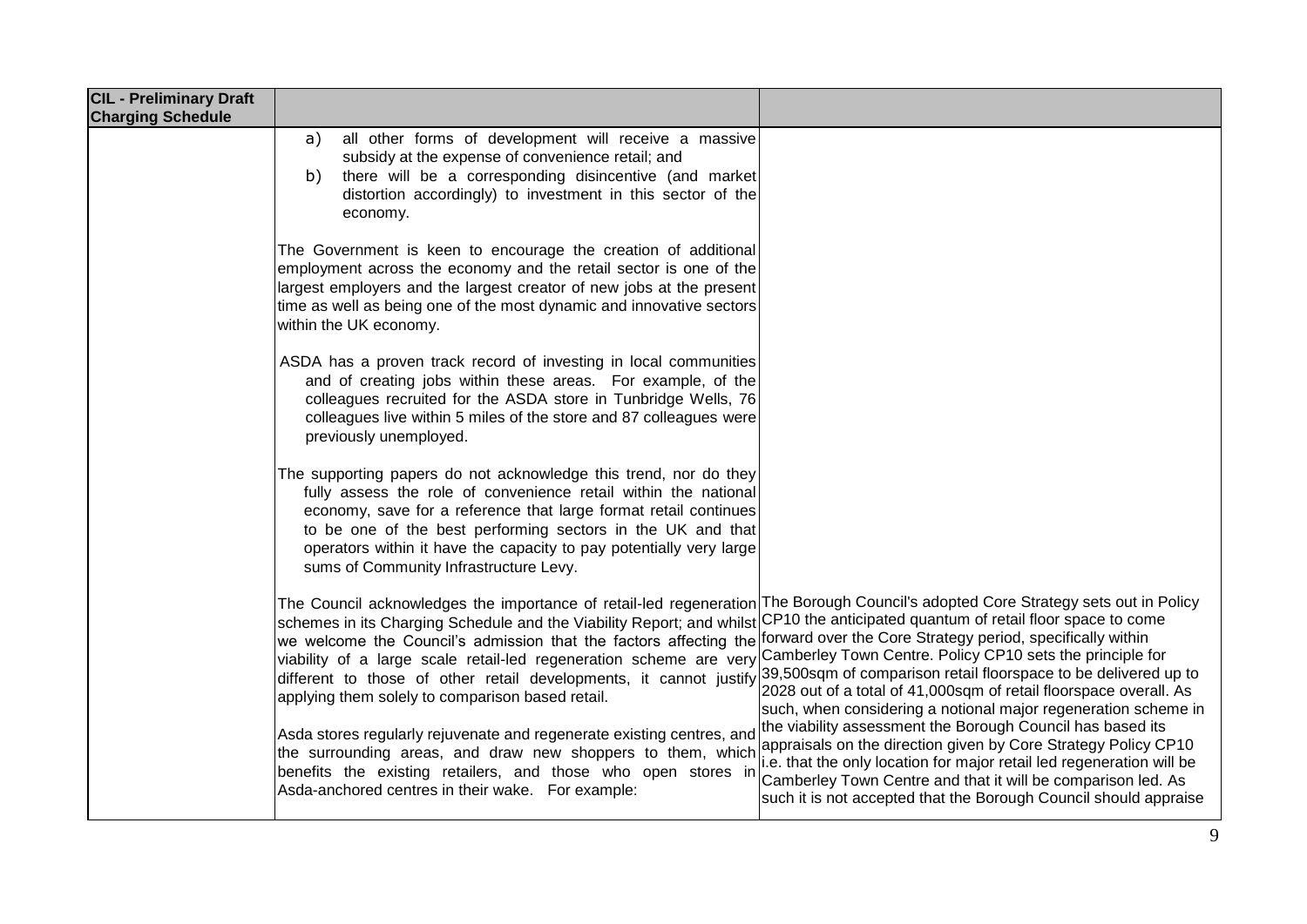| CIL - Preliminary Draft Charging Schedule | | |
|---|---|---|
| | a) all other forms of development will receive a massive subsidy at the expense of convenience retail; and<br>b) there will be a corresponding disincentive (and market distortion accordingly) to investment in this sector of the economy.<br><br>The Government is keen to encourage the creation of additional employment across the economy and the retail sector is one of the largest employers and the largest creator of new jobs at the present time as well as being one of the most dynamic and innovative sectors within the UK economy.<br><br>ASDA has a proven track record of investing in local communities and of creating jobs within these areas. For example, of the colleagues recruited for the ASDA store in Tunbridge Wells, 76 colleagues live within 5 miles of the store and 87 colleagues were previously unemployed.<br><br>The supporting papers do not acknowledge this trend, nor do they fully assess the role of convenience retail within the national economy, save for a reference that large format retail continues to be one of the best performing sectors in the UK and that operators within it have the capacity to pay potentially very large sums of Community Infrastructure Levy. | |
| | The Council acknowledges the importance of retail-led regeneration schemes in its Charging Schedule and the Viability Report; and whilst we welcome the Council's admission that the factors affecting the viability of a large scale retail-led regeneration scheme are very different to those of other retail developments, it cannot justify applying them solely to comparison based retail.<br><br>Asda stores regularly rejuvenate and regenerate existing centres, and the surrounding areas, and draw new shoppers to them, which benefits the existing retailers, and those who open stores in Asda-anchored centres in their wake. For example: | The Borough Council's adopted Core Strategy sets out in Policy CP10 the anticipated quantum of retail floor space to come forward over the Core Strategy period, specifically within Camberley Town Centre. Policy CP10 sets the principle for 39,500sqm of comparison retail floorspace to be delivered up to 2028 out of a total of 41,000sqm of retail floorspace overall. As such, when considering a notional major regeneration scheme in the viability assessment the Borough Council has based its appraisals on the direction given by Core Strategy Policy CP10 i.e. that the only location for major retail led regeneration will be Camberley Town Centre and that it will be comparison led. As such it is not accepted that the Borough Council should appraise |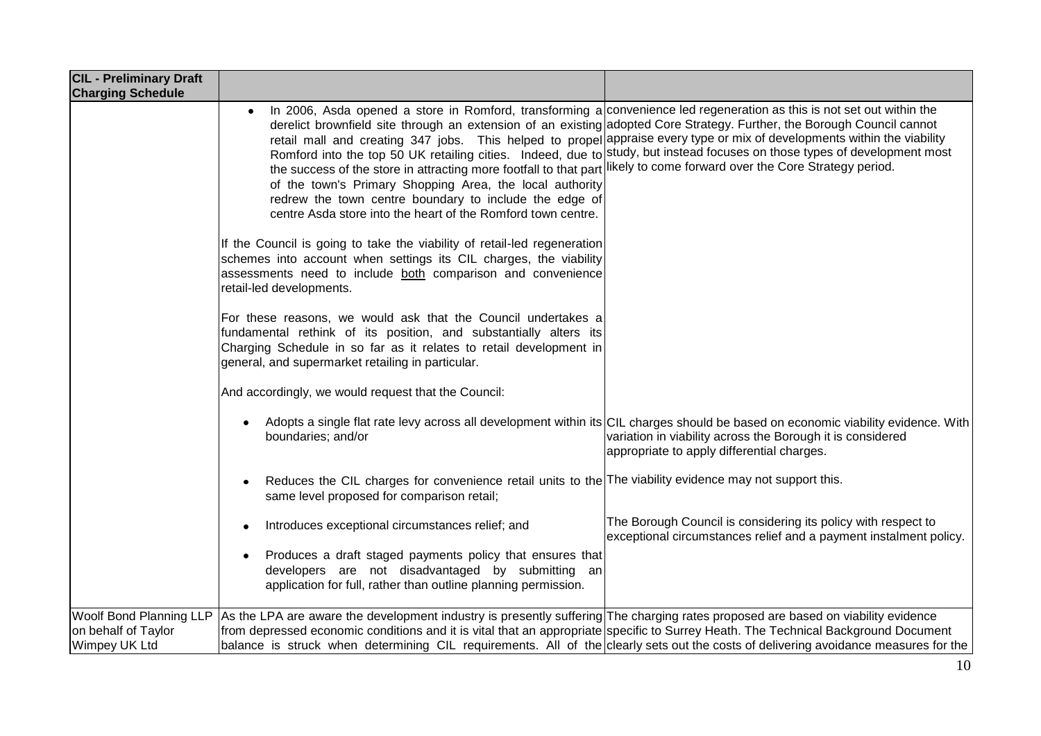| CIL - Preliminary Draft Charging Schedule | | |
|---|---|---|
| | • In 2006, Asda opened a store in Romford, transforming a derelict brownfield site through an extension of an existing retail mall and creating 347 jobs. This helped to propel Romford into the top 50 UK retailing cities. Indeed, due to the success of the store in attracting more footfall to that part of the town's Primary Shopping Area, the local authority redrew the town centre boundary to include the edge of centre Asda store into the heart of the Romford town centre.<br><br>If the Council is going to take the viability of retail-led regeneration schemes into account when settings its CIL charges, the viability assessments need to include <u>both</u> comparison and convenience retail-led developments.<br><br>For these reasons, we would ask that the Council undertakes a fundamental rethink of its position, and substantially alters its Charging Schedule in so far as it relates to retail development in general, and supermarket retailing in particular.<br><br>And accordingly, we would request that the Council: | convenience led regeneration as this is not set out within the adopted Core Strategy. Further, the Borough Council cannot appraise every type or mix of developments within the viability study, but instead focuses on those types of development most likely to come forward over the Core Strategy period. |
| | • Adopts a single flat rate levy across all development within its boundaries; and/or | CIL charges should be based on economic viability evidence. With variation in viability across the Borough it is considered appropriate to apply differential charges. |
| | • Reduces the CIL charges for convenience retail units to the same level proposed for comparison retail; | The viability evidence may not support this. |
| | • Introduces exceptional circumstances relief; and<br><br>• Produces a draft staged payments policy that ensures that developers are not disadvantaged by submitting an application for full, rather than outline planning permission. | The Borough Council is considering its policy with respect to exceptional circumstances relief and a payment instalment policy. |
| Woolf Bond Planning LLP on behalf of Taylor Wimpey UK Ltd | As the LPA are aware the development industry is presently suffering from depressed economic conditions and it is vital that an appropriate balance is struck when determining CIL requirements. All of the | The charging rates proposed are based on viability evidence specific to Surrey Heath. The Technical Background Document clearly sets out the costs of delivering avoidance measures for the |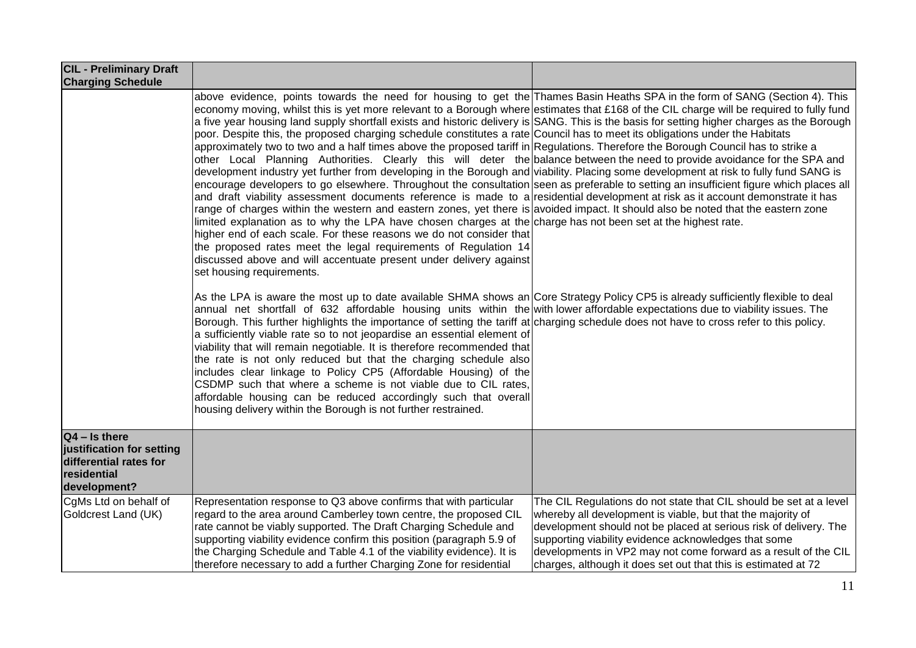| CIL - Preliminary Draft Charging Schedule | | |
|---|---|---|
| | above evidence, points towards the need for housing to get the economy moving, whilst this is yet more relevant to a Borough where a five year housing land supply shortfall exists and historic delivery is poor. Despite this, the proposed charging schedule constitutes a rate approximately two to two and a half times above the proposed tariff in other Local Planning Authorities. Clearly this will deter the development industry yet further from developing in the Borough and encourage developers to go elsewhere. Throughout the consultation and draft viability assessment documents reference is made to a range of charges within the western and eastern zones, yet there is limited explanation as to why the LPA have chosen charges at the higher end of each scale. For these reasons we do not consider that the proposed rates meet the legal requirements of Regulation 14 discussed above and will accentuate present under delivery against set housing requirements.<br><br>As the LPA is aware the most up to date available SHMA shows an annual net shortfall of 632 affordable housing units within the Borough. This further highlights the importance of setting the tariff at a sufficiently viable rate so to not jeopardise an essential element of viability that will remain negotiable. It is therefore recommended that the rate is not only reduced but that the charging schedule also includes clear linkage to Policy CP5 (Affordable Housing) of the CSDMP such that where a scheme is not viable due to CIL rates, affordable housing can be reduced accordingly such that overall housing delivery within the Borough is not further restrained. | Thames Basin Heaths SPA in the form of SANG (Section 4). This estimates that £168 of the CIL charge will be required to fully fund SANG. This is the basis for setting higher charges as the Borough Council has to meet its obligations under the Habitats Regulations. Therefore the Borough Council has to strike a balance between the need to provide avoidance for the SPA and viability. Placing some development at risk to fully fund SANG is seen as preferable to setting an insufficient figure which places all residential development at risk as it account demonstrate it has avoided impact. It should also be noted that the eastern zone charge has not been set at the highest rate.<br><br>Core Strategy Policy CP5 is already sufficiently flexible to deal with lower affordable expectations due to viability issues. The charging schedule does not have to cross refer to this policy. |
| **Q4 – Is there justification for setting differential rates for residential development?** | | |
| CgMs Ltd on behalf of Goldcrest Land (UK) | Representation response to Q3 above confirms that with particular regard to the area around Camberley town centre, the proposed CIL rate cannot be viably supported. The Draft Charging Schedule and supporting viability evidence confirm this position (paragraph 5.9 of the Charging Schedule and Table 4.1 of the viability evidence). It is therefore necessary to add a further Charging Zone for residential | The CIL Regulations do not state that CIL should be set at a level whereby all development is viable, but that the majority of development should not be placed at serious risk of delivery. The supporting viability evidence acknowledges that some developments in VP2 may not come forward as a result of the CIL charges, although it does set out that this is estimated at 72 |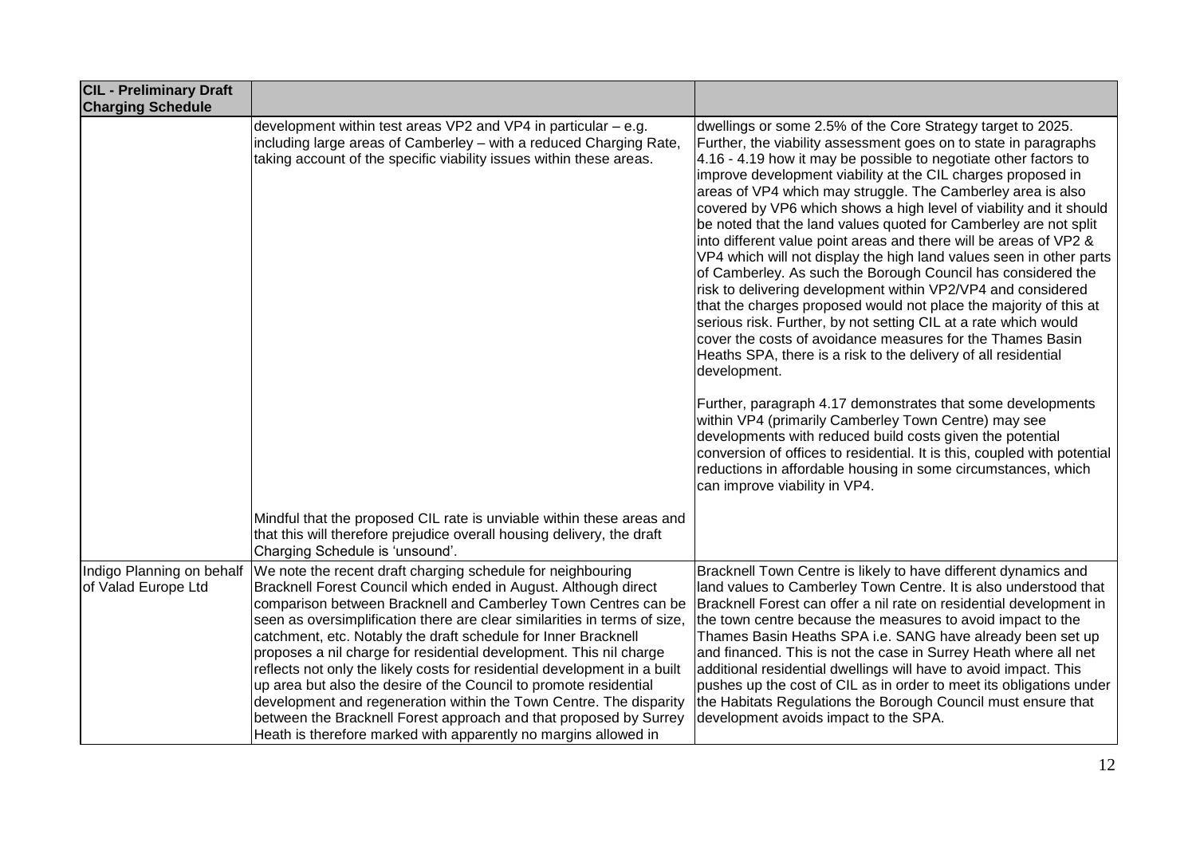| CIL - Preliminary Draft Charging Schedule | | |
|---|---|---|
| | development within test areas VP2 and VP4 in particular – e.g. including large areas of Camberley – with a reduced Charging Rate, taking account of the specific viability issues within these areas.<br><br>Mindful that the proposed CIL rate is unviable within these areas and that this will therefore prejudice overall housing delivery, the draft Charging Schedule is 'unsound'. | dwellings or some 2.5% of the Core Strategy target to 2025. Further, the viability assessment goes on to state in paragraphs 4.16 - 4.19 how it may be possible to negotiate other factors to improve development viability at the CIL charges proposed in areas of VP4 which may struggle. The Camberley area is also covered by VP6 which shows a high level of viability and it should be noted that the land values quoted for Camberley are not split into different value point areas and there will be areas of VP2 & VP4 which will not display the high land values seen in other parts of Camberley. As such the Borough Council has considered the risk to delivering development within VP2/VP4 and considered that the charges proposed would not place the majority of this at serious risk. Further, by not setting CIL at a rate which would cover the costs of avoidance measures for the Thames Basin Heaths SPA, there is a risk to the delivery of all residential development.<br><br>Further, paragraph 4.17 demonstrates that some developments within VP4 (primarily Camberley Town Centre) may see developments with reduced build costs given the potential conversion of offices to residential. It is this, coupled with potential reductions in affordable housing in some circumstances, which can improve viability in VP4. |
| Indigo Planning on behalf of Valad Europe Ltd | We note the recent draft charging schedule for neighbouring Bracknell Forest Council which ended in August. Although direct comparison between Bracknell and Camberley Town Centres can be seen as oversimplification there are clear similarities in terms of size, catchment, etc. Notably the draft schedule for Inner Bracknell proposes a nil charge for residential development. This nil charge reflects not only the likely costs for residential development in a built up area but also the desire of the Council to promote residential development and regeneration within the Town Centre. The disparity between the Bracknell Forest approach and that proposed by Surrey Heath is therefore marked with apparently no margins allowed in | Bracknell Town Centre is likely to have different dynamics and land values to Camberley Town Centre. It is also understood that Bracknell Forest can offer a nil rate on residential development in the town centre because the measures to avoid impact to the Thames Basin Heaths SPA i.e. SANG have already been set up and financed. This is not the case in Surrey Heath where all net additional residential dwellings will have to avoid impact. This pushes up the cost of CIL as in order to meet its obligations under the Habitats Regulations the Borough Council must ensure that development avoids impact to the SPA. |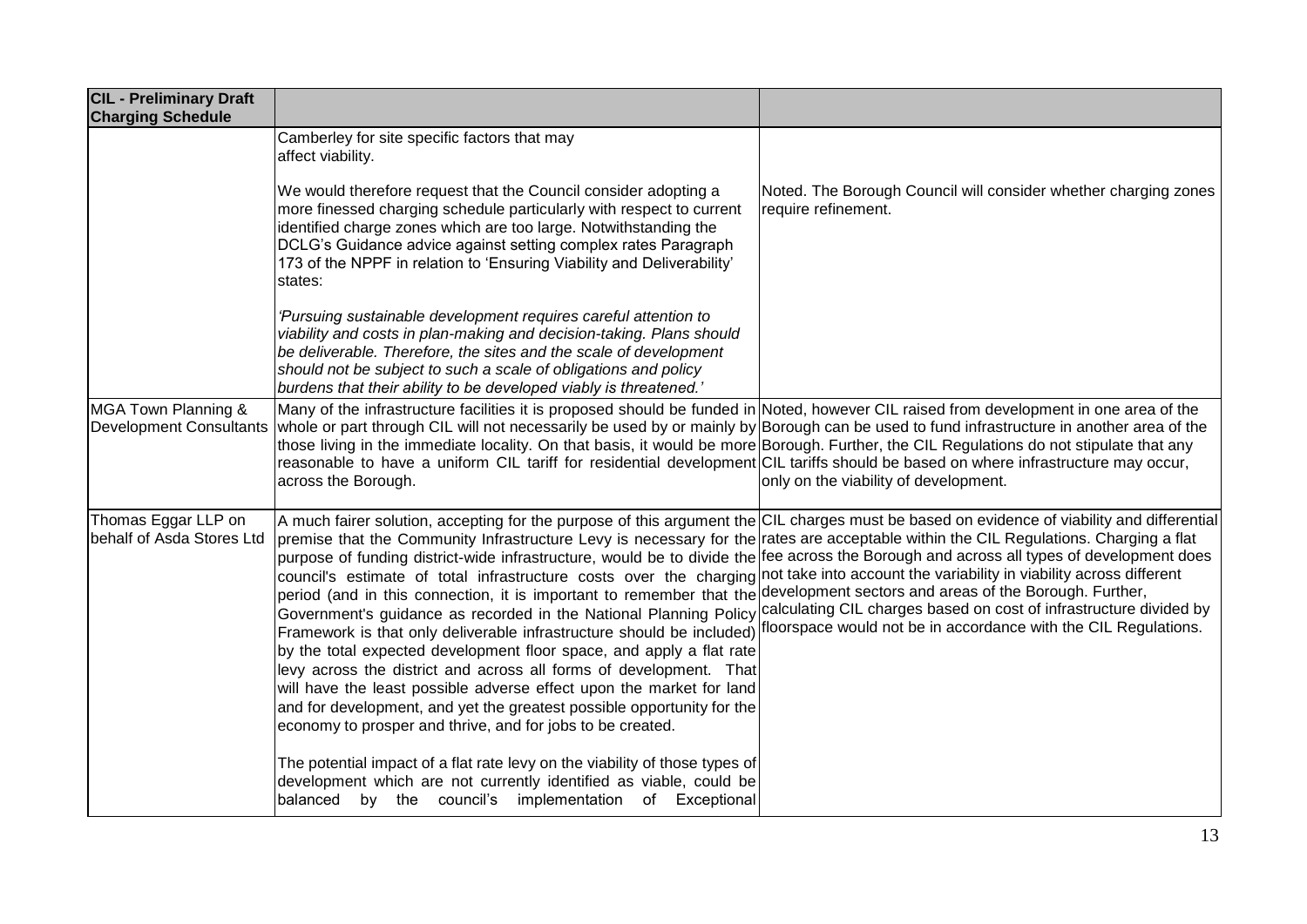| CIL - Preliminary Draft Charging Schedule | | |
|---|---|---|
| | Camberley for site specific factors that may affect viability.<br><br>We would therefore request that the Council consider adopting a more finessed charging schedule particularly with respect to current identified charge zones which are too large. Notwithstanding the DCLG's Guidance advice against setting complex rates Paragraph 173 of the NPPF in relation to 'Ensuring Viability and Deliverability' states:<br><br>*'Pursuing sustainable development requires careful attention to viability and costs in plan-making and decision-taking. Plans should be deliverable. Therefore, the sites and the scale of development should not be subject to such a scale of obligations and policy burdens that their ability to be developed viably is threatened.'* | Noted. The Borough Council will consider whether charging zones require refinement. |
| MGA Town Planning & Development Consultants | Many of the infrastructure facilities it is proposed should be funded in whole or part through CIL will not necessarily be used by or mainly by those living in the immediate locality. On that basis, it would be more reasonable to have a uniform CIL tariff for residential development across the Borough. | Noted, however CIL raised from development in one area of the Borough can be used to fund infrastructure in another area of the Borough. Further, the CIL Regulations do not stipulate that any CIL tariffs should be based on where infrastructure may occur, only on the viability of development. |
| Thomas Eggar LLP on behalf of Asda Stores Ltd | A much fairer solution, accepting for the purpose of this argument the premise that the Community Infrastructure Levy is necessary for the purpose of funding district-wide infrastructure, would be to divide the council's estimate of total infrastructure costs over the charging period (and in this connection, it is important to remember that the Government's guidance as recorded in the National Planning Policy Framework is that only deliverable infrastructure should be included) by the total expected development floor space, and apply a flat rate levy across the district and across all forms of development. That will have the least possible adverse effect upon the market for land and for development, and yet the greatest possible opportunity for the economy to prosper and thrive, and for jobs to be created.<br><br>The potential impact of a flat rate levy on the viability of those types of development which are not currently identified as viable, could be balanced by the council's implementation of Exceptional | CIL charges must be based on evidence of viability and differential rates are acceptable within the CIL Regulations. Charging a flat fee across the Borough and across all types of development does not take into account the variability in viability across different development sectors and areas of the Borough. Further, calculating CIL charges based on cost of infrastructure divided by floorspace would not be in accordance with the CIL Regulations. |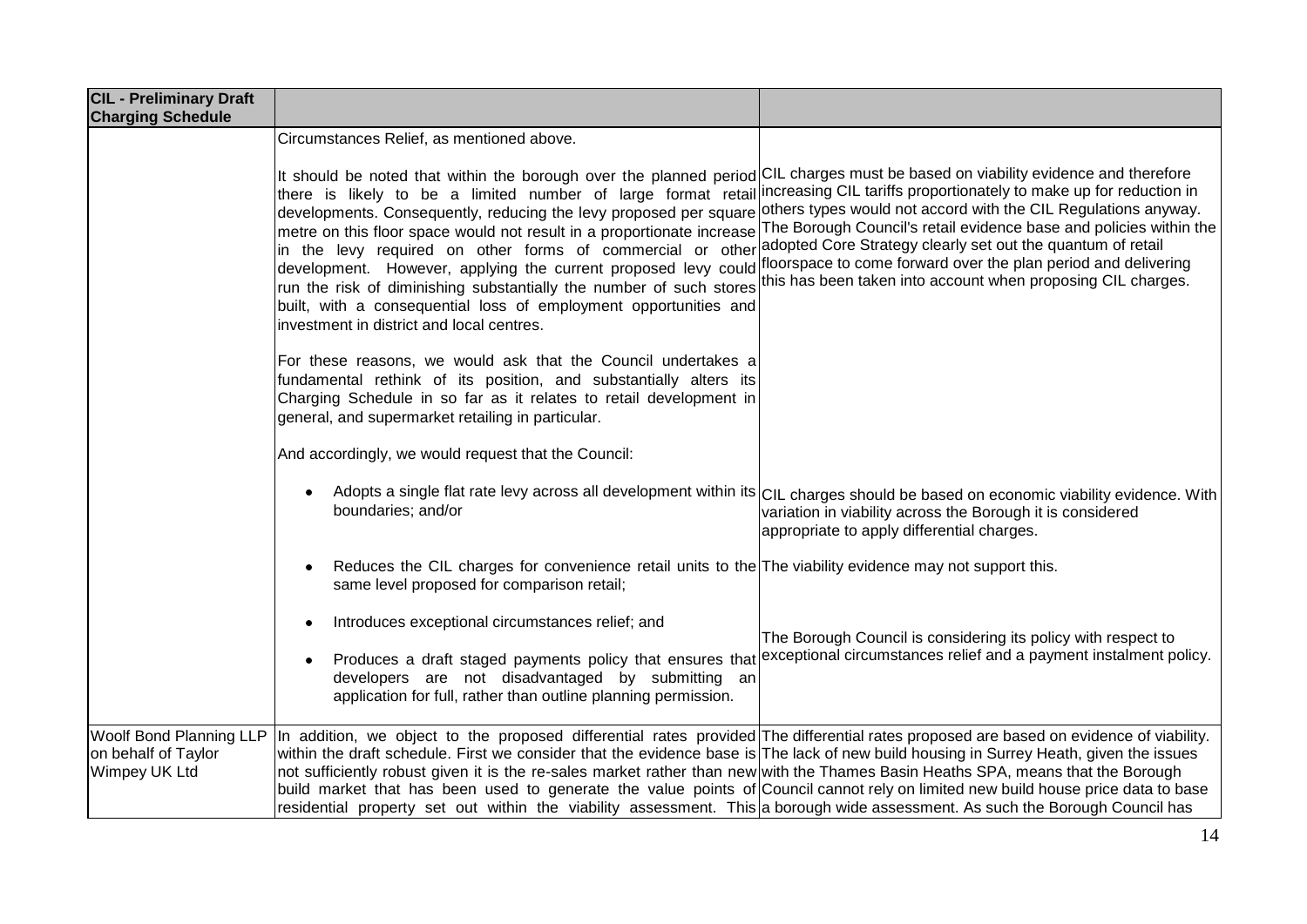| CIL - Preliminary Draft Charging Schedule | | |
|---|---|---|
| | Circumstances Relief, as mentioned above.<br><br>It should be noted that within the borough over the planned period there is likely to be a limited number of large format retail developments. Consequently, reducing the levy proposed per square metre on this floor space would not result in a proportionate increase in the levy required on other forms of commercial or other development. However, applying the current proposed levy could run the risk of diminishing substantially the number of such stores built, with a consequential loss of employment opportunities and investment in district and local centres.<br><br>For these reasons, we would ask that the Council undertakes a fundamental rethink of its position, and substantially alters its Charging Schedule in so far as it relates to retail development in general, and supermarket retailing in particular.<br><br>And accordingly, we would request that the Council: | CIL charges must be based on viability evidence and therefore increasing CIL tariffs proportionately to make up for reduction in others types would not accord with the CIL Regulations anyway. The Borough Council's retail evidence base and policies within the adopted Core Strategy clearly set out the quantum of retail floorspace to come forward over the plan period and delivering this has been taken into account when proposing CIL charges. |
| | • Adopts a single flat rate levy across all development within its boundaries; and/or | CIL charges should be based on economic viability evidence. With variation in viability across the Borough it is considered appropriate to apply differential charges. |
| | • Reduces the CIL charges for convenience retail units to the same level proposed for comparison retail; | The viability evidence may not support this. |
| | • Introduces exceptional circumstances relief; and<br><br>• Produces a draft staged payments policy that ensures that developers are not disadvantaged by submitting an application for full, rather than outline planning permission. | The Borough Council is considering its policy with respect to exceptional circumstances relief and a payment instalment policy. |
| Woolf Bond Planning LLP on behalf of Taylor Wimpey UK Ltd | In addition, we object to the proposed differential rates provided within the draft schedule. First we consider that the evidence base is not sufficiently robust given it is the re-sales market rather than new build market that has been used to generate the value points of residential property set out within the viability assessment. This | The differential rates proposed are based on evidence of viability. The lack of new build housing in Surrey Heath, given the issues with the Thames Basin Heaths SPA, means that the Borough Council cannot rely on limited new build house price data to base a borough wide assessment. As such the Borough Council has |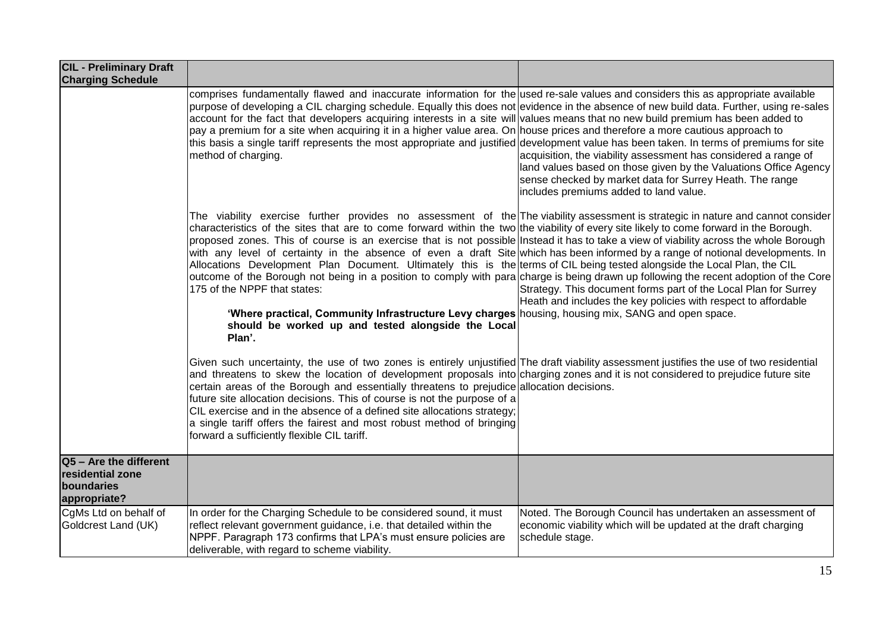| CIL - Preliminary Draft Charging Schedule | | |
|---|---|---|
| | comprises fundamentally flawed and inaccurate information for the purpose of developing a CIL charging schedule. Equally this does not account for the fact that developers acquiring interests in a site will pay a premium for a site when acquiring it in a higher value area. On this basis a single tariff represents the most appropriate and justified method of charging. | used re-sale values and considers this as appropriate available evidence in the absence of new build data. Further, using re-sales values means that no new build premium has been added to house prices and therefore a more cautious approach to development value has been taken. In terms of premiums for site acquisition, the viability assessment has considered a range of land values based on those given by the Valuations Office Agency sense checked by market data for Surrey Heath. The range includes premiums added to land value. |
| | The viability exercise further provides no assessment of the characteristics of the sites that are to come forward within the two proposed zones. This of course is an exercise that is not possible with any level of certainty in the absence of even a draft Site Allocations Development Plan Document. Ultimately this is the outcome of the Borough not being in a position to comply with para 175 of the NPPF that states:<br><br>**'Where practical, Community Infrastructure Levy charges should be worked up and tested alongside the Local Plan'.** | The viability assessment is strategic in nature and cannot consider the viability of every site likely to come forward in the Borough. Instead it has to take a view of viability across the whole Borough which has been informed by a range of notional developments. In terms of CIL being tested alongside the Local Plan, the CIL charge is being drawn up following the recent adoption of the Core Strategy. This document forms part of the Local Plan for Surrey Heath and includes the key policies with respect to affordable housing, housing mix, SANG and open space. |
| | Given such uncertainty, the use of two zones is entirely unjustified and threatens to skew the location of development proposals into certain areas of the Borough and essentially threatens to prejudice future site allocation decisions. This of course is not the purpose of a CIL exercise and in the absence of a defined site allocations strategy; a single tariff offers the fairest and most robust method of bringing forward a sufficiently flexible CIL tariff. | The draft viability assessment justifies the use of two residential charging zones and it is not considered to prejudice future site allocation decisions. |
| **Q5 – Are the different residential zone boundaries appropriate?** | | |
| CgMs Ltd on behalf of Goldcrest Land (UK) | In order for the Charging Schedule to be considered sound, it must reflect relevant government guidance, i.e. that detailed within the NPPF. Paragraph 173 confirms that LPA's must ensure policies are deliverable, with regard to scheme viability. | Noted. The Borough Council has undertaken an assessment of economic viability which will be updated at the draft charging schedule stage. |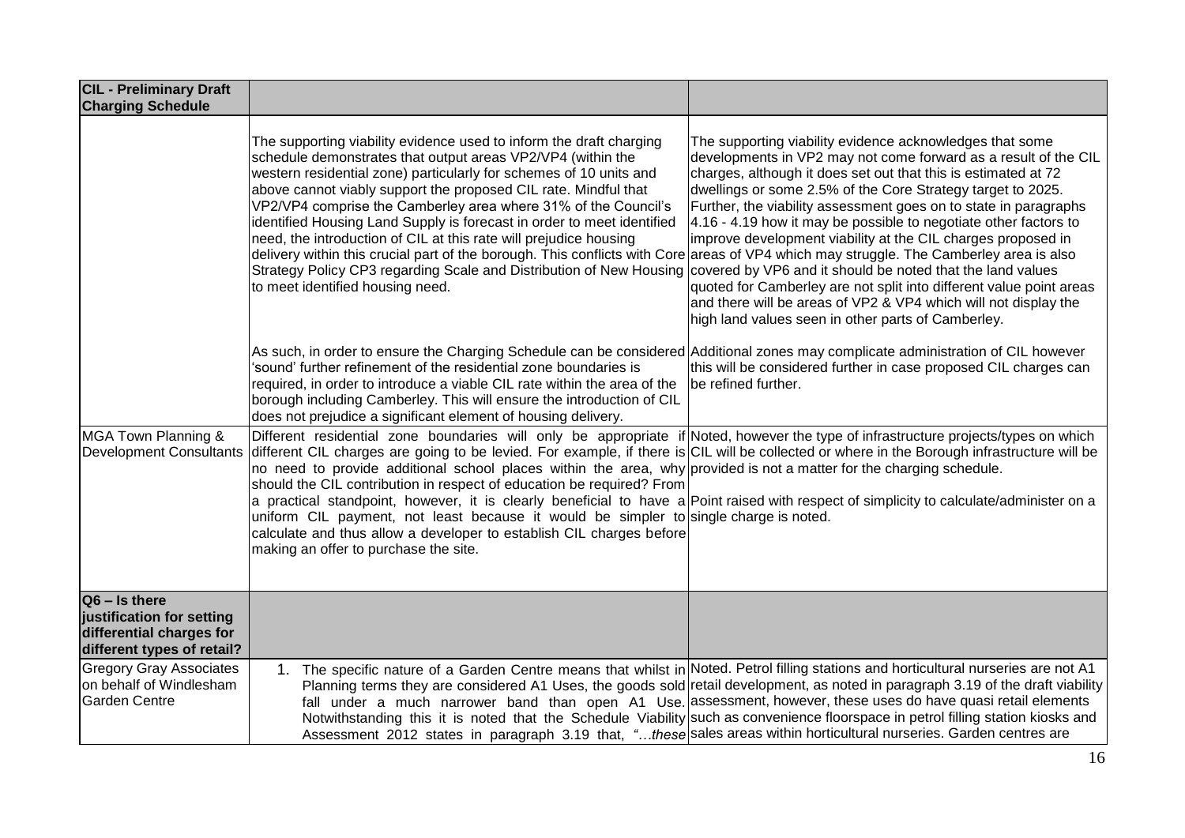| CIL - Preliminary Draft Charging Schedule | | |
|---|---|---|
| | The supporting viability evidence used to inform the draft charging schedule demonstrates that output areas VP2/VP4 (within the western residential zone) particularly for schemes of 10 units and above cannot viably support the proposed CIL rate. Mindful that VP2/VP4 comprise the Camberley area where 31% of the Council's identified Housing Land Supply is forecast in order to meet identified need, the introduction of CIL at this rate will prejudice housing delivery within this crucial part of the borough. This conflicts with Core Strategy Policy CP3 regarding Scale and Distribution of New Housing to meet identified housing need.<br><br>As such, in order to ensure the Charging Schedule can be considered 'sound' further refinement of the residential zone boundaries is required, in order to introduce a viable CIL rate within the area of the borough including Camberley. This will ensure the introduction of CIL does not prejudice a significant element of housing delivery. | The supporting viability evidence acknowledges that some developments in VP2 may not come forward as a result of the CIL charges, although it does set out that this is estimated at 72 dwellings or some 2.5% of the Core Strategy target to 2025. Further, the viability assessment goes on to state in paragraphs 4.16 - 4.19 how it may be possible to negotiate other factors to improve development viability at the CIL charges proposed in areas of VP4 which may struggle. The Camberley area is also covered by VP6 and it should be noted that the land values quoted for Camberley are not split into different value point areas and there will be areas of VP2 & VP4 which will not display the high land values seen in other parts of Camberley.<br><br>Additional zones may complicate administration of CIL however this will be considered further in case proposed CIL charges can be refined further. |
| MGA Town Planning & Development Consultants | Different residential zone boundaries will only be appropriate if different CIL charges are going to be levied. For example, if there is no need to provide additional school places within the area, why should the CIL contribution in respect of education be required? From a practical standpoint, however, it is clearly beneficial to have a uniform CIL payment, not least because it would be simpler to calculate and thus allow a developer to establish CIL charges before making an offer to purchase the site. | Noted, however the type of infrastructure projects/types on which CIL will be collected or where in the Borough infrastructure will be provided is not a matter for the charging schedule.<br><br>Point raised with respect of simplicity to calculate/administer on a single charge is noted. |
| **Q6 – Is there justification for setting differential charges for different types of retail?** | | |
| Gregory Gray Associates on behalf of Windlesham Garden Centre | 1. The specific nature of a Garden Centre means that whilst in Planning terms they are considered A1 Uses, the goods sold fall under a much narrower band than open A1 Use. Notwithstanding this it is noted that the Schedule Viability Assessment 2012 states in paragraph 3.19 that, *"…these* | Noted. Petrol filling stations and horticultural nurseries are not A1 retail development, as noted in paragraph 3.19 of the draft viability assessment, however, these uses do have quasi retail elements such as convenience floorspace in petrol filling station kiosks and sales areas within horticultural nurseries. Garden centres are |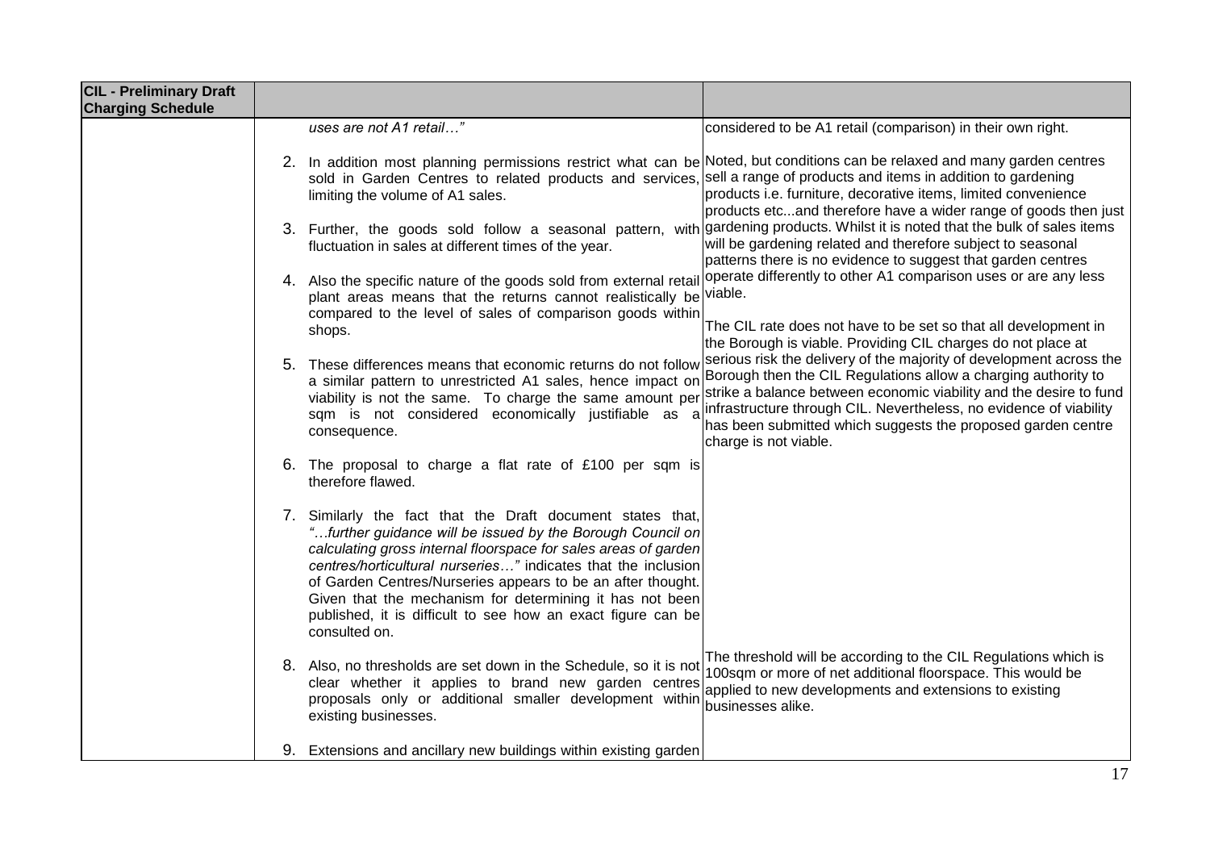| CIL - Preliminary Draft Charging Schedule | | |
|---|---|---|
| | *uses are not A1 retail…"* | considered to be A1 retail (comparison) in their own right. |
| | 2. In addition most planning permissions restrict what can be sold in Garden Centres to related products and services, limiting the volume of A1 sales.<br><br>3. Further, the goods sold follow a seasonal pattern, with fluctuation in sales at different times of the year.<br><br>4. Also the specific nature of the goods sold from external retail plant areas means that the returns cannot realistically be compared to the level of sales of comparison goods within shops.<br><br>5. These differences means that economic returns do not follow a similar pattern to unrestricted A1 sales, hence impact on viability is not the same. To charge the same amount per sqm is not considered economically justifiable as a consequence.<br><br>6. The proposal to charge a flat rate of £100 per sqm is therefore flawed.<br><br>7. Similarly the fact that the Draft document states that, *"…further guidance will be issued by the Borough Council on calculating gross internal floorspace for sales areas of garden centres/horticultural nurseries…"* indicates that the inclusion of Garden Centres/Nurseries appears to be an after thought. Given that the mechanism for determining it has not been published, it is difficult to see how an exact figure can be consulted on. | Noted, but conditions can be relaxed and many garden centres sell a range of products and items in addition to gardening products i.e. furniture, decorative items, limited convenience products etc...and therefore have a wider range of goods then just gardening products. Whilst it is noted that the bulk of sales items will be gardening related and therefore subject to seasonal patterns there is no evidence to suggest that garden centres operate differently to other A1 comparison uses or are any less viable.<br><br>The CIL rate does not have to be set so that all development in the Borough is viable. Providing CIL charges do not place at serious risk the delivery of the majority of development across the Borough then the CIL Regulations allow a charging authority to strike a balance between economic viability and the desire to fund infrastructure through CIL. Nevertheless, no evidence of viability has been submitted which suggests the proposed garden centre charge is not viable. |
| | 8. Also, no thresholds are set down in the Schedule, so it is not clear whether it applies to brand new garden centres proposals only or additional smaller development within existing businesses. | The threshold will be according to the CIL Regulations which is 100sqm or more of net additional floorspace. This would be applied to new developments and extensions to existing businesses alike. |
| | 9. Extensions and ancillary new buildings within existing garden | |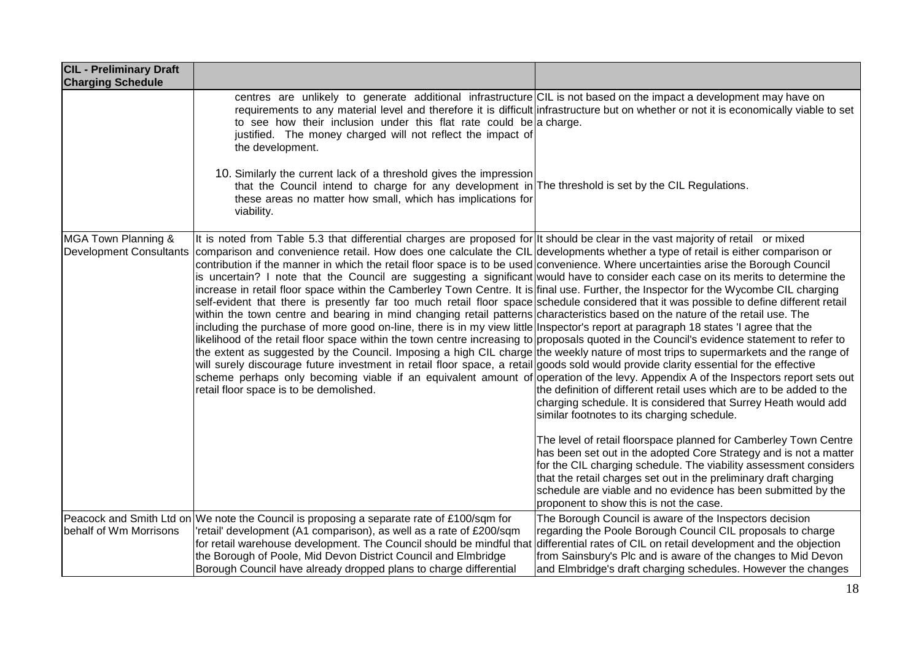| CIL - Preliminary Draft Charging Schedule | | |
|---|---|---|
| | centres are unlikely to generate additional infrastructure requirements to any material level and therefore it is difficult to see how their inclusion under this flat rate could be justified. The money charged will not reflect the impact of the development.<br><br>10. Similarly the current lack of a threshold gives the impression that the Council intend to charge for any development in these areas no matter how small, which has implications for viability. | CIL is not based on the impact a development may have on infrastructure but on whether or not it is economically viable to set a charge.<br><br>The threshold is set by the CIL Regulations. |
| MGA Town Planning & Development Consultants | It is noted from Table 5.3 that differential charges are proposed for comparison and convenience retail. How does one calculate the CIL contribution if the manner in which the retail floor space is to be used is uncertain? I note that the Council are suggesting a significant increase in retail floor space within the Camberley Town Centre. It is self-evident that there is presently far too much retail floor space within the town centre and bearing in mind changing retail patterns including the purchase of more good on-line, there is in my view little likelihood of the retail floor space within the town centre increasing to the extent as suggested by the Council. Imposing a high CIL charge will surely discourage future investment in retail floor space, a retail scheme perhaps only becoming viable if an equivalent amount of retail floor space is to be demolished. | It should be clear in the vast majority of retail or mixed developments whether a type of retail is either comparison or convenience. Where uncertainties arise the Borough Council would have to consider each case on its merits to determine the final use. Further, the Inspector for the Wycombe CIL charging schedule considered that it was possible to define different retail characteristics based on the nature of the retail use. The Inspector's report at paragraph 18 states 'I agree that the proposals quoted in the Council's evidence statement to refer to the weekly nature of most trips to supermarkets and the range of goods sold would provide clarity essential for the effective operation of the levy. Appendix A of the Inspectors report sets out the definition of different retail uses which are to be added to the charging schedule. It is considered that Surrey Heath would add similar footnotes to its charging schedule.<br><br>The level of retail floorspace planned for Camberley Town Centre has been set out in the adopted Core Strategy and is not a matter for the CIL charging schedule. The viability assessment considers that the retail charges set out in the preliminary draft charging schedule are viable and no evidence has been submitted by the proponent to show this is not the case. |
| Peacock and Smith Ltd on behalf of Wm Morrisons | We note the Council is proposing a separate rate of £100/sqm for 'retail' development (A1 comparison), as well as a rate of £200/sqm for retail warehouse development. The Council should be mindful that the Borough of Poole, Mid Devon District Council and Elmbridge Borough Council have already dropped plans to charge differential | The Borough Council is aware of the Inspectors decision regarding the Poole Borough Council CIL proposals to charge differential rates of CIL on retail development and the objection from Sainsbury's Plc and is aware of the changes to Mid Devon and Elmbridge's draft charging schedules. However the changes |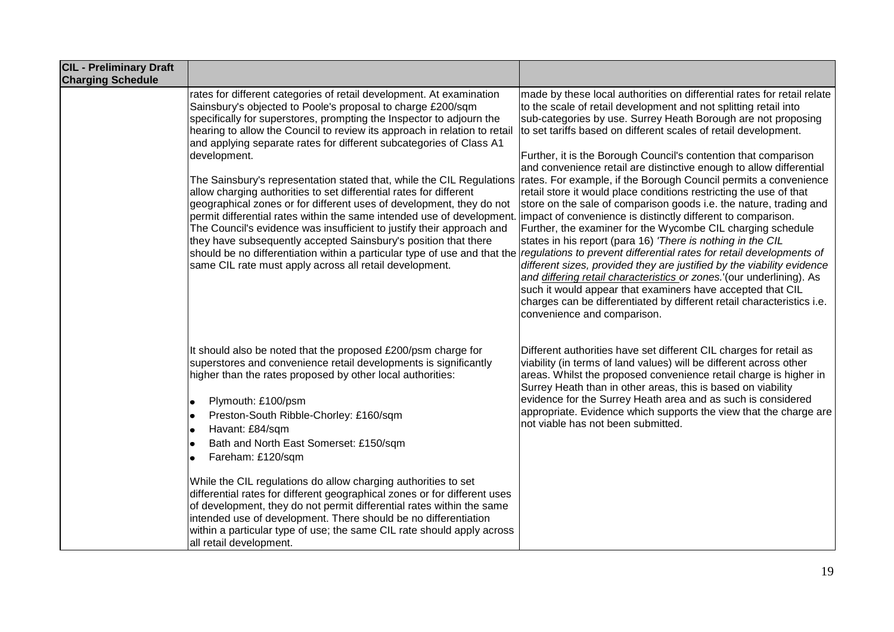| CIL - Preliminary Draft Charging Schedule | | |
|---|---|---|
| | rates for different categories of retail development. At examination Sainsbury's objected to Poole's proposal to charge £200/sqm specifically for superstores, prompting the Inspector to adjourn the hearing to allow the Council to review its approach in relation to retail and applying separate rates for different subcategories of Class A1 development.<br><br>The Sainsbury's representation stated that, while the CIL Regulations allow charging authorities to set differential rates for different geographical zones or for different uses of development, they do not permit differential rates within the same intended use of development. The Council's evidence was insufficient to justify their approach and they have subsequently accepted Sainsbury's position that there should be no differentiation within a particular type of use and that the same CIL rate must apply across all retail development. | made by these local authorities on differential rates for retail relate to the scale of retail development and not splitting retail into sub-categories by use. Surrey Heath Borough are not proposing to set tariffs based on different scales of retail development.<br><br>Further, it is the Borough Council's contention that comparison and convenience retail are distinctive enough to allow differential rates. For example, if the Borough Council permits a convenience retail store it would place conditions restricting the use of that store on the sale of comparison goods i.e. the nature, trading and impact of convenience is distinctly different to comparison. Further, the examiner for the Wycombe CIL charging schedule states in his report (para 16) *'There is nothing in the CIL regulations to prevent differential rates for retail developments of different sizes, provided they are justified by the viability evidence and <u>differing retail characteristics</u> or zones.'*(our underlining). As such it would appear that examiners have accepted that CIL charges can be differentiated by different retail characteristics i.e. convenience and comparison. |
| | It should also be noted that the proposed £200/psm charge for superstores and convenience retail developments is significantly higher than the rates proposed by other local authorities:<br><br>• Plymouth: £100/psm<br>• Preston-South Ribble-Chorley: £160/sqm<br>• Havant: £84/sqm<br>• Bath and North East Somerset: £150/sqm<br>• Fareham: £120/sqm<br><br>While the CIL regulations do allow charging authorities to set differential rates for different geographical zones or for different uses of development, they do not permit differential rates within the same intended use of development. There should be no differentiation within a particular type of use; the same CIL rate should apply across all retail development. | Different authorities have set different CIL charges for retail as viability (in terms of land values) will be different across other areas. Whilst the proposed convenience retail charge is higher in Surrey Heath than in other areas, this is based on viability evidence for the Surrey Heath area and as such is considered appropriate. Evidence which supports the view that the charge are not viable has not been submitted. |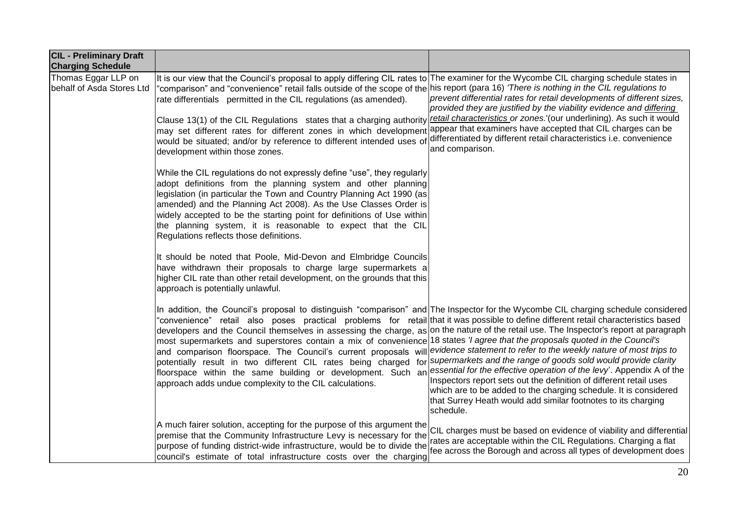| CIL - Preliminary Draft Charging Schedule | | |
|---|---|---|
| Thomas Eggar LLP on behalf of Asda Stores Ltd | It is our view that the Council's proposal to apply differing CIL rates to "comparison" and "convenience" retail falls outside of the scope of the rate differentials permitted in the CIL regulations (as amended).<br><br>Clause 13(1) of the CIL Regulations states that a charging authority may set different rates for different zones in which development would be situated; and/or by reference to different intended uses of development within those zones.<br><br>While the CIL regulations do not expressly define "use", they regularly adopt definitions from the planning system and other planning legislation (in particular the Town and Country Planning Act 1990 (as amended) and the Planning Act 2008). As the Use Classes Order is widely accepted to be the starting point for definitions of Use within the planning system, it is reasonable to expect that the CIL Regulations reflects those definitions.<br><br>It should be noted that Poole, Mid-Devon and Elmbridge Councils have withdrawn their proposals to charge large supermarkets a higher CIL rate than other retail development, on the grounds that this approach is potentially unlawful. | The examiner for the Wycombe CIL charging schedule states in his report (para 16) *'There is nothing in the CIL regulations to prevent differential rates for retail developments of different sizes, provided they are justified by the viability evidence and <u>differing retail characteristics</u> or zones.'*(our underlining). As such it would appear that examiners have accepted that CIL charges can be differentiated by different retail characteristics i.e. convenience and comparison. |
| | In addition, the Council's proposal to distinguish "comparison" and "convenience" retail also poses practical problems for retail developers and the Council themselves in assessing the charge, as most supermarkets and superstores contain a mix of convenience and comparison floorspace. The Council's current proposals will potentially result in two different CIL rates being charged for floorspace within the same building or development. Such an approach adds undue complexity to the CIL calculations. | The Inspector for the Wycombe CIL charging schedule considered that it was possible to define different retail characteristics based on the nature of the retail use. The Inspector's report at paragraph 18 states *'I agree that the proposals quoted in the Council's evidence statement to refer to the weekly nature of most trips to supermarkets and the range of goods sold would provide clarity essential for the effective operation of the levy*'. Appendix A of the Inspectors report sets out the definition of different retail uses which are to be added to the charging schedule. It is considered that Surrey Heath would add similar footnotes to its charging schedule. |
| | A much fairer solution, accepting for the purpose of this argument the premise that the Community Infrastructure Levy is necessary for the purpose of funding district-wide infrastructure, would be to divide the council's estimate of total infrastructure costs over the charging | CIL charges must be based on evidence of viability and differential rates are acceptable within the CIL Regulations. Charging a flat fee across the Borough and across all types of development does |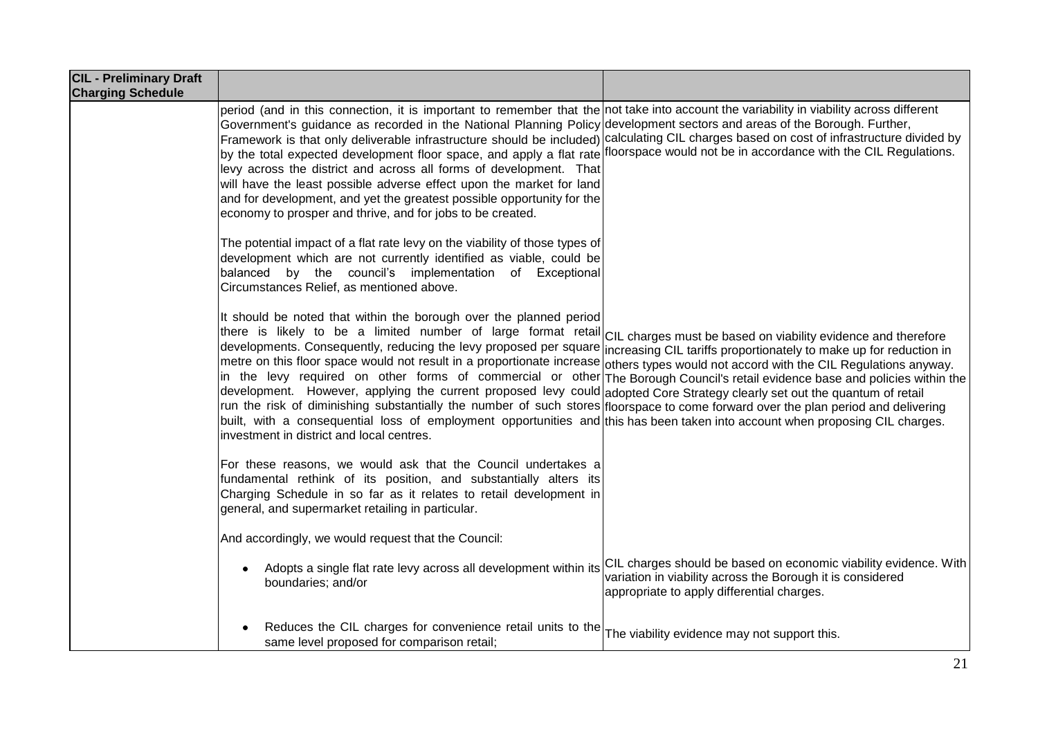| CIL - Preliminary Draft Charging Schedule | | |
|---|---|---|
| | period (and in this connection, it is important to remember that the Government's guidance as recorded in the National Planning Policy Framework is that only deliverable infrastructure should be included) by the total expected development floor space, and apply a flat rate levy across the district and across all forms of development. That will have the least possible adverse effect upon the market for land and for development, and yet the greatest possible opportunity for the economy to prosper and thrive, and for jobs to be created.<br><br>The potential impact of a flat rate levy on the viability of those types of development which are not currently identified as viable, could be balanced by the council's implementation of Exceptional Circumstances Relief, as mentioned above. | not take into account the variability in viability across different development sectors and areas of the Borough. Further, calculating CIL charges based on cost of infrastructure divided by floorspace would not be in accordance with the CIL Regulations. |
| | It should be noted that within the borough over the planned period there is likely to be a limited number of large format retail developments. Consequently, reducing the levy proposed per square metre on this floor space would not result in a proportionate increase in the levy required on other forms of commercial or other development. However, applying the current proposed levy could run the risk of diminishing substantially the number of such stores built, with a consequential loss of employment opportunities and investment in district and local centres. | CIL charges must be based on viability evidence and therefore increasing CIL tariffs proportionately to make up for reduction in others types would not accord with the CIL Regulations anyway. The Borough Council's retail evidence base and policies within the adopted Core Strategy clearly set out the quantum of retail floorspace to come forward over the plan period and delivering this has been taken into account when proposing CIL charges. |
| | For these reasons, we would ask that the Council undertakes a fundamental rethink of its position, and substantially alters its Charging Schedule in so far as it relates to retail development in general, and supermarket retailing in particular.<br><br>And accordingly, we would request that the Council: | |
| | • Adopts a single flat rate levy across all development within its boundaries; and/or | CIL charges should be based on economic viability evidence. With variation in viability across the Borough it is considered appropriate to apply differential charges. |
| | • Reduces the CIL charges for convenience retail units to the same level proposed for comparison retail; | The viability evidence may not support this. |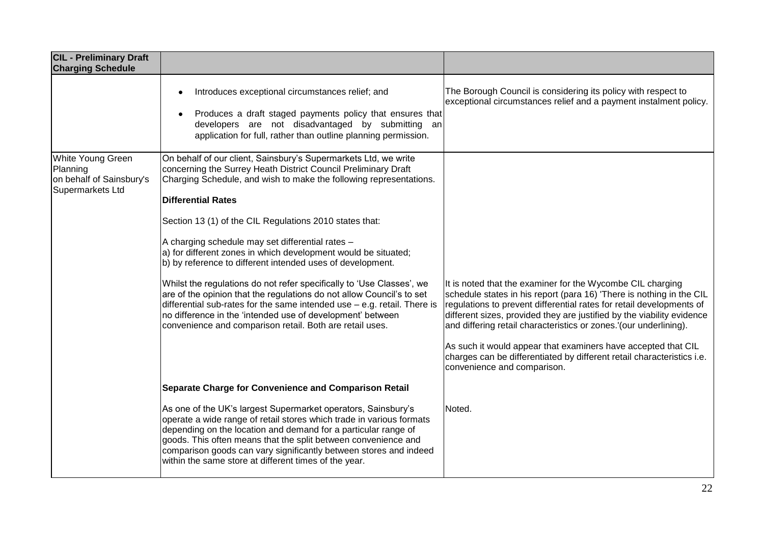| CIL - Preliminary Draft Charging Schedule | | |
|---|---|---|
| | • Introduces exceptional circumstances relief; and<br>• Produces a draft staged payments policy that ensures that developers are not disadvantaged by submitting an application for full, rather than outline planning permission. | The Borough Council is considering its policy with respect to exceptional circumstances relief and a payment instalment policy. |
| White Young Green Planning on behalf of Sainsbury's Supermarkets Ltd | On behalf of our client, Sainsbury's Supermarkets Ltd, we write concerning the Surrey Heath District Council Preliminary Draft Charging Schedule, and wish to make the following representations.<br><br>**Differential Rates**<br><br>Section 13 (1) of the CIL Regulations 2010 states that:<br><br>A charging schedule may set differential rates –<br>a) for different zones in which development would be situated;<br>b) by reference to different intended uses of development.<br><br>Whilst the regulations do not refer specifically to 'Use Classes', we are of the opinion that the regulations do not allow Council's to set differential sub-rates for the same intended use – e.g. retail. There is no difference in the 'intended use of development' between convenience and comparison retail. Both are retail uses. | It is noted that the examiner for the Wycombe CIL charging schedule states in his report (para 16) 'There is nothing in the CIL regulations to prevent differential rates for retail developments of different sizes, provided they are justified by the viability evidence and differing retail characteristics or zones.'(our underlining).<br><br>As such it would appear that examiners have accepted that CIL charges can be differentiated by different retail characteristics i.e. convenience and comparison. |
| | **Separate Charge for Convenience and Comparison Retail**<br><br>As one of the UK's largest Supermarket operators, Sainsbury's operate a wide range of retail stores which trade in various formats depending on the location and demand for a particular range of goods. This often means that the split between convenience and comparison goods can vary significantly between stores and indeed within the same store at different times of the year. | Noted. |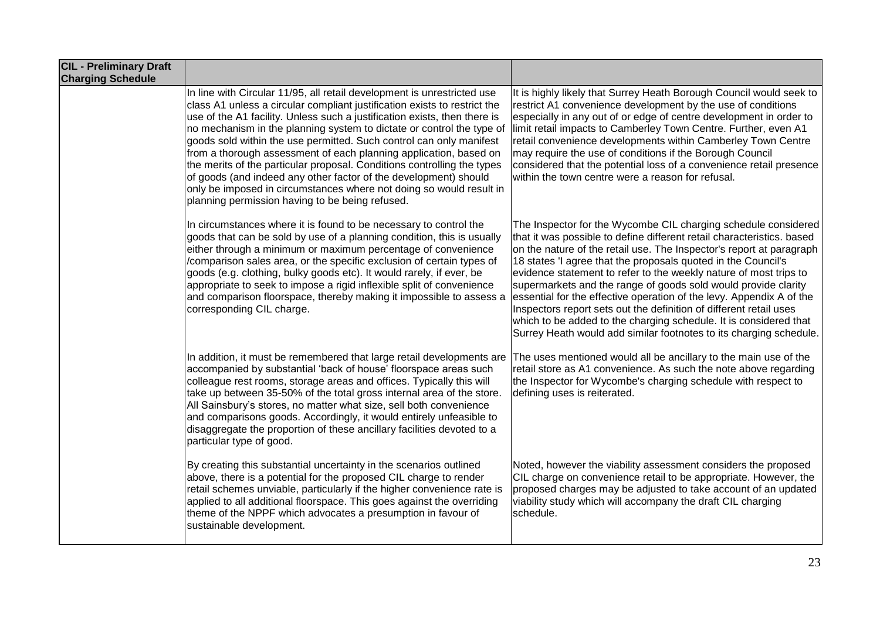| CIL - Preliminary Draft Charging Schedule | | |
|---|---|---|
| | In line with Circular 11/95, all retail development is unrestricted use class A1 unless a circular compliant justification exists to restrict the use of the A1 facility. Unless such a justification exists, then there is no mechanism in the planning system to dictate or control the type of goods sold within the use permitted. Such control can only manifest from a thorough assessment of each planning application, based on the merits of the particular proposal. Conditions controlling the types of goods (and indeed any other factor of the development) should only be imposed in circumstances where not doing so would result in planning permission having to be being refused. | It is highly likely that Surrey Heath Borough Council would seek to restrict A1 convenience development by the use of conditions especially in any out of or edge of centre development in order to limit retail impacts to Camberley Town Centre. Further, even A1 retail convenience developments within Camberley Town Centre may require the use of conditions if the Borough Council considered that the potential loss of a convenience retail presence within the town centre were a reason for refusal. |
| | In circumstances where it is found to be necessary to control the goods that can be sold by use of a planning condition, this is usually either through a minimum or maximum percentage of convenience /comparison sales area, or the specific exclusion of certain types of goods (e.g. clothing, bulky goods etc). It would rarely, if ever, be appropriate to seek to impose a rigid inflexible split of convenience and comparison floorspace, thereby making it impossible to assess a corresponding CIL charge. | The Inspector for the Wycombe CIL charging schedule considered that it was possible to define different retail characteristics. based on the nature of the retail use. The Inspector's report at paragraph 18 states 'I agree that the proposals quoted in the Council's evidence statement to refer to the weekly nature of most trips to supermarkets and the range of goods sold would provide clarity essential for the effective operation of the levy. Appendix A of the Inspectors report sets out the definition of different retail uses which to be added to the charging schedule. It is considered that Surrey Heath would add similar footnotes to its charging schedule. |
| | In addition, it must be remembered that large retail developments are accompanied by substantial 'back of house' floorspace areas such colleague rest rooms, storage areas and offices. Typically this will take up between 35-50% of the total gross internal area of the store. All Sainsbury's stores, no matter what size, sell both convenience and comparisons goods. Accordingly, it would entirely unfeasible to disaggregate the proportion of these ancillary facilities devoted to a particular type of good. | The uses mentioned would all be ancillary to the main use of the retail store as A1 convenience. As such the note above regarding the Inspector for Wycombe's charging schedule with respect to defining uses is reiterated. |
| | By creating this substantial uncertainty in the scenarios outlined above, there is a potential for the proposed CIL charge to render retail schemes unviable, particularly if the higher convenience rate is applied to all additional floorspace. This goes against the overriding theme of the NPPF which advocates a presumption in favour of sustainable development. | Noted, however the viability assessment considers the proposed CIL charge on convenience retail to be appropriate. However, the proposed charges may be adjusted to take account of an updated viability study which will accompany the draft CIL charging schedule. |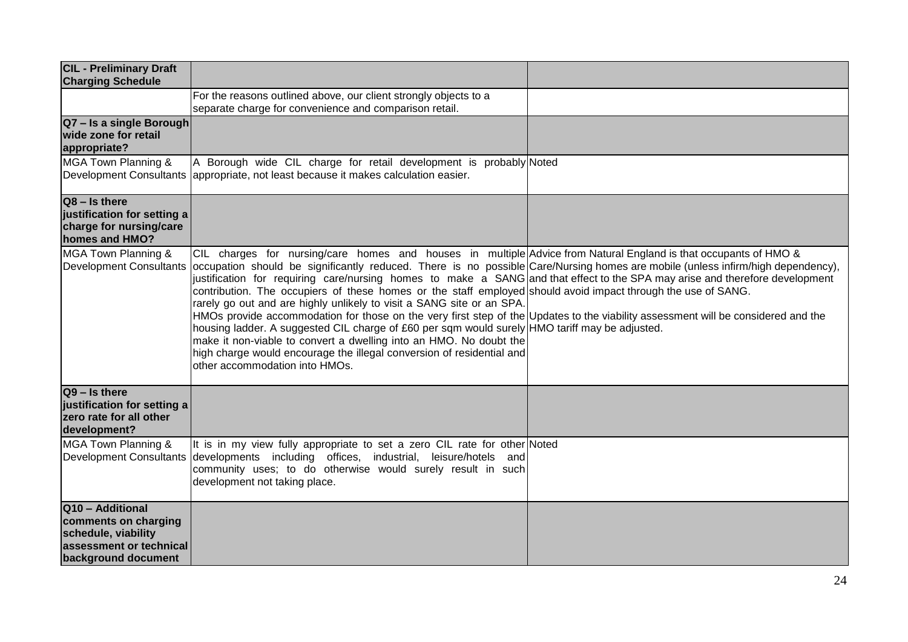| CIL - Preliminary Draft Charging Schedule | | |
|---|---|---|
| | For the reasons outlined above, our client strongly objects to a separate charge for convenience and comparison retail. | |
| **Q7 – Is a single Borough wide zone for retail appropriate?** | | |
| MGA Town Planning & Development Consultants | A Borough wide CIL charge for retail development is probably appropriate, not least because it makes calculation easier. | Noted |
| **Q8 – Is there justification for setting a charge for nursing/care homes and HMO?** | | |
| MGA Town Planning & Development Consultants | CIL charges for nursing/care homes and houses in multiple occupation should be significantly reduced. There is no possible justification for requiring care/nursing homes to make a SANG contribution. The occupiers of these homes or the staff employed rarely go out and are highly unlikely to visit a SANG site or an SPA. HMOs provide accommodation for those on the very first step of the housing ladder. A suggested CIL charge of £60 per sqm would surely make it non-viable to convert a dwelling into an HMO. No doubt the high charge would encourage the illegal conversion of residential and other accommodation into HMOs. | Advice from Natural England is that occupants of HMO & Care/Nursing homes are mobile (unless infirm/high dependency), and that effect to the SPA may arise and therefore development should avoid impact through the use of SANG.<br><br>Updates to the viability assessment will be considered and the HMO tariff may be adjusted. |
| **Q9 – Is there justification for setting a zero rate for all other development?** | | |
| MGA Town Planning & Development Consultants | It is in my view fully appropriate to set a zero CIL rate for other developments including offices, industrial, leisure/hotels and community uses; to do otherwise would surely result in such development not taking place. | Noted |
| **Q10 – Additional comments on charging schedule, viability assessment or technical background document** | | |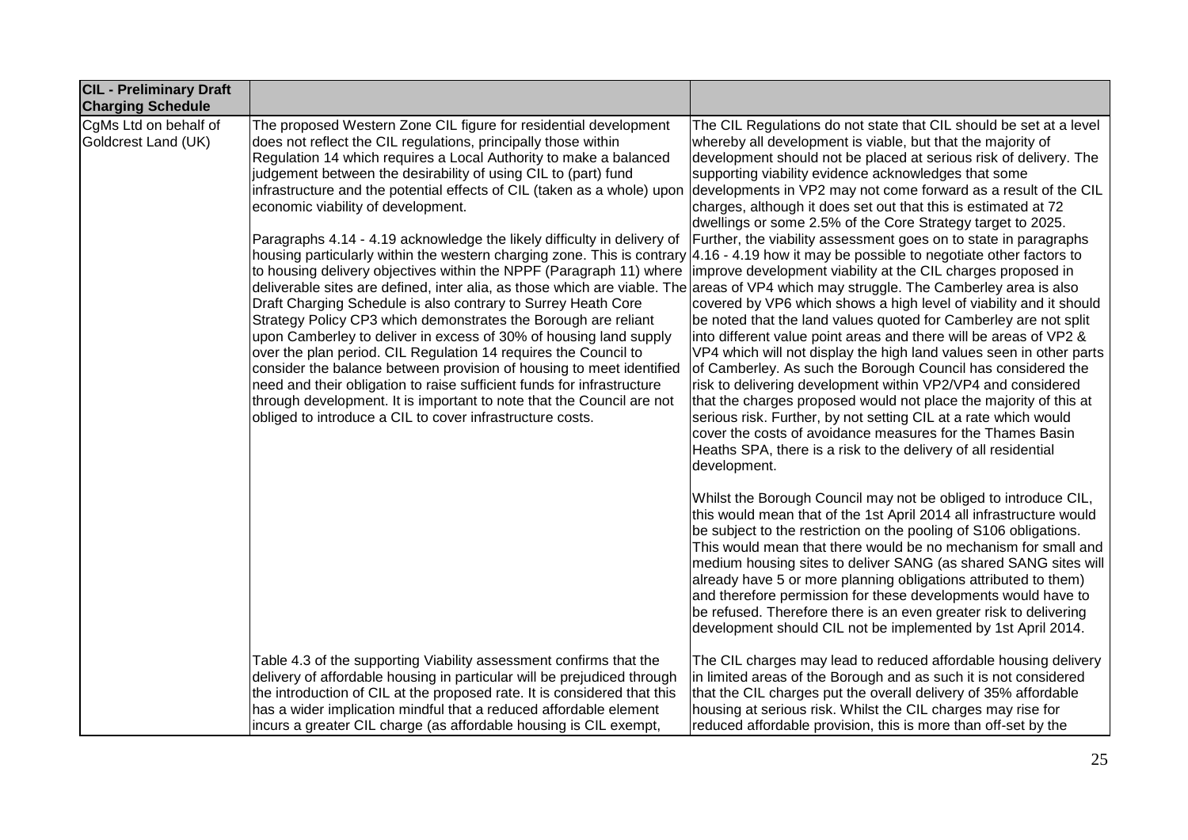| CIL - Preliminary Draft Charging Schedule | | |
|---|---|---|
| CgMs Ltd on behalf of Goldcrest Land (UK) | The proposed Western Zone CIL figure for residential development does not reflect the CIL regulations, principally those within Regulation 14 which requires a Local Authority to make a balanced judgement between the desirability of using CIL to (part) fund infrastructure and the potential effects of CIL (taken as a whole) upon economic viability of development.<br><br>Paragraphs 4.14 - 4.19 acknowledge the likely difficulty in delivery of housing particularly within the western charging zone. This is contrary to housing delivery objectives within the NPPF (Paragraph 11) where deliverable sites are defined, inter alia, as those which are viable. The Draft Charging Schedule is also contrary to Surrey Heath Core Strategy Policy CP3 which demonstrates the Borough are reliant upon Camberley to deliver in excess of 30% of housing land supply over the plan period. CIL Regulation 14 requires the Council to consider the balance between provision of housing to meet identified need and their obligation to raise sufficient funds for infrastructure through development. It is important to note that the Council are not obliged to introduce a CIL to cover infrastructure costs. | The CIL Regulations do not state that CIL should be set at a level whereby all development is viable, but that the majority of development should not be placed at serious risk of delivery. The supporting viability evidence acknowledges that some developments in VP2 may not come forward as a result of the CIL charges, although it does set out that this is estimated at 72 dwellings or some 2.5% of the Core Strategy target to 2025. Further, the viability assessment goes on to state in paragraphs 4.16 - 4.19 how it may be possible to negotiate other factors to improve development viability at the CIL charges proposed in areas of VP4 which may struggle. The Camberley area is also covered by VP6 which shows a high level of viability and it should be noted that the land values quoted for Camberley are not split into different value point areas and there will be areas of VP2 & VP4 which will not display the high land values seen in other parts of Camberley. As such the Borough Council has considered the risk to delivering development within VP2/VP4 and considered that the charges proposed would not place the majority of this at serious risk. Further, by not setting CIL at a rate which would cover the costs of avoidance measures for the Thames Basin Heaths SPA, there is a risk to the delivery of all residential development.<br><br>Whilst the Borough Council may not be obliged to introduce CIL, this would mean that of the 1st April 2014 all infrastructure would be subject to the restriction on the pooling of S106 obligations. This would mean that there would be no mechanism for small and medium housing sites to deliver SANG (as shared SANG sites will already have 5 or more planning obligations attributed to them) and therefore permission for these developments would have to be refused. Therefore there is an even greater risk to delivering development should CIL not be implemented by 1st April 2014. |
| | Table 4.3 of the supporting Viability assessment confirms that the delivery of affordable housing in particular will be prejudiced through the introduction of CIL at the proposed rate. It is considered that this has a wider implication mindful that a reduced affordable element incurs a greater CIL charge (as affordable housing is CIL exempt, | The CIL charges may lead to reduced affordable housing delivery in limited areas of the Borough and as such it is not considered that the CIL charges put the overall delivery of 35% affordable housing at serious risk. Whilst the CIL charges may rise for reduced affordable provision, this is more than off-set by the |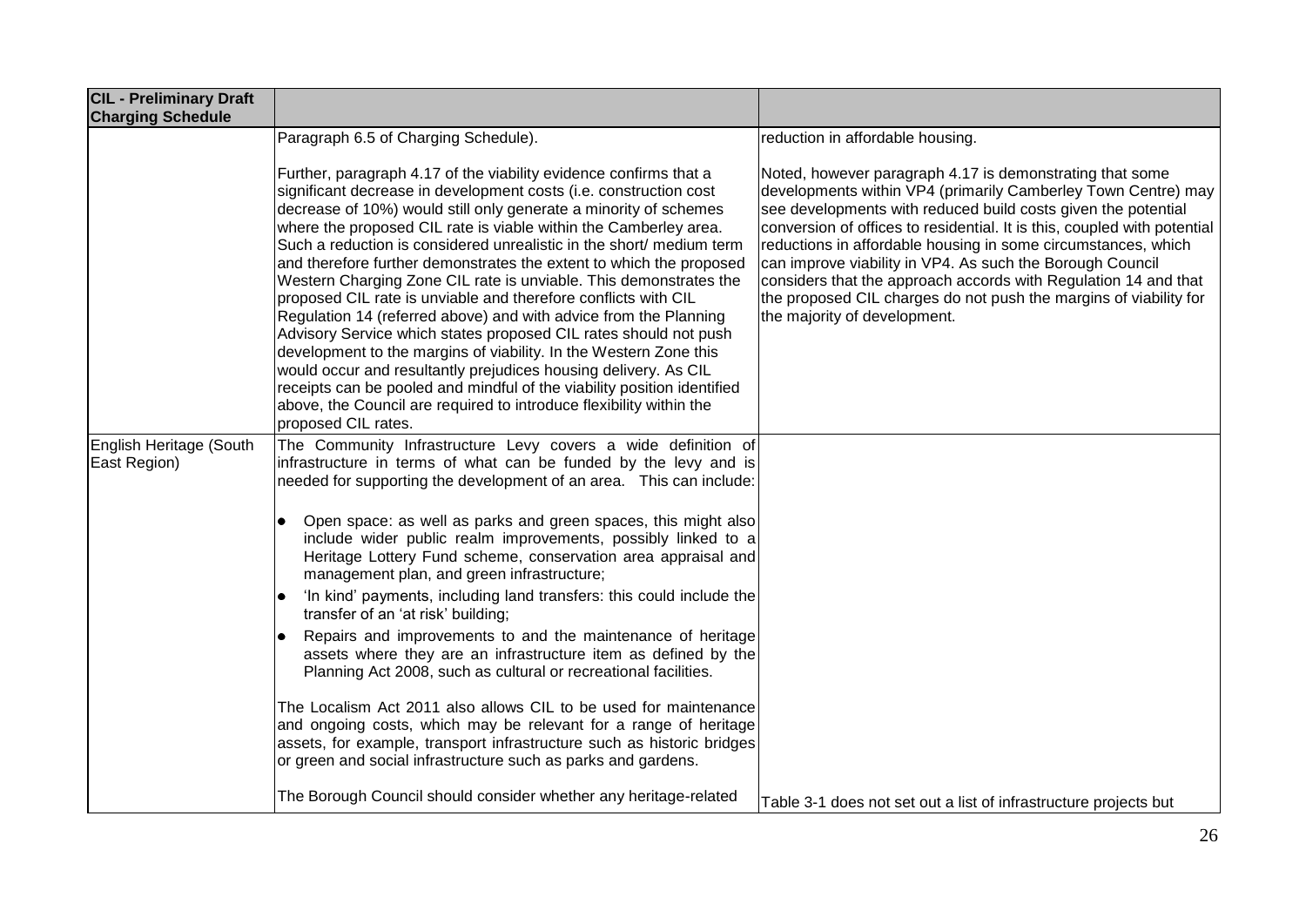| CIL - Preliminary Draft Charging Schedule | | |
|---|---|---|
| | Paragraph 6.5 of Charging Schedule).<br><br>Further, paragraph 4.17 of the viability evidence confirms that a significant decrease in development costs (i.e. construction cost decrease of 10%) would still only generate a minority of schemes where the proposed CIL rate is viable within the Camberley area. Such a reduction is considered unrealistic in the short/ medium term and therefore further demonstrates the extent to which the proposed Western Charging Zone CIL rate is unviable. This demonstrates the proposed CIL rate is unviable and therefore conflicts with CIL Regulation 14 (referred above) and with advice from the Planning Advisory Service which states proposed CIL rates should not push development to the margins of viability. In the Western Zone this would occur and resultantly prejudices housing delivery. As CIL receipts can be pooled and mindful of the viability position identified above, the Council are required to introduce flexibility within the proposed CIL rates. | reduction in affordable housing.<br><br>Noted, however paragraph 4.17 is demonstrating that some developments within VP4 (primarily Camberley Town Centre) may see developments with reduced build costs given the potential conversion of offices to residential. It is this, coupled with potential reductions in affordable housing in some circumstances, which can improve viability in VP4. As such the Borough Council considers that the approach accords with Regulation 14 and that the proposed CIL charges do not push the margins of viability for the majority of development. |
| English Heritage (South East Region) | The Community Infrastructure Levy covers a wide definition of infrastructure in terms of what can be funded by the levy and is needed for supporting the development of an area. This can include:<br><br>• Open space: as well as parks and green spaces, this might also include wider public realm improvements, possibly linked to a Heritage Lottery Fund scheme, conservation area appraisal and management plan, and green infrastructure;<br>• 'In kind' payments, including land transfers: this could include the transfer of an 'at risk' building;<br>• Repairs and improvements to and the maintenance of heritage assets where they are an infrastructure item as defined by the Planning Act 2008, such as cultural or recreational facilities.<br><br>The Localism Act 2011 also allows CIL to be used for maintenance and ongoing costs, which may be relevant for a range of heritage assets, for example, transport infrastructure such as historic bridges or green and social infrastructure such as parks and gardens.<br><br>The Borough Council should consider whether any heritage-related | Table 3-1 does not set out a list of infrastructure projects but |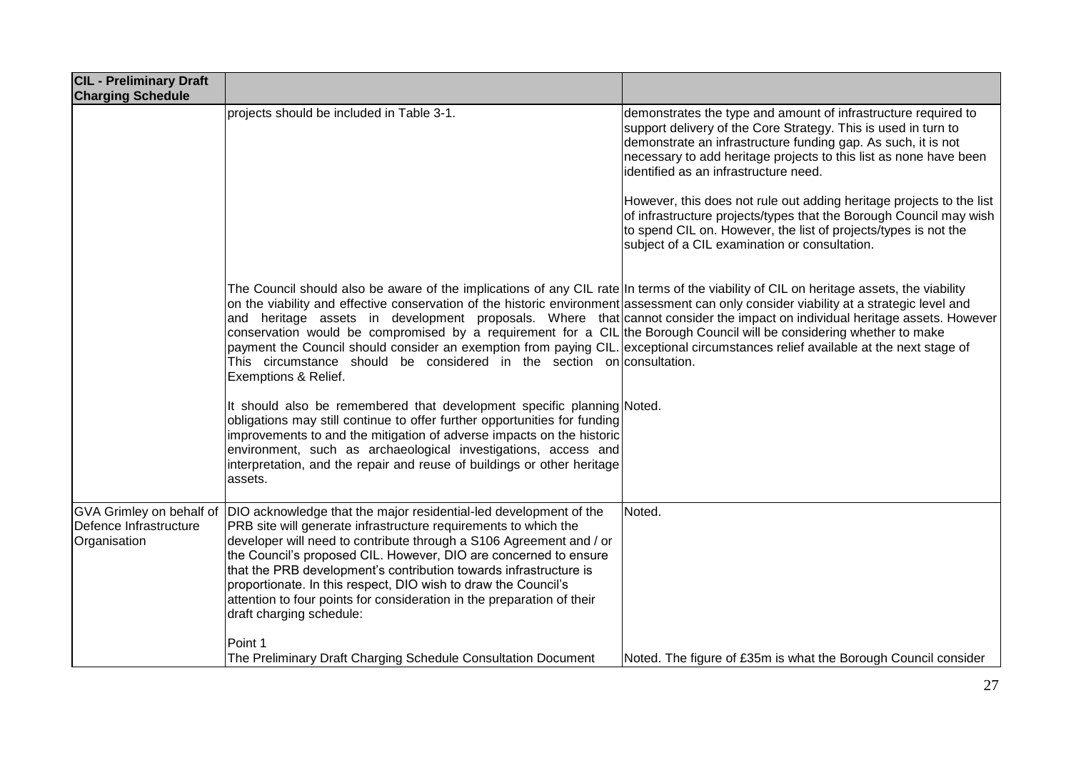| CIL - Preliminary Draft Charging Schedule | | |
|---|---|---|
| | projects should be included in Table 3-1. | demonstrates the type and amount of infrastructure required to support delivery of the Core Strategy. This is used in turn to demonstrate an infrastructure funding gap. As such, it is not necessary to add heritage projects to this list as none have been identified as an infrastructure need.<br><br>However, this does not rule out adding heritage projects to the list of infrastructure projects/types that the Borough Council may wish to spend CIL on. However, the list of projects/types is not the subject of a CIL examination or consultation. |
| | The Council should also be aware of the implications of any CIL rate on the viability and effective conservation of the historic environment and heritage assets in development proposals. Where that conservation would be compromised by a requirement for a CIL payment the Council should consider an exemption from paying CIL. This circumstance should be considered in the section on Exemptions & Relief. | In terms of the viability of CIL on heritage assets, the viability assessment can only consider viability at a strategic level and cannot consider the impact on individual heritage assets. However the Borough Council will be considering whether to make exceptional circumstances relief available at the next stage of consultation. |
| | It should also be remembered that development specific planning obligations may still continue to offer further opportunities for funding improvements to and the mitigation of adverse impacts on the historic environment, such as archaeological investigations, access and interpretation, and the repair and reuse of buildings or other heritage assets. | Noted. |
| GVA Grimley on behalf of Defence Infrastructure Organisation | DIO acknowledge that the major residential-led development of the PRB site will generate infrastructure requirements to which the developer will need to contribute through a S106 Agreement and / or the Council's proposed CIL. However, DIO are concerned to ensure that the PRB development's contribution towards infrastructure is proportionate. In this respect, DIO wish to draw the Council's attention to four points for consideration in the preparation of their draft charging schedule: | Noted. |
| | Point 1<br>The Preliminary Draft Charging Schedule Consultation Document | Noted. The figure of £35m is what the Borough Council consider |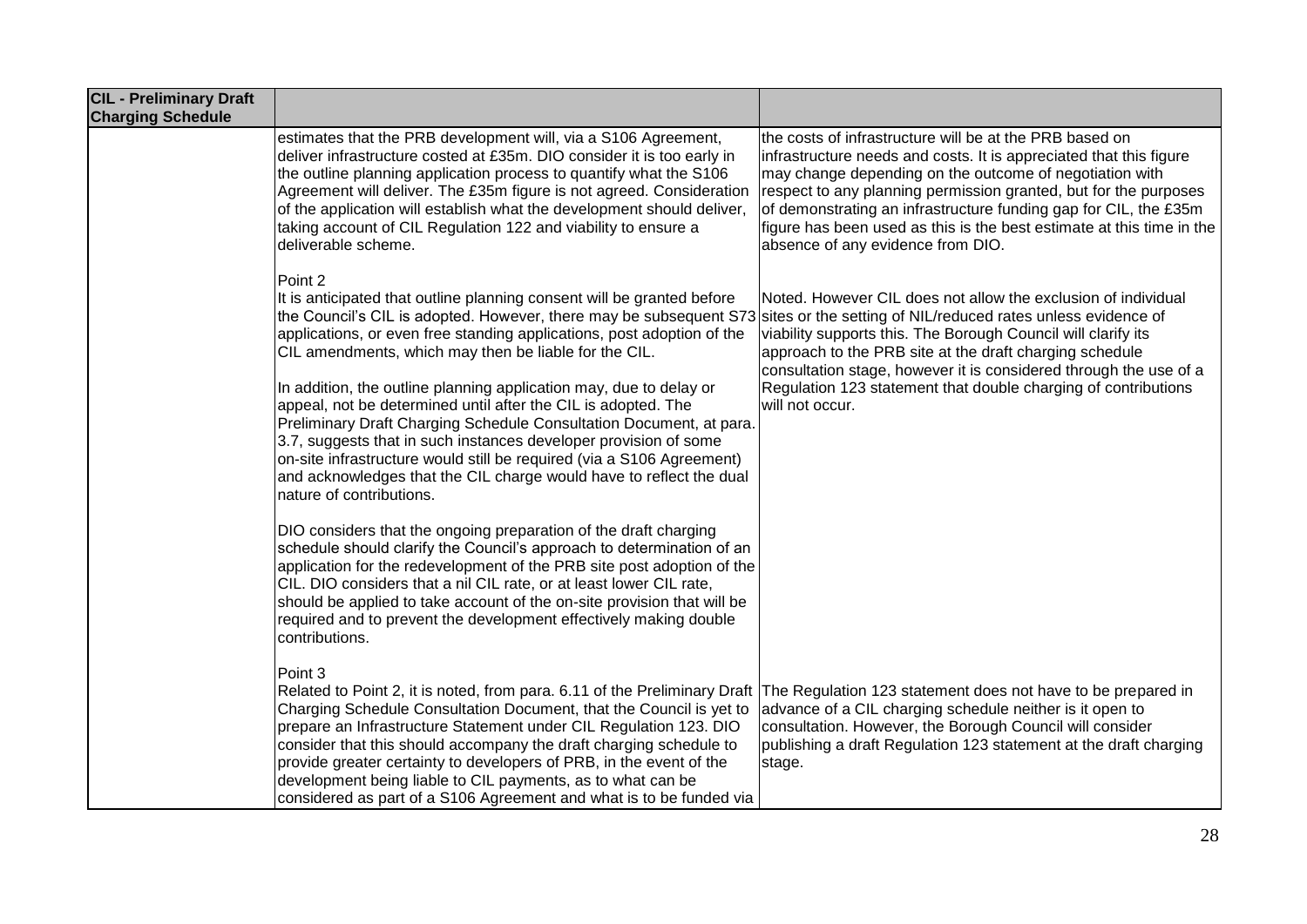| CIL - Preliminary Draft Charging Schedule | | |
|---|---|---|
| | estimates that the PRB development will, via a S106 Agreement, deliver infrastructure costed at £35m. DIO consider it is too early in the outline planning application process to quantify what the S106 Agreement will deliver. The £35m figure is not agreed. Consideration of the application will establish what the development should deliver, taking account of CIL Regulation 122 and viability to ensure a deliverable scheme.<br><br>Point 2<br>It is anticipated that outline planning consent will be granted before the Council's CIL is adopted. However, there may be subsequent S73 applications, or even free standing applications, post adoption of the CIL amendments, which may then be liable for the CIL.<br><br>In addition, the outline planning application may, due to delay or appeal, not be determined until after the CIL is adopted. The Preliminary Draft Charging Schedule Consultation Document, at para. 3.7, suggests that in such instances developer provision of some on-site infrastructure would still be required (via a S106 Agreement) and acknowledges that the CIL charge would have to reflect the dual nature of contributions.<br><br>DIO considers that the ongoing preparation of the draft charging schedule should clarify the Council's approach to determination of an application for the redevelopment of the PRB site post adoption of the CIL. DIO considers that a nil CIL rate, or at least lower CIL rate, should be applied to take account of the on-site provision that will be required and to prevent the development effectively making double contributions.<br><br>Point 3<br>Related to Point 2, it is noted, from para. 6.11 of the Preliminary Draft Charging Schedule Consultation Document, that the Council is yet to prepare an Infrastructure Statement under CIL Regulation 123. DIO consider that this should accompany the draft charging schedule to provide greater certainty to developers of PRB, in the event of the development being liable to CIL payments, as to what can be considered as part of a S106 Agreement and what is to be funded via | the costs of infrastructure will be at the PRB based on infrastructure needs and costs. It is appreciated that this figure may change depending on the outcome of negotiation with respect to any planning permission granted, but for the purposes of demonstrating an infrastructure funding gap for CIL, the £35m figure has been used as this is the best estimate at this time in the absence of any evidence from DIO.<br><br>Noted. However CIL does not allow the exclusion of individual sites or the setting of NIL/reduced rates unless evidence of viability supports this. The Borough Council will clarify its approach to the PRB site at the draft charging schedule consultation stage, however it is considered through the use of a Regulation 123 statement that double charging of contributions will not occur.<br><br>The Regulation 123 statement does not have to be prepared in advance of a CIL charging schedule neither is it open to consultation. However, the Borough Council will consider publishing a draft Regulation 123 statement at the draft charging stage. |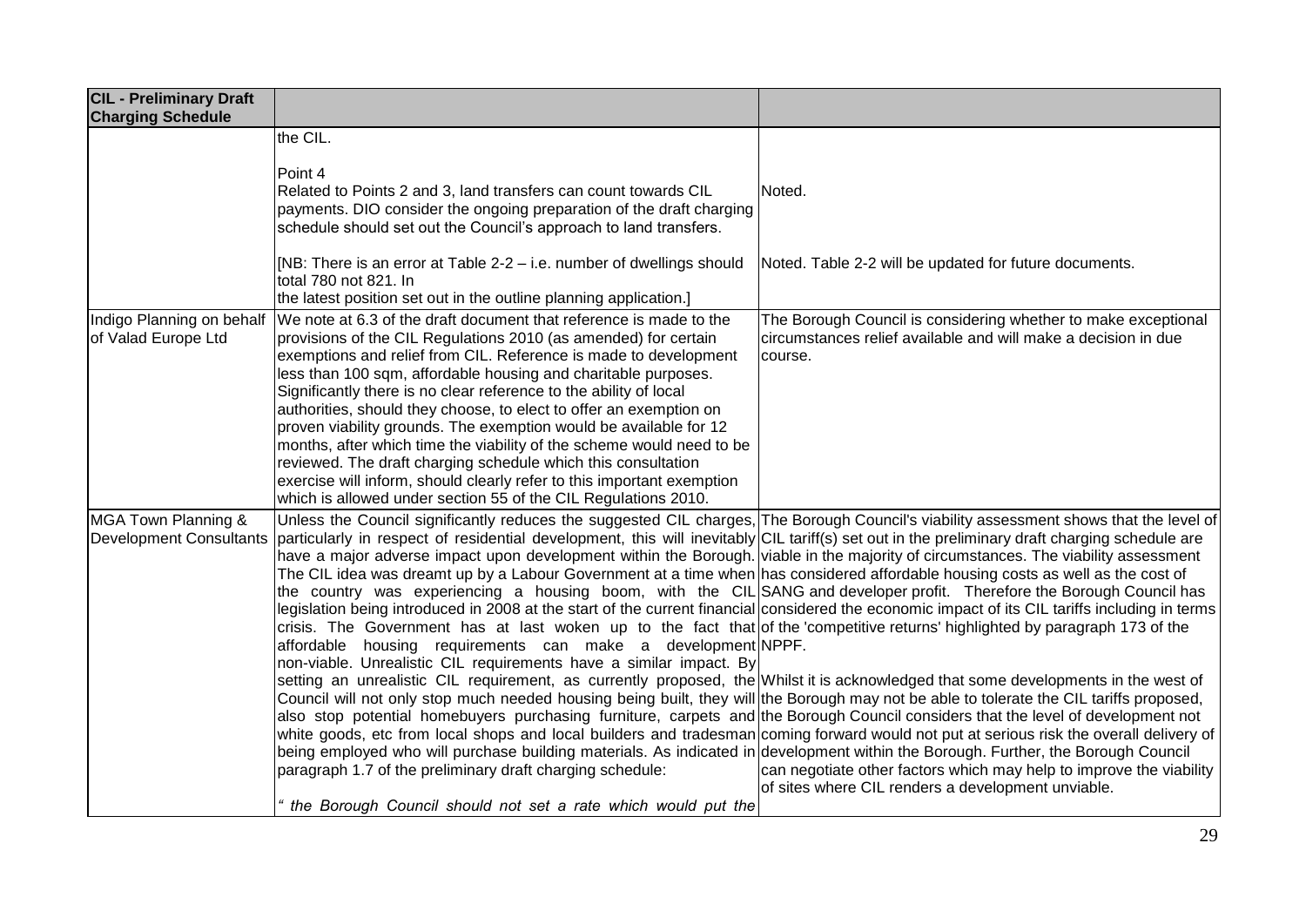| CIL - Preliminary Draft Charging Schedule | | |
|---|---|---|
| | the CIL.<br><br>Point 4<br>Related to Points 2 and 3, land transfers can count towards CIL payments. DIO consider the ongoing preparation of the draft charging schedule should set out the Council's approach to land transfers.<br><br>[NB: There is an error at Table 2-2 – i.e. number of dwellings should total 780 not 821. In the latest position set out in the outline planning application.] | Noted.<br><br>Noted. Table 2-2 will be updated for future documents. |
| Indigo Planning on behalf of Valad Europe Ltd | We note at 6.3 of the draft document that reference is made to the provisions of the CIL Regulations 2010 (as amended) for certain exemptions and relief from CIL. Reference is made to development less than 100 sqm, affordable housing and charitable purposes. Significantly there is no clear reference to the ability of local authorities, should they choose, to elect to offer an exemption on proven viability grounds. The exemption would be available for 12 months, after which time the viability of the scheme would need to be reviewed. The draft charging schedule which this consultation exercise will inform, should clearly refer to this important exemption which is allowed under section 55 of the CIL Regulations 2010. | The Borough Council is considering whether to make exceptional circumstances relief available and will make a decision in due course. |
| MGA Town Planning & Development Consultants | Unless the Council significantly reduces the suggested CIL charges, particularly in respect of residential development, this will inevitably have a major adverse impact upon development within the Borough. The CIL idea was dreamt up by a Labour Government at a time when the country was experiencing a housing boom, with the CIL legislation being introduced in 2008 at the start of the current financial crisis. The Government has at last woken up to the fact that affordable housing requirements can make a development non-viable. Unrealistic CIL requirements have a similar impact. By setting an unrealistic CIL requirement, as currently proposed, the Council will not only stop much needed housing being built, they will also stop potential homebuyers purchasing furniture, carpets and white goods, etc from local shops and local builders and tradesman being employed who will purchase building materials. As indicated in paragraph 1.7 of the preliminary draft charging schedule:<br><br>*" the Borough Council should not set a rate which would put the* | The Borough Council's viability assessment shows that the level of CIL tariff(s) set out in the preliminary draft charging schedule are viable in the majority of circumstances. The viability assessment has considered affordable housing costs as well as the cost of SANG and developer profit. Therefore the Borough Council has considered the economic impact of its CIL tariffs including in terms of the 'competitive returns' highlighted by paragraph 173 of the NPPF.<br><br>Whilst it is acknowledged that some developments in the west of the Borough may not be able to tolerate the CIL tariffs proposed, the Borough Council considers that the level of development not coming forward would not put at serious risk the overall delivery of development within the Borough. Further, the Borough Council can negotiate other factors which may help to improve the viability of sites where CIL renders a development unviable. |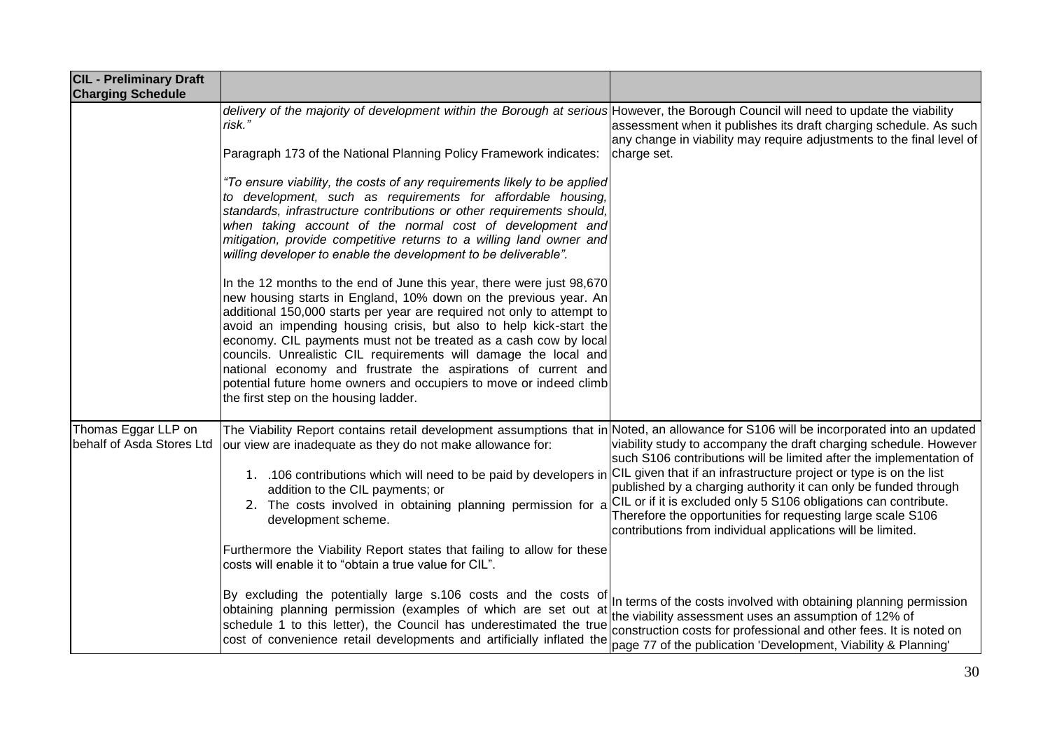| CIL - Preliminary Draft Charging Schedule | | |
|---|---|---|
| | *delivery of the majority of development within the Borough at serious risk."*<br><br>Paragraph 173 of the National Planning Policy Framework indicates:<br><br>*"To ensure viability, the costs of any requirements likely to be applied to development, such as requirements for affordable housing, standards, infrastructure contributions or other requirements should, when taking account of the normal cost of development and mitigation, provide competitive returns to a willing land owner and willing developer to enable the development to be deliverable".*<br><br>In the 12 months to the end of June this year, there were just 98,670 new housing starts in England, 10% down on the previous year. An additional 150,000 starts per year are required not only to attempt to avoid an impending housing crisis, but also to help kick-start the economy. CIL payments must not be treated as a cash cow by local councils. Unrealistic CIL requirements will damage the local and national economy and frustrate the aspirations of current and potential future home owners and occupiers to move or indeed climb the first step on the housing ladder. | However, the Borough Council will need to update the viability assessment when it publishes its draft charging schedule. As such any change in viability may require adjustments to the final level of charge set. |
| Thomas Eggar LLP on behalf of Asda Stores Ltd | The Viability Report contains retail development assumptions that in our view are inadequate as they do not make allowance for:<br><br>1. .106 contributions which will need to be paid by developers in addition to the CIL payments; or<br>2. The costs involved in obtaining planning permission for a development scheme.<br><br>Furthermore the Viability Report states that failing to allow for these costs will enable it to "obtain a true value for CIL".<br><br>By excluding the potentially large s.106 costs and the costs of obtaining planning permission (examples of which are set out at schedule 1 to this letter), the Council has underestimated the true cost of convenience retail developments and artificially inflated the | Noted, an allowance for S106 will be incorporated into an updated viability study to accompany the draft charging schedule. However such S106 contributions will be limited after the implementation of CIL given that if an infrastructure project or type is on the list published by a charging authority it can only be funded through CIL or if it is excluded only 5 S106 obligations can contribute. Therefore the opportunities for requesting large scale S106 contributions from individual applications will be limited.<br><br>In terms of the costs involved with obtaining planning permission the viability assessment uses an assumption of 12% of construction costs for professional and other fees. It is noted on page 77 of the publication 'Development, Viability & Planning' |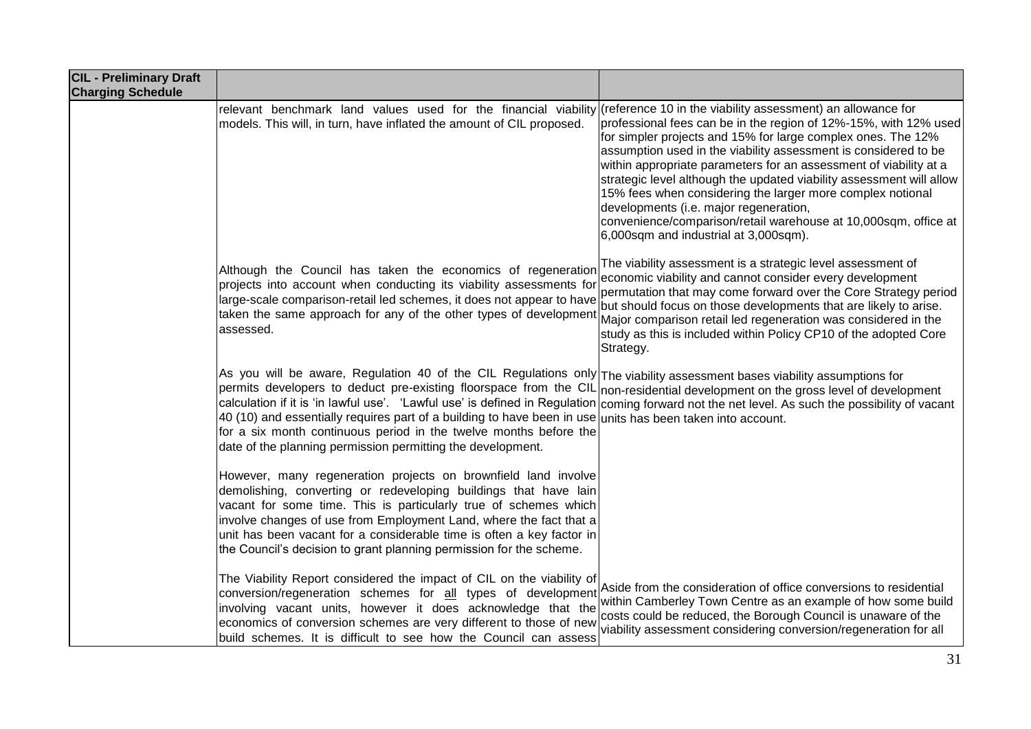| CIL - Preliminary Draft Charging Schedule | | |
|---|---|---|
| | relevant benchmark land values used for the financial viability models. This will, in turn, have inflated the amount of CIL proposed. | (reference 10 in the viability assessment) an allowance for professional fees can be in the region of 12%-15%, with 12% used for simpler projects and 15% for large complex ones. The 12% assumption used in the viability assessment is considered to be within appropriate parameters for an assessment of viability at a strategic level although the updated viability assessment will allow 15% fees when considering the larger more complex notional developments (i.e. major regeneration, convenience/comparison/retail warehouse at 10,000sqm, office at 6,000sqm and industrial at 3,000sqm). |
| | Although the Council has taken the economics of regeneration projects into account when conducting its viability assessments for large-scale comparison-retail led schemes, it does not appear to have taken the same approach for any of the other types of development assessed. | The viability assessment is a strategic level assessment of economic viability and cannot consider every development permutation that may come forward over the Core Strategy period but should focus on those developments that are likely to arise. Major comparison retail led regeneration was considered in the study as this is included within Policy CP10 of the adopted Core Strategy. |
| | As you will be aware, Regulation 40 of the CIL Regulations only permits developers to deduct pre-existing floorspace from the CIL calculation if it is 'in lawful use'. 'Lawful use' is defined in Regulation 40 (10) and essentially requires part of a building to have been in use for a six month continuous period in the twelve months before the date of the planning permission permitting the development.<br><br>However, many regeneration projects on brownfield land involve demolishing, converting or redeveloping buildings that have lain vacant for some time. This is particularly true of schemes which involve changes of use from Employment Land, where the fact that a unit has been vacant for a considerable time is often a key factor in the Council's decision to grant planning permission for the scheme. | The viability assessment bases viability assumptions for non-residential development on the gross level of development coming forward not the net level. As such the possibility of vacant units has been taken into account. |
| | The Viability Report considered the impact of CIL on the viability of conversion/regeneration schemes for <u>all</u> types of development involving vacant units, however it does acknowledge that the economics of conversion schemes are very different to those of new build schemes. It is difficult to see how the Council can assess | Aside from the consideration of office conversions to residential within Camberley Town Centre as an example of how some build costs could be reduced, the Borough Council is unaware of the viability assessment considering conversion/regeneration for all |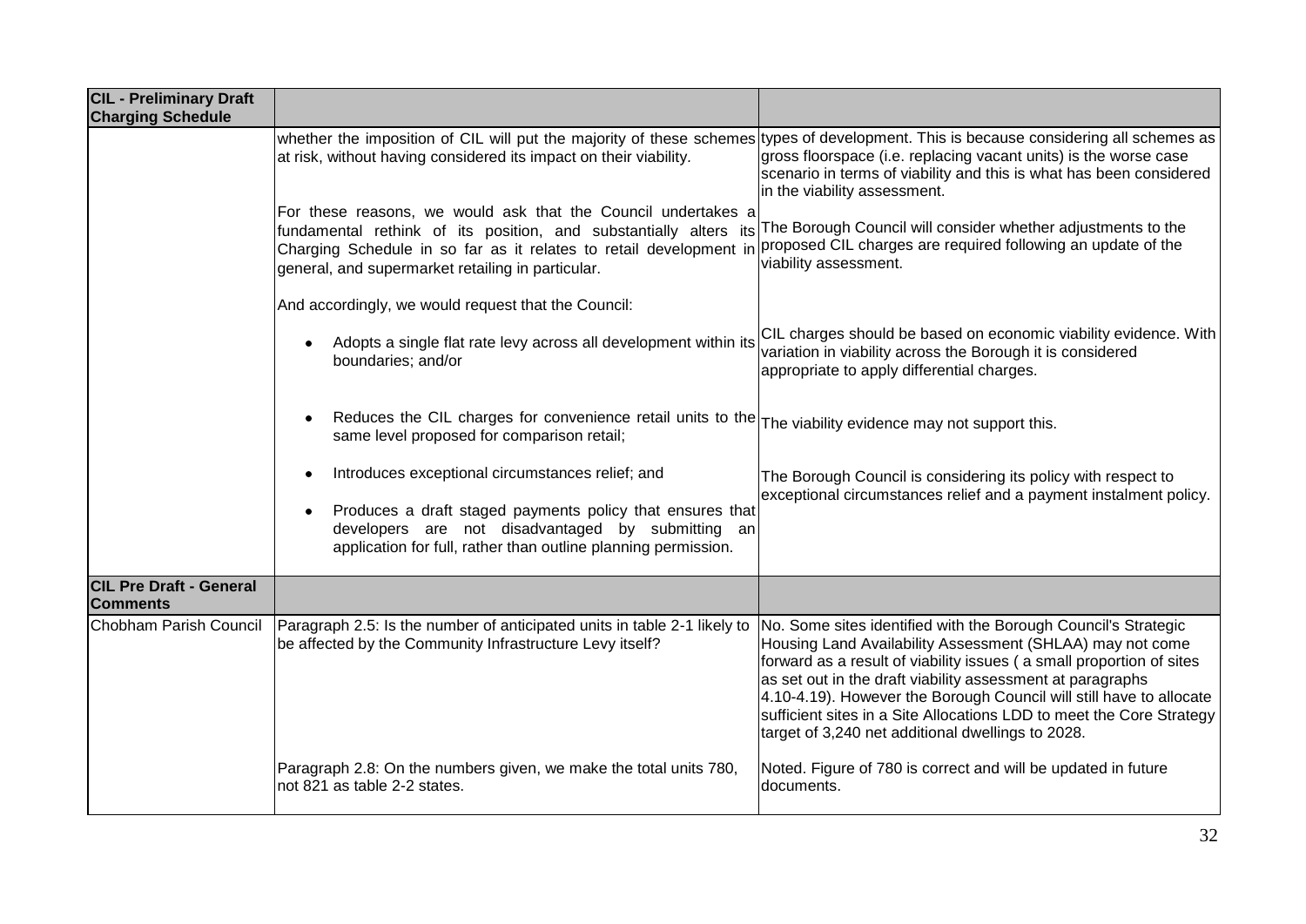| CIL - Preliminary Draft Charging Schedule | | |
|---|---|---|
| | whether the imposition of CIL will put the majority of these schemes at risk, without having considered its impact on their viability. | types of development. This is because considering all schemes as gross floorspace (i.e. replacing vacant units) is the worse case scenario in terms of viability and this is what has been considered in the viability assessment. |
| | For these reasons, we would ask that the Council undertakes a fundamental rethink of its position, and substantially alters its Charging Schedule in so far as it relates to retail development in general, and supermarket retailing in particular. | The Borough Council will consider whether adjustments to the proposed CIL charges are required following an update of the viability assessment. |
| | And accordingly, we would request that the Council: | |
| | • Adopts a single flat rate levy across all development within its boundaries; and/or | CIL charges should be based on economic viability evidence. With variation in viability across the Borough it is considered appropriate to apply differential charges. |
| | • Reduces the CIL charges for convenience retail units to the same level proposed for comparison retail; | The viability evidence may not support this. |
| | • Introduces exceptional circumstances relief; and<br>• Produces a draft staged payments policy that ensures that developers are not disadvantaged by submitting an application for full, rather than outline planning permission. | The Borough Council is considering its policy with respect to exceptional circumstances relief and a payment instalment policy. |
| **CIL Pre Draft - General Comments** | | |
| Chobham Parish Council | Paragraph 2.5: Is the number of anticipated units in table 2-1 likely to be affected by the Community Infrastructure Levy itself? | No. Some sites identified with the Borough Council's Strategic Housing Land Availability Assessment (SHLAA) may not come forward as a result of viability issues ( a small proportion of sites as set out in the draft viability assessment at paragraphs 4.10-4.19). However the Borough Council will still have to allocate sufficient sites in a Site Allocations LDD to meet the Core Strategy target of 3,240 net additional dwellings to 2028. |
| | Paragraph 2.8: On the numbers given, we make the total units 780, not 821 as table 2-2 states. | Noted. Figure of 780 is correct and will be updated in future documents. |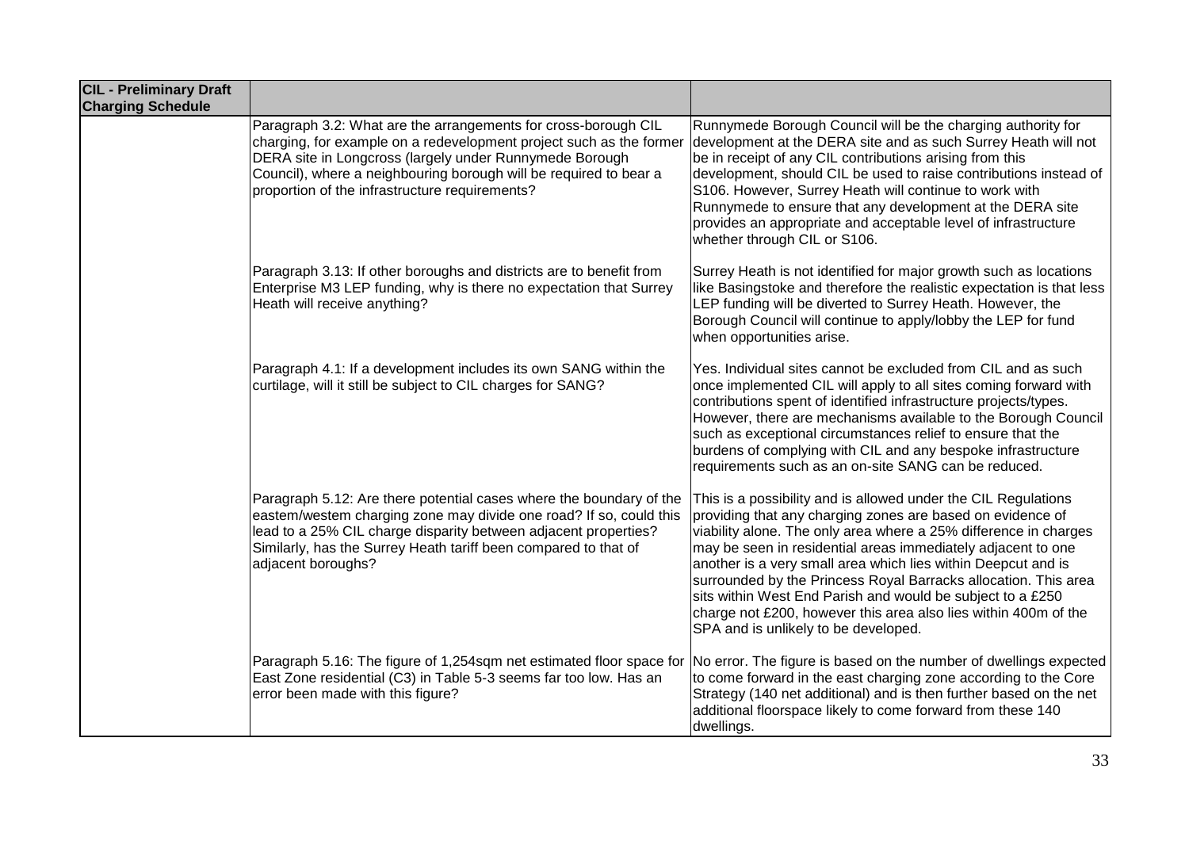| CIL - Preliminary Draft Charging Schedule | | |
|---|---|---|
| | Paragraph 3.2: What are the arrangements for cross-borough CIL charging, for example on a redevelopment project such as the former DERA site in Longcross (largely under Runnymede Borough Council), where a neighbouring borough will be required to bear a proportion of the infrastructure requirements? | Runnymede Borough Council will be the charging authority for development at the DERA site and as such Surrey Heath will not be in receipt of any CIL contributions arising from this development, should CIL be used to raise contributions instead of S106. However, Surrey Heath will continue to work with Runnymede to ensure that any development at the DERA site provides an appropriate and acceptable level of infrastructure whether through CIL or S106. |
| | Paragraph 3.13: If other boroughs and districts are to benefit from Enterprise M3 LEP funding, why is there no expectation that Surrey Heath will receive anything? | Surrey Heath is not identified for major growth such as locations like Basingstoke and therefore the realistic expectation is that less LEP funding will be diverted to Surrey Heath. However, the Borough Council will continue to apply/lobby the LEP for fund when opportunities arise. |
| | Paragraph 4.1: If a development includes its own SANG within the curtilage, will it still be subject to CIL charges for SANG? | Yes. Individual sites cannot be excluded from CIL and as such once implemented CIL will apply to all sites coming forward with contributions spent of identified infrastructure projects/types. However, there are mechanisms available to the Borough Council such as exceptional circumstances relief to ensure that the burdens of complying with CIL and any bespoke infrastructure requirements such as an on-site SANG can be reduced. |
| | Paragraph 5.12: Are there potential cases where the boundary of the eastern/western charging zone may divide one road? If so, could this lead to a 25% CIL charge disparity between adjacent properties? Similarly, has the Surrey Heath tariff been compared to that of adjacent boroughs? | This is a possibility and is allowed under the CIL Regulations providing that any charging zones are based on evidence of viability alone. The only area where a 25% difference in charges may be seen in residential areas immediately adjacent to one another is a very small area which lies within Deepcut and is surrounded by the Princess Royal Barracks allocation. This area sits within West End Parish and would be subject to a £250 charge not £200, however this area also lies within 400m of the SPA and is unlikely to be developed. |
| | Paragraph 5.16: The figure of 1,254sqm net estimated floor space for East Zone residential (C3) in Table 5-3 seems far too low. Has an error been made with this figure? | No error. The figure is based on the number of dwellings expected to come forward in the east charging zone according to the Core Strategy (140 net additional) and is then further based on the net additional floorspace likely to come forward from these 140 dwellings. |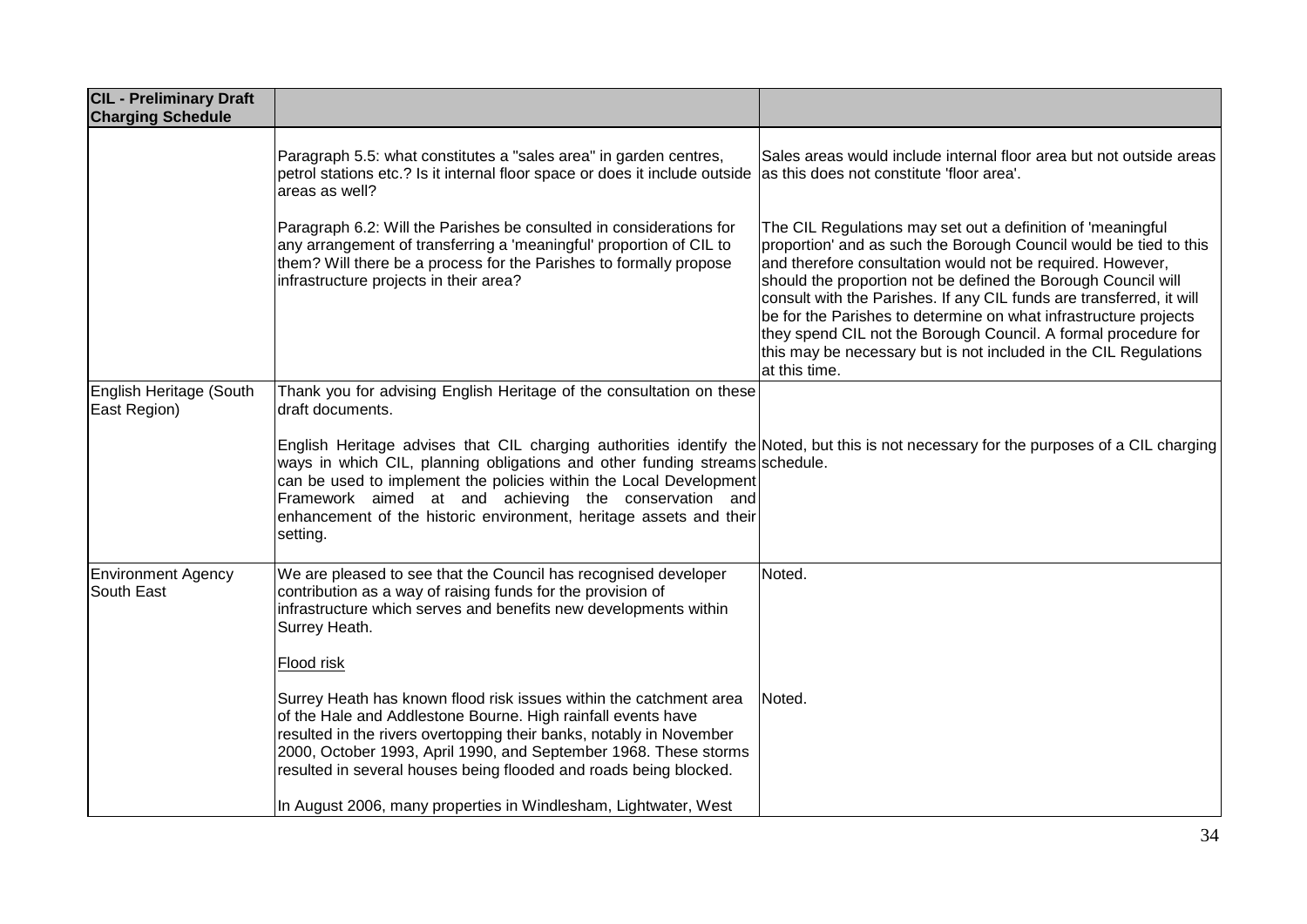| CIL - Preliminary Draft Charging Schedule | | |
|---|---|---|
| | Paragraph 5.5: what constitutes a "sales area" in garden centres, petrol stations etc.? Is it internal floor space or does it include outside areas as well? | Sales areas would include internal floor area but not outside areas as this does not constitute 'floor area'. |
| | Paragraph 6.2: Will the Parishes be consulted in considerations for any arrangement of transferring a 'meaningful' proportion of CIL to them? Will there be a process for the Parishes to formally propose infrastructure projects in their area? | The CIL Regulations may set out a definition of 'meaningful proportion' and as such the Borough Council would be tied to this and therefore consultation would not be required. However, should the proportion not be defined the Borough Council will consult with the Parishes. If any CIL funds are transferred, it will be for the Parishes to determine on what infrastructure projects they spend CIL not the Borough Council. A formal procedure for this may be necessary but is not included in the CIL Regulations at this time. |
| English Heritage (South East Region) | Thank you for advising English Heritage of the consultation on these draft documents. | |
| | English Heritage advises that CIL charging authorities identify the ways in which CIL, planning obligations and other funding streams can be used to implement the policies within the Local Development Framework aimed at and achieving the conservation and enhancement of the historic environment, heritage assets and their setting. | Noted, but this is not necessary for the purposes of a CIL charging schedule. |
| Environment Agency South East | We are pleased to see that the Council has recognised developer contribution as a way of raising funds for the provision of infrastructure which serves and benefits new developments within Surrey Heath. | Noted. |
| | Flood risk | |
| | Surrey Heath has known flood risk issues within the catchment area of the Hale and Addlestone Bourne. High rainfall events have resulted in the rivers overtopping their banks, notably in November 2000, October 1993, April 1990, and September 1968. These storms resulted in several houses being flooded and roads being blocked. | Noted. |
| | In August 2006, many properties in Windlesham, Lightwater, West | |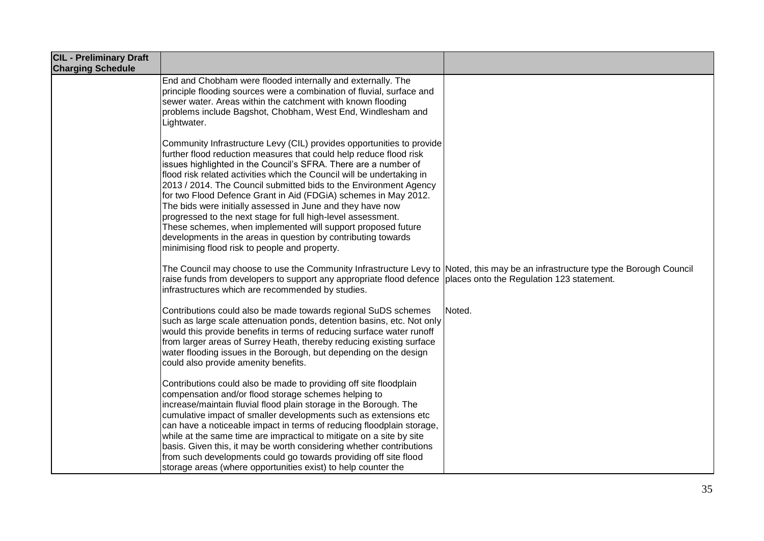| CIL - Preliminary Draft Charging Schedule | | |
|---|---|---|
| | End and Chobham were flooded internally and externally. The principle flooding sources were a combination of fluvial, surface and sewer water. Areas within the catchment with known flooding problems include Bagshot, Chobham, West End, Windlesham and Lightwater.<br><br>Community Infrastructure Levy (CIL) provides opportunities to provide further flood reduction measures that could help reduce flood risk issues highlighted in the Council's SFRA. There are a number of flood risk related activities which the Council will be undertaking in 2013 / 2014. The Council submitted bids to the Environment Agency for two Flood Defence Grant in Aid (FDGiA) schemes in May 2012. The bids were initially assessed in June and they have now progressed to the next stage for full high-level assessment. These schemes, when implemented will support proposed future developments in the areas in question by contributing towards minimising flood risk to people and property. | |
| | The Council may choose to use the Community Infrastructure Levy to raise funds from developers to support any appropriate flood defence infrastructures which are recommended by studies. | Noted, this may be an infrastructure type the Borough Council places onto the Regulation 123 statement. |
| | Contributions could also be made towards regional SuDS schemes such as large scale attenuation ponds, detention basins, etc. Not only would this provide benefits in terms of reducing surface water runoff from larger areas of Surrey Heath, thereby reducing existing surface water flooding issues in the Borough, but depending on the design could also provide amenity benefits. | Noted. |
| | Contributions could also be made to providing off site floodplain compensation and/or flood storage schemes helping to increase/maintain fluvial flood plain storage in the Borough. The cumulative impact of smaller developments such as extensions etc can have a noticeable impact in terms of reducing floodplain storage, while at the same time are impractical to mitigate on a site by site basis. Given this, it may be worth considering whether contributions from such developments could go towards providing off site flood storage areas (where opportunities exist) to help counter the | |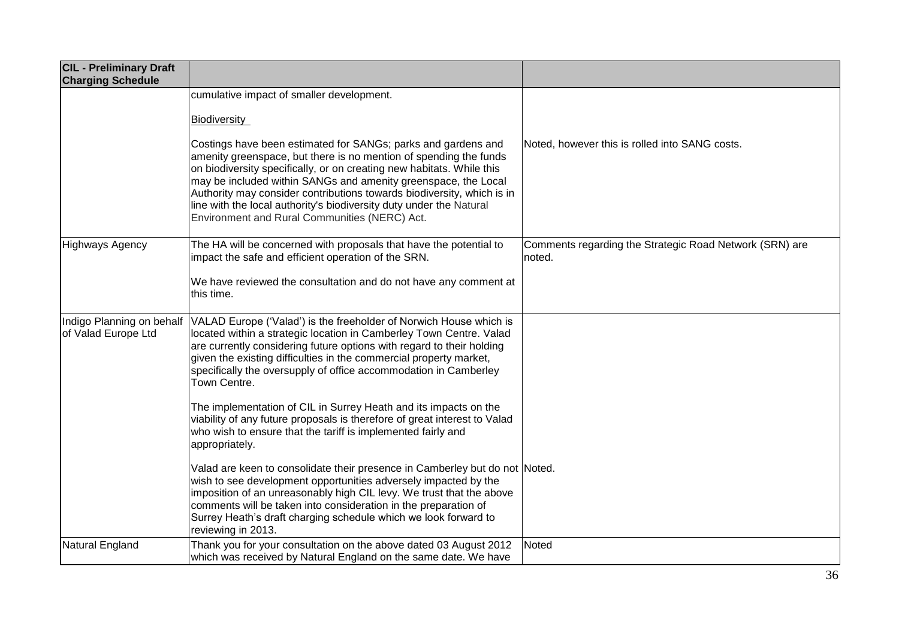| CIL - Preliminary Draft Charging Schedule | | |
|---|---|---|
| | cumulative impact of smaller development.<br><br><u>Biodiversity</u><br><br>Costings have been estimated for SANGs; parks and gardens and amenity greenspace, but there is no mention of spending the funds on biodiversity specifically, or on creating new habitats. While this may be included within SANGs and amenity greenspace, the Local Authority may consider contributions towards biodiversity, which is in line with the local authority's biodiversity duty under the Natural Environment and Rural Communities (NERC) Act. | Noted, however this is rolled into SANG costs. |
| Highways Agency | The HA will be concerned with proposals that have the potential to impact the safe and efficient operation of the SRN.<br><br>We have reviewed the consultation and do not have any comment at this time. | Comments regarding the Strategic Road Network (SRN) are noted. |
| Indigo Planning on behalf of Valad Europe Ltd | VALAD Europe ('Valad') is the freeholder of Norwich House which is located within a strategic location in Camberley Town Centre. Valad are currently considering future options with regard to their holding given the existing difficulties in the commercial property market, specifically the oversupply of office accommodation in Camberley Town Centre.<br><br>The implementation of CIL in Surrey Heath and its impacts on the viability of any future proposals is therefore of great interest to Valad who wish to ensure that the tariff is implemented fairly and appropriately.<br><br>Valad are keen to consolidate their presence in Camberley but do not wish to see development opportunities adversely impacted by the imposition of an unreasonably high CIL levy. We trust that the above comments will be taken into consideration in the preparation of Surrey Heath's draft charging schedule which we look forward to reviewing in 2013. | Noted. |
| Natural England | Thank you for your consultation on the above dated 03 August 2012 which was received by Natural England on the same date. We have | Noted |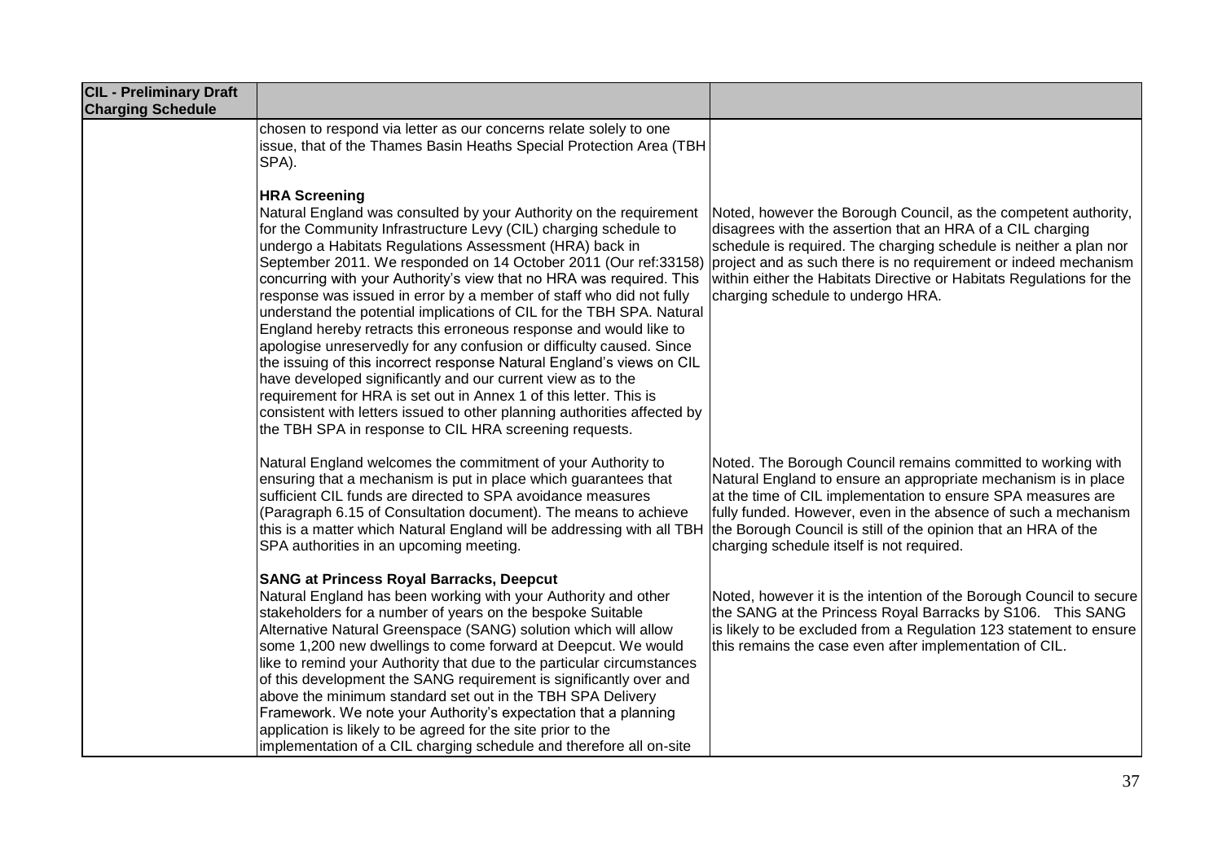| CIL - Preliminary Draft Charging Schedule | | |
|---|---|---|
| | chosen to respond via letter as our concerns relate solely to one issue, that of the Thames Basin Heaths Special Protection Area (TBH SPA). | |
| | **HRA Screening**<br>Natural England was consulted by your Authority on the requirement for the Community Infrastructure Levy (CIL) charging schedule to undergo a Habitats Regulations Assessment (HRA) back in September 2011. We responded on 14 October 2011 (Our ref:33158) concurring with your Authority's view that no HRA was required. This response was issued in error by a member of staff who did not fully understand the potential implications of CIL for the TBH SPA. Natural England hereby retracts this erroneous response and would like to apologise unreservedly for any confusion or difficulty caused. Since the issuing of this incorrect response Natural England's views on CIL have developed significantly and our current view as to the requirement for HRA is set out in Annex 1 of this letter. This is consistent with letters issued to other planning authorities affected by the TBH SPA in response to CIL HRA screening requests. | Noted, however the Borough Council, as the competent authority, disagrees with the assertion that an HRA of a CIL charging schedule is required. The charging schedule is neither a plan nor project and as such there is no requirement or indeed mechanism within either the Habitats Directive or Habitats Regulations for the charging schedule to undergo HRA. |
| | Natural England welcomes the commitment of your Authority to ensuring that a mechanism is put in place which guarantees that sufficient CIL funds are directed to SPA avoidance measures (Paragraph 6.15 of Consultation document). The means to achieve this is a matter which Natural England will be addressing with all TBH SPA authorities in an upcoming meeting. | Noted. The Borough Council remains committed to working with Natural England to ensure an appropriate mechanism is in place at the time of CIL implementation to ensure SPA measures are fully funded. However, even in the absence of such a mechanism the Borough Council is still of the opinion that an HRA of the charging schedule itself is not required. |
| | **SANG at Princess Royal Barracks, Deepcut**<br>Natural England has been working with your Authority and other stakeholders for a number of years on the bespoke Suitable Alternative Natural Greenspace (SANG) solution which will allow some 1,200 new dwellings to come forward at Deepcut. We would like to remind your Authority that due to the particular circumstances of this development the SANG requirement is significantly over and above the minimum standard set out in the TBH SPA Delivery Framework. We note your Authority's expectation that a planning application is likely to be agreed for the site prior to the implementation of a CIL charging schedule and therefore all on-site | Noted, however it is the intention of the Borough Council to secure the SANG at the Princess Royal Barracks by S106. This SANG is likely to be excluded from a Regulation 123 statement to ensure this remains the case even after implementation of CIL. |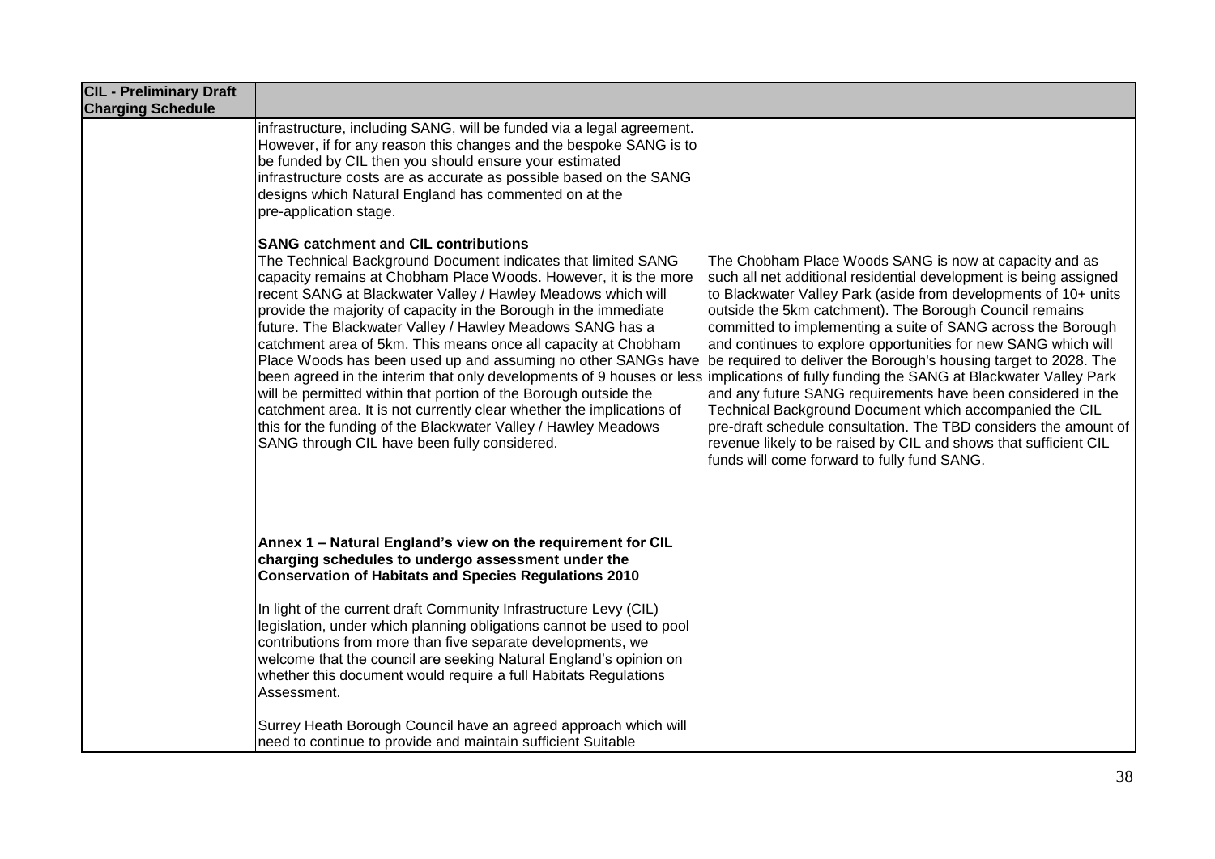| CIL - Preliminary Draft Charging Schedule | | |
|---|---|---|
| | infrastructure, including SANG, will be funded via a legal agreement. However, if for any reason this changes and the bespoke SANG is to be funded by CIL then you should ensure your estimated infrastructure costs are as accurate as possible based on the SANG designs which Natural England has commented on at the pre-application stage. | |
| | **SANG catchment and CIL contributions**<br>The Technical Background Document indicates that limited SANG capacity remains at Chobham Place Woods. However, it is the more recent SANG at Blackwater Valley / Hawley Meadows which will provide the majority of capacity in the Borough in the immediate future. The Blackwater Valley / Hawley Meadows SANG has a catchment area of 5km. This means once all capacity at Chobham Place Woods has been used up and assuming no other SANGs have been agreed in the interim that only developments of 9 houses or less will be permitted within that portion of the Borough outside the catchment area. It is not currently clear whether the implications of this for the funding of the Blackwater Valley / Hawley Meadows SANG through CIL have been fully considered. | The Chobham Place Woods SANG is now at capacity and as such all net additional residential development is being assigned to Blackwater Valley Park (aside from developments of 10+ units outside the 5km catchment). The Borough Council remains committed to implementing a suite of SANG across the Borough and continues to explore opportunities for new SANG which will be required to deliver the Borough's housing target to 2028. The implications of fully funding the SANG at Blackwater Valley Park and any future SANG requirements have been considered in the Technical Background Document which accompanied the CIL pre-draft schedule consultation. The TBD considers the amount of revenue likely to be raised by CIL and shows that sufficient CIL funds will come forward to fully fund SANG. |
| | **Annex 1 – Natural England's view on the requirement for CIL charging schedules to undergo assessment under the Conservation of Habitats and Species Regulations 2010**<br><br>In light of the current draft Community Infrastructure Levy (CIL) legislation, under which planning obligations cannot be used to pool contributions from more than five separate developments, we welcome that the council are seeking Natural England's opinion on whether this document would require a full Habitats Regulations Assessment.<br><br>Surrey Heath Borough Council have an agreed approach which will need to continue to provide and maintain sufficient Suitable | |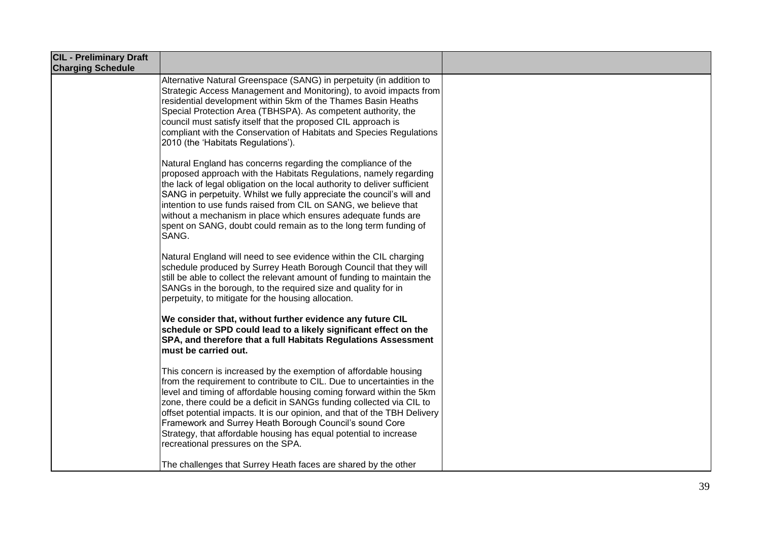| CIL - Preliminary Draft Charging Schedule | | |
| --- | --- | --- |
| | Alternative Natural Greenspace (SANG) in perpetuity (in addition to Strategic Access Management and Monitoring), to avoid impacts from residential development within 5km of the Thames Basin Heaths Special Protection Area (TBHSPA). As competent authority, the council must satisfy itself that the proposed CIL approach is compliant with the Conservation of Habitats and Species Regulations 2010 (the 'Habitats Regulations').<br><br>Natural England has concerns regarding the compliance of the proposed approach with the Habitats Regulations, namely regarding the lack of legal obligation on the local authority to deliver sufficient SANG in perpetuity. Whilst we fully appreciate the council's will and intention to use funds raised from CIL on SANG, we believe that without a mechanism in place which ensures adequate funds are spent on SANG, doubt could remain as to the long term funding of SANG.<br><br>Natural England will need to see evidence within the CIL charging schedule produced by Surrey Heath Borough Council that they will still be able to collect the relevant amount of funding to maintain the SANGs in the borough, to the required size and quality for in perpetuity, to mitigate for the housing allocation.<br><br>**We consider that, without further evidence any future CIL schedule or SPD could lead to a likely significant effect on the SPA, and therefore that a full Habitats Regulations Assessment must be carried out.**<br><br>This concern is increased by the exemption of affordable housing from the requirement to contribute to CIL. Due to uncertainties in the level and timing of affordable housing coming forward within the 5km zone, there could be a deficit in SANGs funding collected via CIL to offset potential impacts. It is our opinion, and that of the TBH Delivery Framework and Surrey Heath Borough Council's sound Core Strategy, that affordable housing has equal potential to increase recreational pressures on the SPA.<br><br>The challenges that Surrey Heath faces are shared by the other | |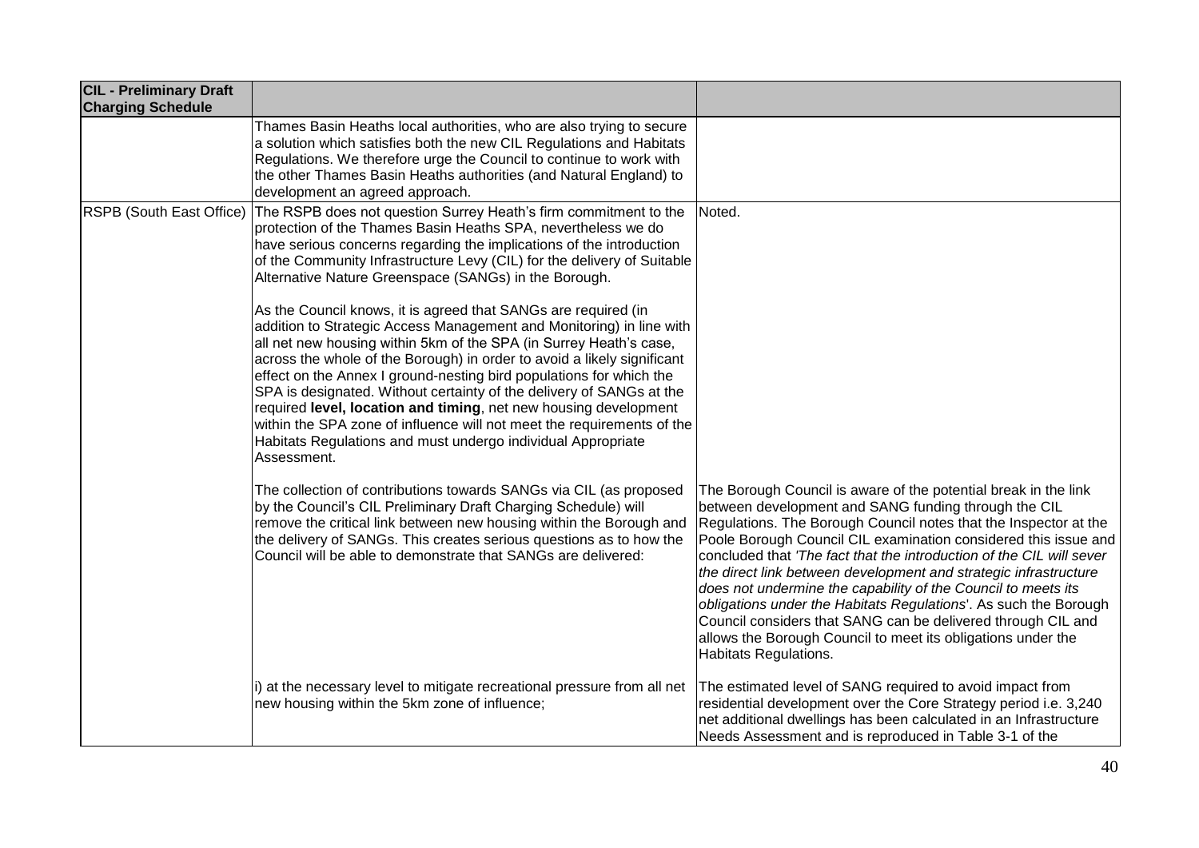| CIL - Preliminary Draft Charging Schedule | | |
|---|---|---|
| | Thames Basin Heaths local authorities, who are also trying to secure a solution which satisfies both the new CIL Regulations and Habitats Regulations. We therefore urge the Council to continue to work with the other Thames Basin Heaths authorities (and Natural England) to development an agreed approach. | |
| RSPB (South East Office) | The RSPB does not question Surrey Heath's firm commitment to the protection of the Thames Basin Heaths SPA, nevertheless we do have serious concerns regarding the implications of the introduction of the Community Infrastructure Levy (CIL) for the delivery of Suitable Alternative Nature Greenspace (SANGs) in the Borough.<br><br>As the Council knows, it is agreed that SANGs are required (in addition to Strategic Access Management and Monitoring) in line with all net new housing within 5km of the SPA (in Surrey Heath's case, across the whole of the Borough) in order to avoid a likely significant effect on the Annex I ground-nesting bird populations for which the SPA is designated. Without certainty of the delivery of SANGs at the required **level, location and timing**, net new housing development within the SPA zone of influence will not meet the requirements of the Habitats Regulations and must undergo individual Appropriate Assessment. | Noted. |
| | The collection of contributions towards SANGs via CIL (as proposed by the Council's CIL Preliminary Draft Charging Schedule) will remove the critical link between new housing within the Borough and the delivery of SANGs. This creates serious questions as to how the Council will be able to demonstrate that SANGs are delivered: | The Borough Council is aware of the potential break in the link between development and SANG funding through the CIL Regulations. The Borough Council notes that the Inspector at the Poole Borough Council CIL examination considered this issue and concluded that *'The fact that the introduction of the CIL will sever the direct link between development and strategic infrastructure does not undermine the capability of the Council to meets its obligations under the Habitats Regulations*'. As such the Borough Council considers that SANG can be delivered through CIL and allows the Borough Council to meet its obligations under the Habitats Regulations. |
| | i) at the necessary level to mitigate recreational pressure from all net new housing within the 5km zone of influence; | The estimated level of SANG required to avoid impact from residential development over the Core Strategy period i.e. 3,240 net additional dwellings has been calculated in an Infrastructure Needs Assessment and is reproduced in Table 3-1 of the |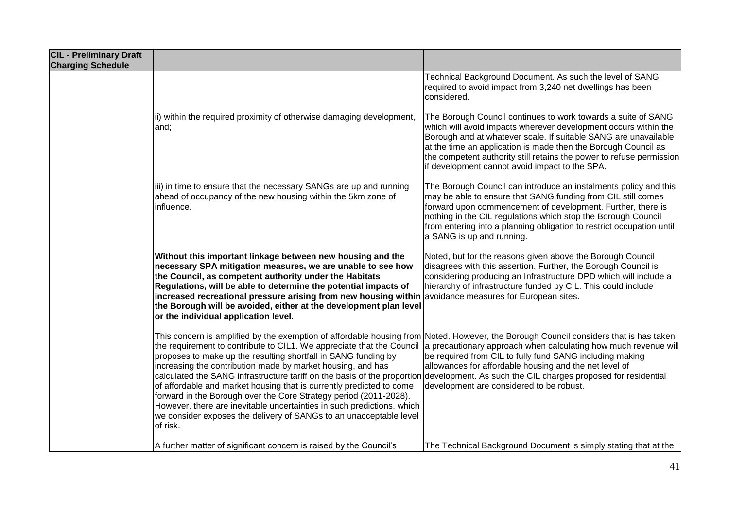| CIL - Preliminary Draft Charging Schedule | | |
|---|---|---|
| | | Technical Background Document. As such the level of SANG required to avoid impact from 3,240 net dwellings has been considered. |
| | ii) within the required proximity of otherwise damaging development, and; | The Borough Council continues to work towards a suite of SANG which will avoid impacts wherever development occurs within the Borough and at whatever scale. If suitable SANG are unavailable at the time an application is made then the Borough Council as the competent authority still retains the power to refuse permission if development cannot avoid impact to the SPA. |
| | iii) in time to ensure that the necessary SANGs are up and running ahead of occupancy of the new housing within the 5km zone of influence. | The Borough Council can introduce an instalments policy and this may be able to ensure that SANG funding from CIL still comes forward upon commencement of development. Further, there is nothing in the CIL regulations which stop the Borough Council from entering into a planning obligation to restrict occupation until a SANG is up and running. |
| | **Without this important linkage between new housing and the necessary SPA mitigation measures, we are unable to see how the Council, as competent authority under the Habitats Regulations, will be able to determine the potential impacts of increased recreational pressure arising from new housing within the Borough will be avoided, either at the development plan level or the individual application level.** | Noted, but for the reasons given above the Borough Council disagrees with this assertion. Further, the Borough Council is considering producing an Infrastructure DPD which will include a hierarchy of infrastructure funded by CIL. This could include avoidance measures for European sites. |
| | This concern is amplified by the exemption of affordable housing from the requirement to contribute to CIL1. We appreciate that the Council proposes to make up the resulting shortfall in SANG funding by increasing the contribution made by market housing, and has calculated the SANG infrastructure tariff on the basis of the proportion of affordable and market housing that is currently predicted to come forward in the Borough over the Core Strategy period (2011-2028). However, there are inevitable uncertainties in such predictions, which we consider exposes the delivery of SANGs to an unacceptable level of risk. | Noted. However, the Borough Council considers that is has taken a precautionary approach when calculating how much revenue will be required from CIL to fully fund SANG including making allowances for affordable housing and the net level of development. As such the CIL charges proposed for residential development are considered to be robust. |
| | A further matter of significant concern is raised by the Council's | The Technical Background Document is simply stating that at the |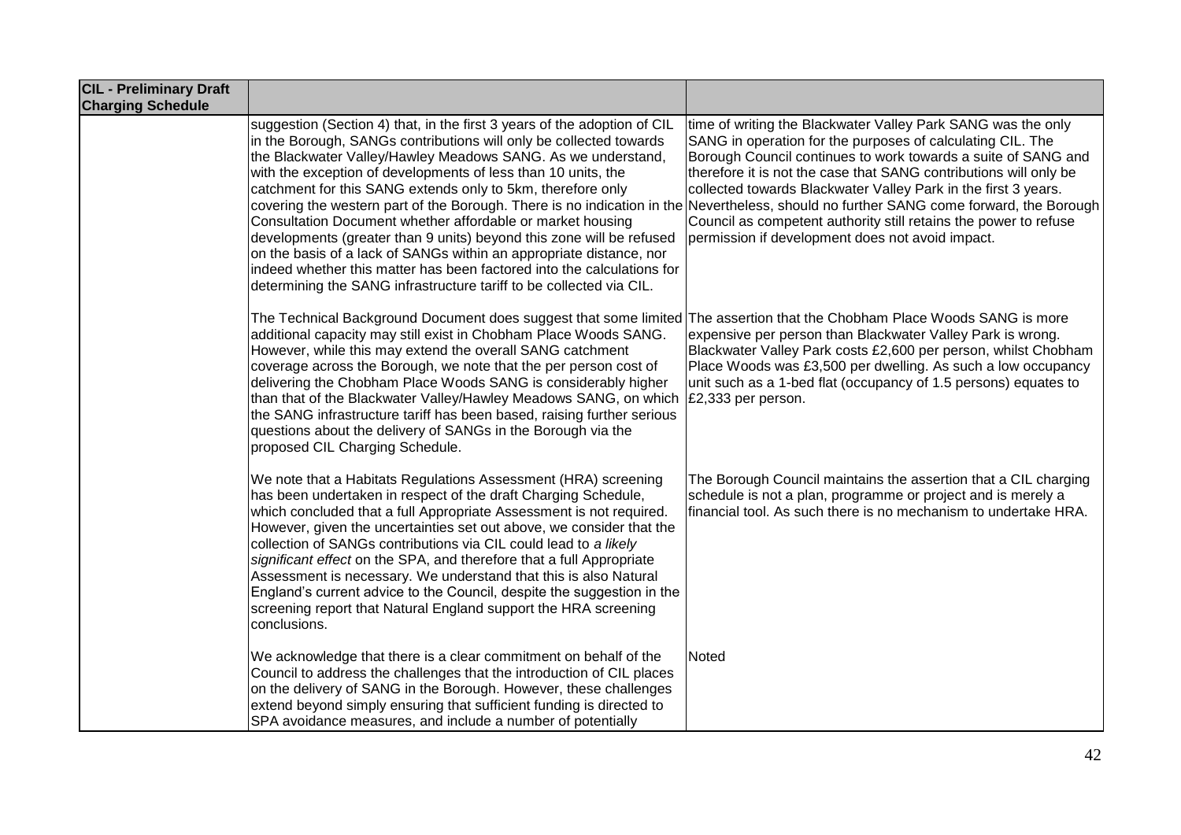| CIL - Preliminary Draft Charging Schedule | | |
|---|---|---|
| | suggestion (Section 4) that, in the first 3 years of the adoption of CIL in the Borough, SANGs contributions will only be collected towards the Blackwater Valley/Hawley Meadows SANG. As we understand, with the exception of developments of less than 10 units, the catchment for this SANG extends only to 5km, therefore only covering the western part of the Borough. There is no indication in the Consultation Document whether affordable or market housing developments (greater than 9 units) beyond this zone will be refused on the basis of a lack of SANGs within an appropriate distance, nor indeed whether this matter has been factored into the calculations for determining the SANG infrastructure tariff to be collected via CIL. | time of writing the Blackwater Valley Park SANG was the only SANG in operation for the purposes of calculating CIL. The Borough Council continues to work towards a suite of SANG and therefore it is not the case that SANG contributions will only be collected towards Blackwater Valley Park in the first 3 years. Nevertheless, should no further SANG come forward, the Borough Council as competent authority still retains the power to refuse permission if development does not avoid impact. |
| | The Technical Background Document does suggest that some limited additional capacity may still exist in Chobham Place Woods SANG. However, while this may extend the overall SANG catchment coverage across the Borough, we note that the per person cost of delivering the Chobham Place Woods SANG is considerably higher than that of the Blackwater Valley/Hawley Meadows SANG, on which the SANG infrastructure tariff has been based, raising further serious questions about the delivery of SANGs in the Borough via the proposed CIL Charging Schedule. | The assertion that the Chobham Place Woods SANG is more expensive per person than Blackwater Valley Park is wrong. Blackwater Valley Park costs £2,600 per person, whilst Chobham Place Woods was £3,500 per dwelling. As such a low occupancy unit such as a 1-bed flat (occupancy of 1.5 persons) equates to £2,333 per person. |
| | We note that a Habitats Regulations Assessment (HRA) screening has been undertaken in respect of the draft Charging Schedule, which concluded that a full Appropriate Assessment is not required. However, given the uncertainties set out above, we consider that the collection of SANGs contributions via CIL could lead to *a likely significant effect* on the SPA, and therefore that a full Appropriate Assessment is necessary. We understand that this is also Natural England's current advice to the Council, despite the suggestion in the screening report that Natural England support the HRA screening conclusions. | The Borough Council maintains the assertion that a CIL charging schedule is not a plan, programme or project and is merely a financial tool. As such there is no mechanism to undertake HRA. |
| | We acknowledge that there is a clear commitment on behalf of the Council to address the challenges that the introduction of CIL places on the delivery of SANG in the Borough. However, these challenges extend beyond simply ensuring that sufficient funding is directed to SPA avoidance measures, and include a number of potentially | Noted |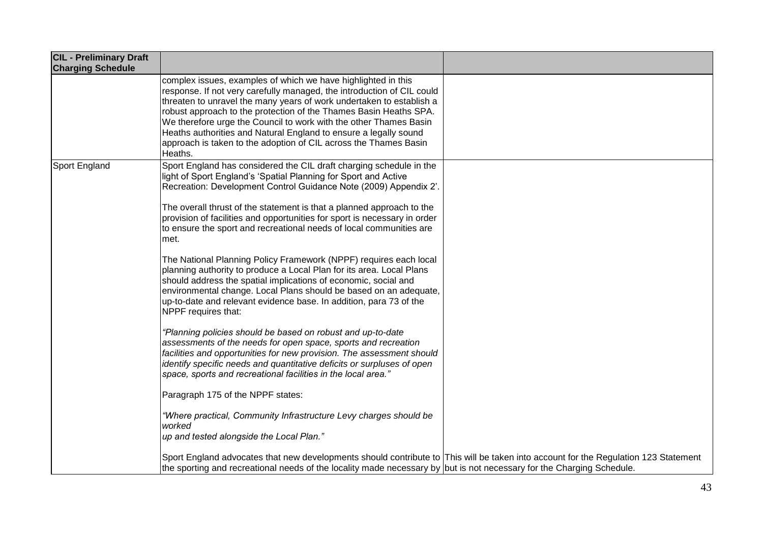| CIL - Preliminary Draft Charging Schedule | | |
|---|---|---|
| | complex issues, examples of which we have highlighted in this response. If not very carefully managed, the introduction of CIL could threaten to unravel the many years of work undertaken to establish a robust approach to the protection of the Thames Basin Heaths SPA. We therefore urge the Council to work with the other Thames Basin Heaths authorities and Natural England to ensure a legally sound approach is taken to the adoption of CIL across the Thames Basin Heaths. | |
| Sport England | Sport England has considered the CIL draft charging schedule in the light of Sport England's 'Spatial Planning for Sport and Active Recreation: Development Control Guidance Note (2009) Appendix 2'.<br><br>The overall thrust of the statement is that a planned approach to the provision of facilities and opportunities for sport is necessary in order to ensure the sport and recreational needs of local communities are met.<br><br>The National Planning Policy Framework (NPPF) requires each local planning authority to produce a Local Plan for its area. Local Plans should address the spatial implications of economic, social and environmental change. Local Plans should be based on an adequate, up-to-date and relevant evidence base. In addition, para 73 of the NPPF requires that:<br><br>*"Planning policies should be based on robust and up-to-date assessments of the needs for open space, sports and recreation facilities and opportunities for new provision. The assessment should identify specific needs and quantitative deficits or surpluses of open space, sports and recreational facilities in the local area."*<br><br>Paragraph 175 of the NPPF states:<br><br>*"Where practical, Community Infrastructure Levy charges should be worked up and tested alongside the Local Plan."*<br><br>Sport England advocates that new developments should contribute to the sporting and recreational needs of the locality made necessary by | This will be taken into account for the Regulation 123 Statement but is not necessary for the Charging Schedule. |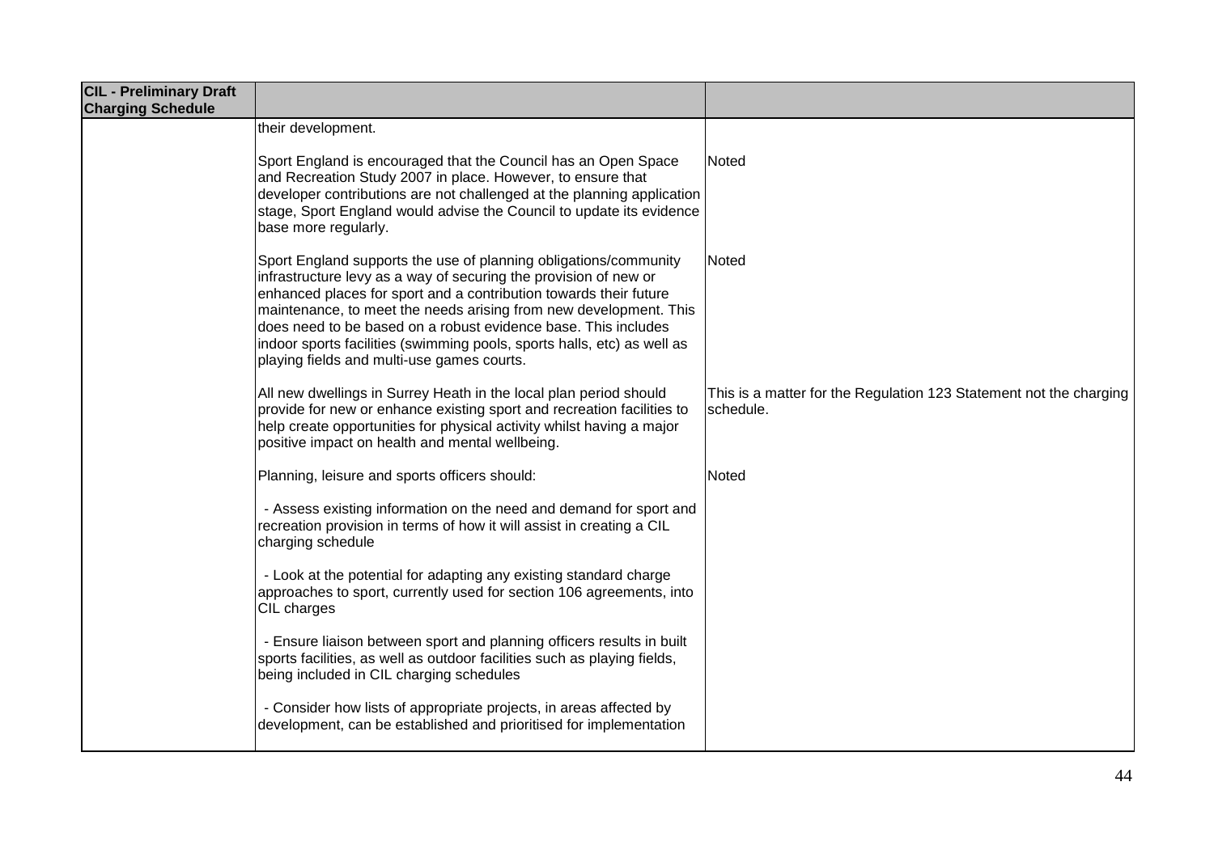| CIL - Preliminary Draft Charging Schedule | | |
|---|---|---|
| | their development. | |
| | Sport England is encouraged that the Council has an Open Space and Recreation Study 2007 in place. However, to ensure that developer contributions are not challenged at the planning application stage, Sport England would advise the Council to update its evidence base more regularly. | Noted |
| | Sport England supports the use of planning obligations/community infrastructure levy as a way of securing the provision of new or enhanced places for sport and a contribution towards their future maintenance, to meet the needs arising from new development. This does need to be based on a robust evidence base. This includes indoor sports facilities (swimming pools, sports halls, etc) as well as playing fields and multi-use games courts. | Noted |
| | All new dwellings in Surrey Heath in the local plan period should provide for new or enhance existing sport and recreation facilities to help create opportunities for physical activity whilst having a major positive impact on health and mental wellbeing. | This is a matter for the Regulation 123 Statement not the charging schedule. |
| | Planning, leisure and sports officers should:<br><br>- Assess existing information on the need and demand for sport and recreation provision in terms of how it will assist in creating a CIL charging schedule<br><br>- Look at the potential for adapting any existing standard charge approaches to sport, currently used for section 106 agreements, into CIL charges<br><br>- Ensure liaison between sport and planning officers results in built sports facilities, as well as outdoor facilities such as playing fields, being included in CIL charging schedules<br><br>- Consider how lists of appropriate projects, in areas affected by development, can be established and prioritised for implementation | Noted |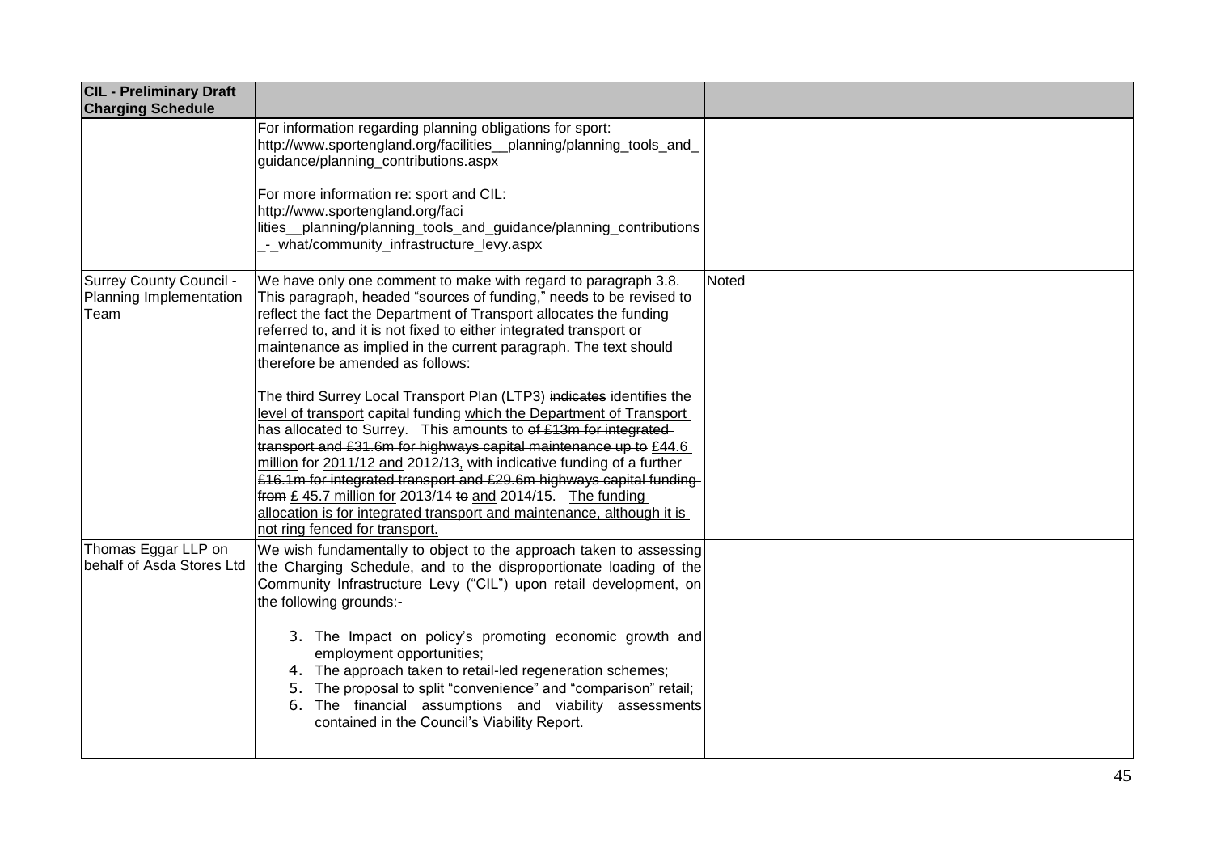| CIL - Preliminary Draft Charging Schedule | | |
|---|---|---|
| | For information regarding planning obligations for sport: http://www.sportengland.org/facilities__planning/planning_tools_and_guidance/planning_contributions.aspx<br><br>For more information re: sport and CIL: http://www.sportengland.org/facilities__planning/planning_tools_and_guidance/planning_contributions_-_what/community_infrastructure_levy.aspx | |
| Surrey County Council - Planning Implementation Team | We have only one comment to make with regard to paragraph 3.8. This paragraph, headed "sources of funding," needs to be revised to reflect the fact the Department of Transport allocates the funding referred to, and it is not fixed to either integrated transport or maintenance as implied in the current paragraph. The text should therefore be amended as follows:<br><br>The third Surrey Local Transport Plan (LTP3) ~~indicates~~ <u>identifies the level of transport</u> capital funding <u>which the Department of Transport has allocated to Surrey. This amounts to</u> ~~of £13m for integrated transport and £31.6m for highways capital maintenance up to~~ <u>£44.6 million</u> for <u>2011/12 and</u> 2012/13<u>,</u> with indicative funding of a further ~~£16.1m for integrated transport and £29.6m highways capital funding from~~ <u>£ 45.7 million for</u> 2013/14 ~~to~~ <u>and</u> 2014/15. <u>The funding allocation is for integrated transport and maintenance, although it is not ring fenced for transport.</u> | Noted |
| Thomas Eggar LLP on behalf of Asda Stores Ltd | We wish fundamentally to object to the approach taken to assessing the Charging Schedule, and to the disproportionate loading of the Community Infrastructure Levy ("CIL") upon retail development, on the following grounds:-<br><br>3. The Impact on policy's promoting economic growth and employment opportunities;<br>4. The approach taken to retail-led regeneration schemes;<br>5. The proposal to split "convenience" and "comparison" retail;<br>6. The financial assumptions and viability assessments contained in the Council's Viability Report. | |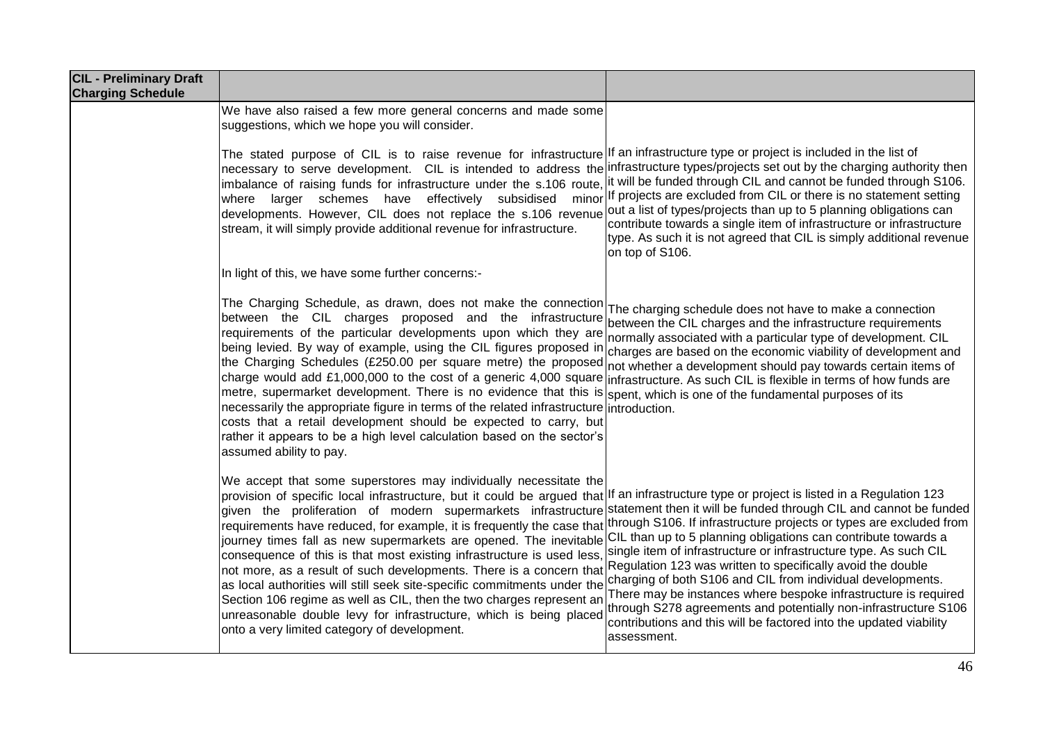| CIL - Preliminary Draft Charging Schedule | | |
|---|---|---|
| | We have also raised a few more general concerns and made some suggestions, which we hope you will consider.<br><br>The stated purpose of CIL is to raise revenue for infrastructure necessary to serve development. CIL is intended to address the imbalance of raising funds for infrastructure under the s.106 route, where larger schemes have effectively subsidised minor developments. However, CIL does not replace the s.106 revenue stream, it will simply provide additional revenue for infrastructure. | If an infrastructure type or project is included in the list of infrastructure types/projects set out by the charging authority then it will be funded through CIL and cannot be funded through S106. If projects are excluded from CIL or there is no statement setting out a list of types/projects than up to 5 planning obligations can contribute towards a single item of infrastructure or infrastructure type. As such it is not agreed that CIL is simply additional revenue on top of S106. |
| | In light of this, we have some further concerns:- | |
| | The Charging Schedule, as drawn, does not make the connection between the CIL charges proposed and the infrastructure requirements of the particular developments upon which they are being levied. By way of example, using the CIL figures proposed in the Charging Schedules (£250.00 per square metre) the proposed charge would add £1,000,000 to the cost of a generic 4,000 square metre, supermarket development. There is no evidence that this is necessarily the appropriate figure in terms of the related infrastructure costs that a retail development should be expected to carry, but rather it appears to be a high level calculation based on the sector's assumed ability to pay. | The charging schedule does not have to make a connection between the CIL charges and the infrastructure requirements normally associated with a particular type of development. CIL charges are based on the economic viability of development and not whether a development should pay towards certain items of infrastructure. As such CIL is flexible in terms of how funds are spent, which is one of the fundamental purposes of its introduction. |
| | We accept that some superstores may individually necessitate the provision of specific local infrastructure, but it could be argued that given the proliferation of modern supermarkets infrastructure requirements have reduced, for example, it is frequently the case that journey times fall as new supermarkets are opened. The inevitable consequence of this is that most existing infrastructure is used less, not more, as a result of such developments. There is a concern that as local authorities will still seek site-specific commitments under the Section 106 regime as well as CIL, then the two charges represent an unreasonable double levy for infrastructure, which is being placed onto a very limited category of development. | If an infrastructure type or project is listed in a Regulation 123 statement then it will be funded through CIL and cannot be funded through S106. If infrastructure projects or types are excluded from CIL than up to 5 planning obligations can contribute towards a single item of infrastructure or infrastructure type. As such CIL Regulation 123 was written to specifically avoid the double charging of both S106 and CIL from individual developments. There may be instances where bespoke infrastructure is required through S278 agreements and potentially non-infrastructure S106 contributions and this will be factored into the updated viability assessment. |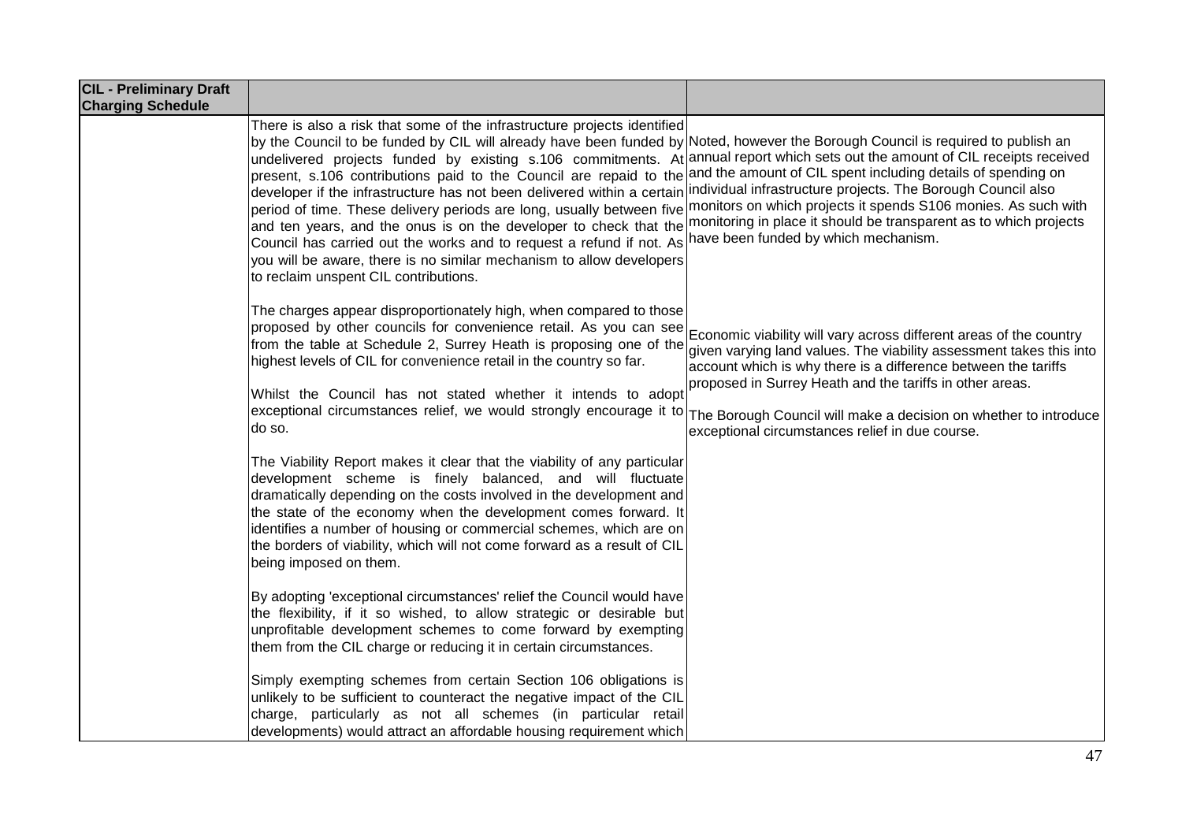| CIL - Preliminary Draft Charging Schedule | | |
|---|---|---|
| | There is also a risk that some of the infrastructure projects identified by the Council to be funded by CIL will already have been funded by undelivered projects funded by existing s.106 commitments. At present, s.106 contributions paid to the Council are repaid to the developer if the infrastructure has not been delivered within a certain period of time. These delivery periods are long, usually between five and ten years, and the onus is on the developer to check that the Council has carried out the works and to request a refund if not. As you will be aware, there is no similar mechanism to allow developers to reclaim unspent CIL contributions. | Noted, however the Borough Council is required to publish an annual report which sets out the amount of CIL receipts received and the amount of CIL spent including details of spending on individual infrastructure projects. The Borough Council also monitors on which projects it spends S106 monies. As such with monitoring in place it should be transparent as to which projects have been funded by which mechanism. |
| | The charges appear disproportionately high, when compared to those proposed by other councils for convenience retail. As you can see from the table at Schedule 2, Surrey Heath is proposing one of the highest levels of CIL for convenience retail in the country so far.<br><br>Whilst the Council has not stated whether it intends to adopt exceptional circumstances relief, we would strongly encourage it to do so.<br><br>The Viability Report makes it clear that the viability of any particular development scheme is finely balanced, and will fluctuate dramatically depending on the costs involved in the development and the state of the economy when the development comes forward. It identifies a number of housing or commercial schemes, which are on the borders of viability, which will not come forward as a result of CIL being imposed on them.<br><br>By adopting 'exceptional circumstances' relief the Council would have the flexibility, if it so wished, to allow strategic or desirable but unprofitable development schemes to come forward by exempting them from the CIL charge or reducing it in certain circumstances.<br><br>Simply exempting schemes from certain Section 106 obligations is unlikely to be sufficient to counteract the negative impact of the CIL charge, particularly as not all schemes (in particular retail developments) would attract an affordable housing requirement which | Economic viability will vary across different areas of the country given varying land values. The viability assessment takes this into account which is why there is a difference between the tariffs proposed in Surrey Heath and the tariffs in other areas.<br><br>The Borough Council will make a decision on whether to introduce exceptional circumstances relief in due course. |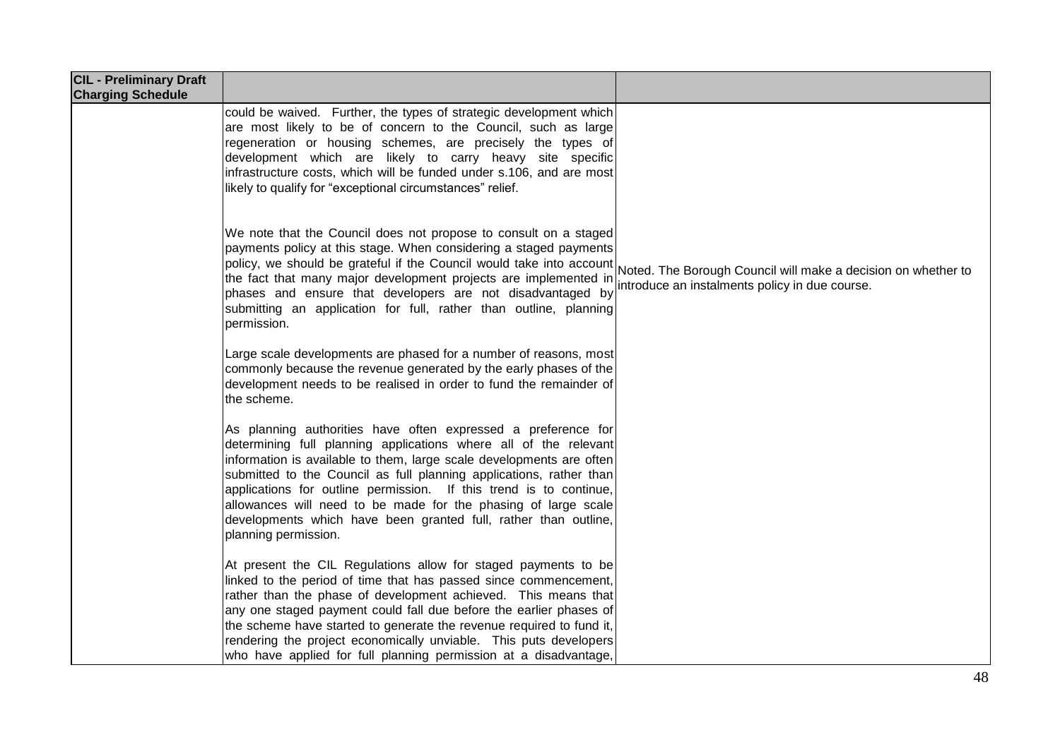| CIL - Preliminary Draft Charging Schedule | | |
|---|---|---|
| | could be waived. Further, the types of strategic development which are most likely to be of concern to the Council, such as large regeneration or housing schemes, are precisely the types of development which are likely to carry heavy site specific infrastructure costs, which will be funded under s.106, and are most likely to qualify for "exceptional circumstances" relief.<br><br>We note that the Council does not propose to consult on a staged payments policy at this stage. When considering a staged payments policy, we should be grateful if the Council would take into account the fact that many major development projects are implemented in phases and ensure that developers are not disadvantaged by submitting an application for full, rather than outline, planning permission.<br><br>Large scale developments are phased for a number of reasons, most commonly because the revenue generated by the early phases of the development needs to be realised in order to fund the remainder of the scheme.<br><br>As planning authorities have often expressed a preference for determining full planning applications where all of the relevant information is available to them, large scale developments are often submitted to the Council as full planning applications, rather than applications for outline permission. If this trend is to continue, allowances will need to be made for the phasing of large scale developments which have been granted full, rather than outline, planning permission.<br><br>At present the CIL Regulations allow for staged payments to be linked to the period of time that has passed since commencement, rather than the phase of development achieved. This means that any one staged payment could fall due before the earlier phases of the scheme have started to generate the revenue required to fund it, rendering the project economically unviable. This puts developers who have applied for full planning permission at a disadvantage, | Noted. The Borough Council will make a decision on whether to introduce an instalments policy in due course. |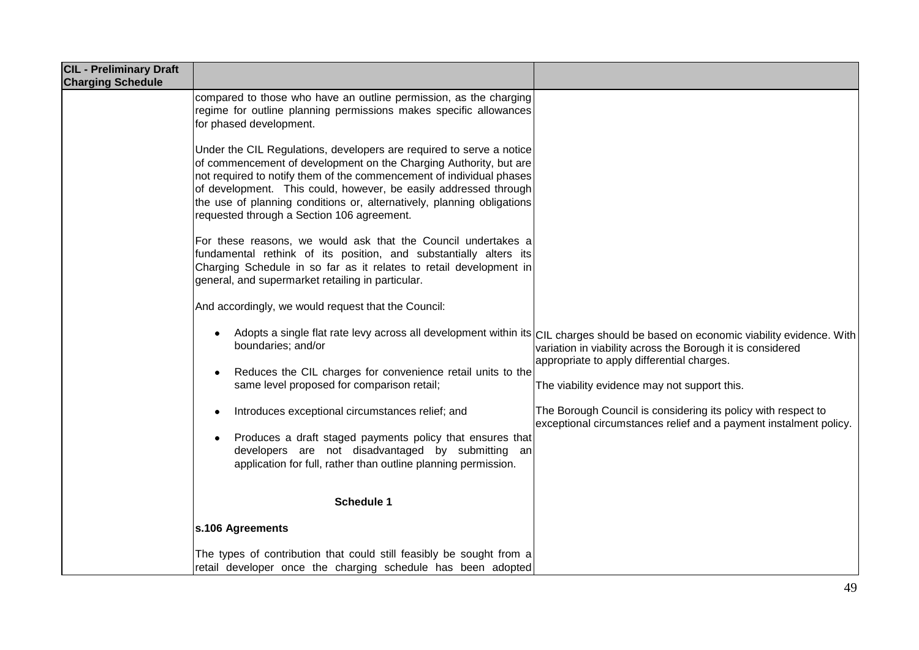| CIL - Preliminary Draft Charging Schedule | | |
|---|---|---|
| | compared to those who have an outline permission, as the charging regime for outline planning permissions makes specific allowances for phased development.<br><br>Under the CIL Regulations, developers are required to serve a notice of commencement of development on the Charging Authority, but are not required to notify them of the commencement of individual phases of development. This could, however, be easily addressed through the use of planning conditions or, alternatively, planning obligations requested through a Section 106 agreement.<br><br>For these reasons, we would ask that the Council undertakes a fundamental rethink of its position, and substantially alters its Charging Schedule in so far as it relates to retail development in general, and supermarket retailing in particular.<br><br>And accordingly, we would request that the Council: | |
| | • Adopts a single flat rate levy across all development within its boundaries; and/or | CIL charges should be based on economic viability evidence. With variation in viability across the Borough it is considered appropriate to apply differential charges. |
| | • Reduces the CIL charges for convenience retail units to the same level proposed for comparison retail; | The viability evidence may not support this. |
| | • Introduces exceptional circumstances relief; and<br><br>• Produces a draft staged payments policy that ensures that developers are not disadvantaged by submitting an application for full, rather than outline planning permission. | The Borough Council is considering its policy with respect to exceptional circumstances relief and a payment instalment policy. |
| | **Schedule 1**<br><br>**s.106 Agreements**<br><br>The types of contribution that could still feasibly be sought from a retail developer once the charging schedule has been adopted | |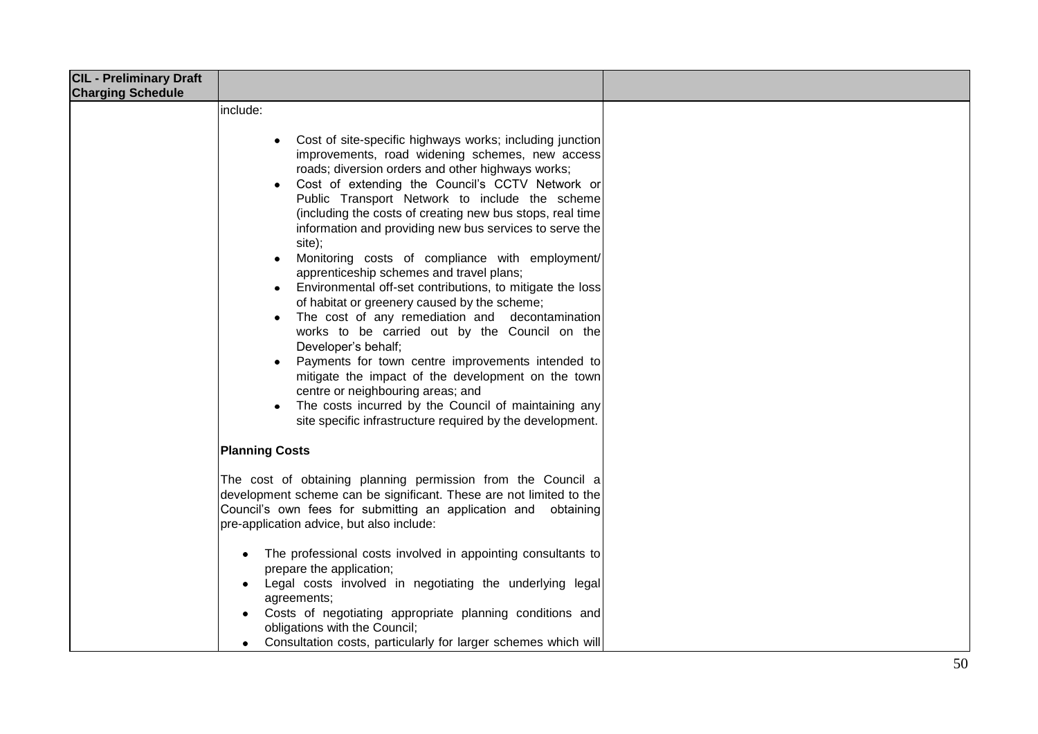| CIL - Preliminary Draft Charging Schedule | | |
|---|---|---|
| | include:<br><br>• Cost of site-specific highways works; including junction improvements, road widening schemes, new access roads; diversion orders and other highways works;<br>• Cost of extending the Council's CCTV Network or Public Transport Network to include the scheme (including the costs of creating new bus stops, real time information and providing new bus services to serve the site);<br>• Monitoring costs of compliance with employment/ apprenticeship schemes and travel plans;<br>• Environmental off-set contributions, to mitigate the loss of habitat or greenery caused by the scheme;<br>• The cost of any remediation and decontamination works to be carried out by the Council on the Developer's behalf;<br>• Payments for town centre improvements intended to mitigate the impact of the development on the town centre or neighbouring areas; and<br>• The costs incurred by the Council of maintaining any site specific infrastructure required by the development.<br><br>**Planning Costs**<br><br>The cost of obtaining planning permission from the Council a development scheme can be significant. These are not limited to the Council's own fees for submitting an application and obtaining pre-application advice, but also include:<br><br>• The professional costs involved in appointing consultants to prepare the application;<br>• Legal costs involved in negotiating the underlying legal agreements;<br>• Costs of negotiating appropriate planning conditions and obligations with the Council;<br>• Consultation costs, particularly for larger schemes which will | |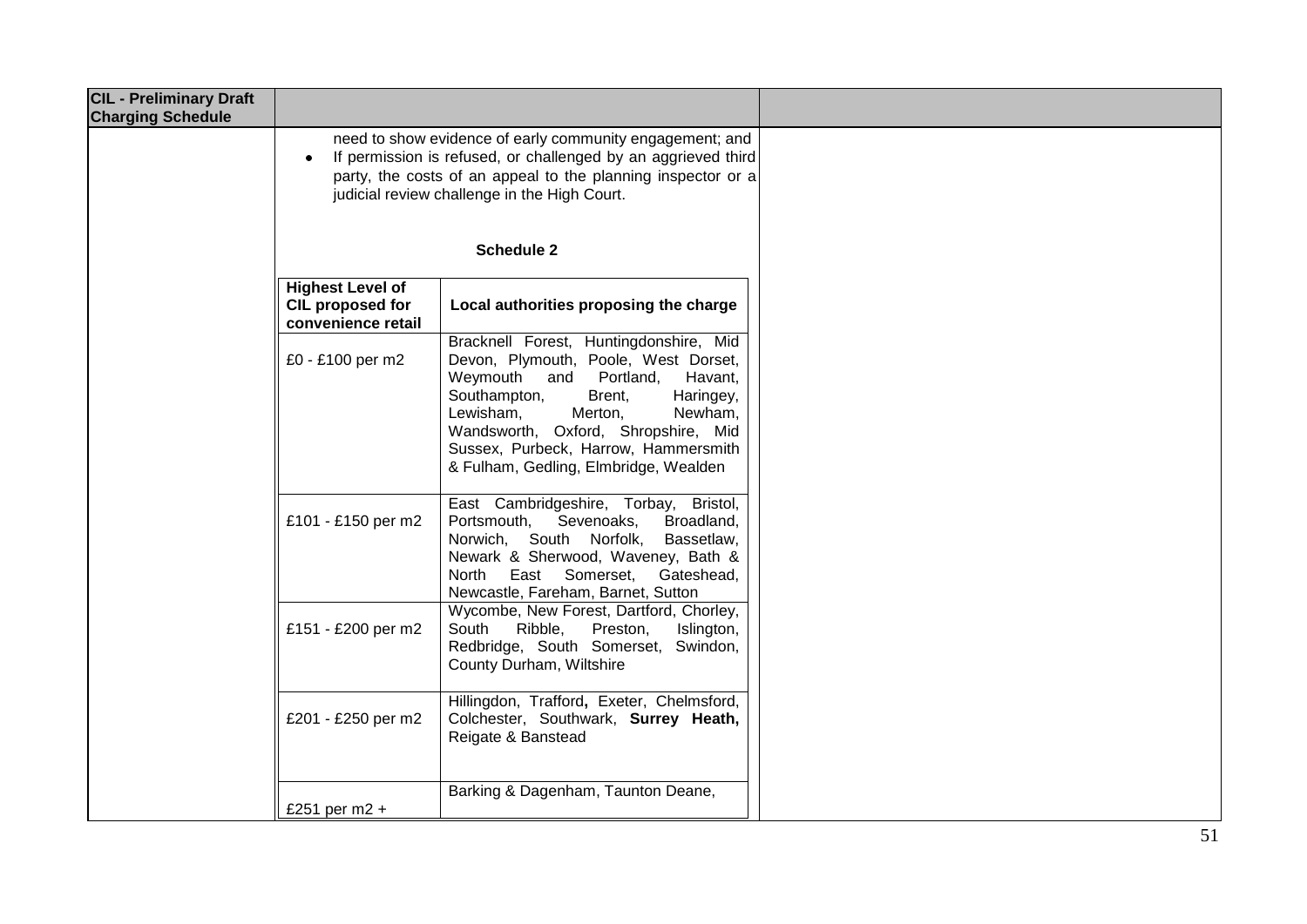| CIL - Preliminary Draft Charging Schedule | | |
|---|---|---|

need to show evidence of early community engagement; and

- If permission is refused, or challenged by an aggrieved third party, the costs of an appeal to the planning inspector or a judicial review challenge in the High Court.

**Schedule 2**

| Highest Level of CIL proposed for convenience retail | Local authorities proposing the charge |
|---|---|
| £0 - £100 per m2 | Bracknell Forest, Huntingdonshire, Mid Devon, Plymouth, Poole, West Dorset, Weymouth and Portland, Havant, Southampton, Brent, Haringey, Lewisham, Merton, Newham, Wandsworth, Oxford, Shropshire, Mid Sussex, Purbeck, Harrow, Hammersmith & Fulham, Gedling, Elmbridge, Wealden |
| £101 - £150 per m2 | East Cambridgeshire, Torbay, Bristol, Portsmouth, Sevenoaks, Broadland, Norwich, South Norfolk, Bassetlaw, Newark & Sherwood, Waveney, Bath & North East Somerset, Gateshead, Newcastle, Fareham, Barnet, Sutton |
| £151 - £200 per m2 | Wycombe, New Forest, Dartford, Chorley, South Ribble, Preston, Islington, Redbridge, South Somerset, Swindon, County Durham, Wiltshire |
| £201 - £250 per m2 | Hillingdon, Trafford**,** Exeter, Chelmsford, Colchester, Southwark, **Surrey Heath,** Reigate & Banstead |
| £251 per m2 + | Barking & Dagenham, Taunton Deane, |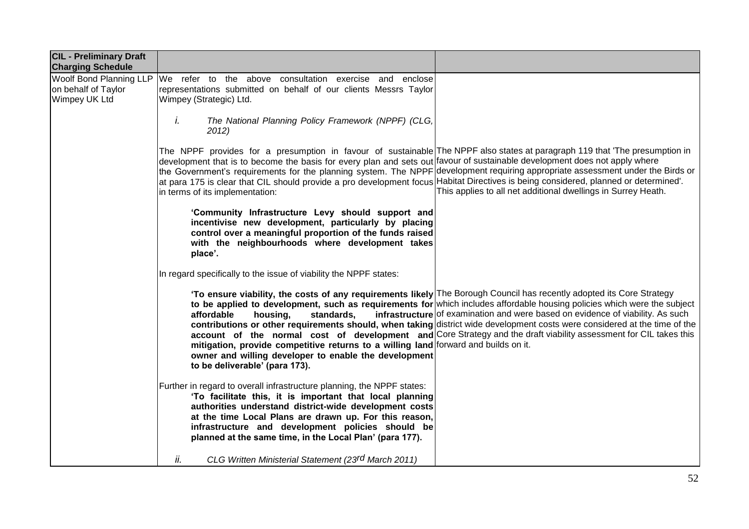| CIL - Preliminary Draft Charging Schedule | | |
|---|---|---|
| Woolf Bond Planning LLP on behalf of Taylor Wimpey UK Ltd | We refer to the above consultation exercise and enclose representations submitted on behalf of our clients Messrs Taylor Wimpey (Strategic) Ltd.<br><br>*i. The National Planning Policy Framework (NPPF) (CLG, 2012)* | |
| | The NPPF provides for a presumption in favour of sustainable development that is to become the basis for every plan and sets out the Government's requirements for the planning system. The NPPF at para 175 is clear that CIL should provide a pro development focus in terms of its implementation:<br><br>**'Community Infrastructure Levy should support and incentivise new development, particularly by placing control over a meaningful proportion of the funds raised with the neighbourhoods where development takes place'.**<br><br>In regard specifically to the issue of viability the NPPF states: | The NPPF also states at paragraph 119 that 'The presumption in favour of sustainable development does not apply where development requiring appropriate assessment under the Birds or Habitat Directives is being considered, planned or determined'. This applies to all net additional dwellings in Surrey Heath. |
| | **'To ensure viability, the costs of any requirements likely to be applied to development, such as requirements for affordable housing, standards, infrastructure contributions or other requirements should, when taking account of the normal cost of development and mitigation, provide competitive returns to a willing land owner and willing developer to enable the development to be deliverable' (para 173).**<br><br>Further in regard to overall infrastructure planning, the NPPF states:<br>**'To facilitate this, it is important that local planning authorities understand district-wide development costs at the time Local Plans are drawn up. For this reason, infrastructure and development policies should be planned at the same time, in the Local Plan' (para 177).**<br><br>*ii. CLG Written Ministerial Statement (23rd March 2011)* | The Borough Council has recently adopted its Core Strategy which includes affordable housing policies which were the subject of examination and were based on evidence of viability. As such district wide development costs were considered at the time of the Core Strategy and the draft viability assessment for CIL takes this forward and builds on it. |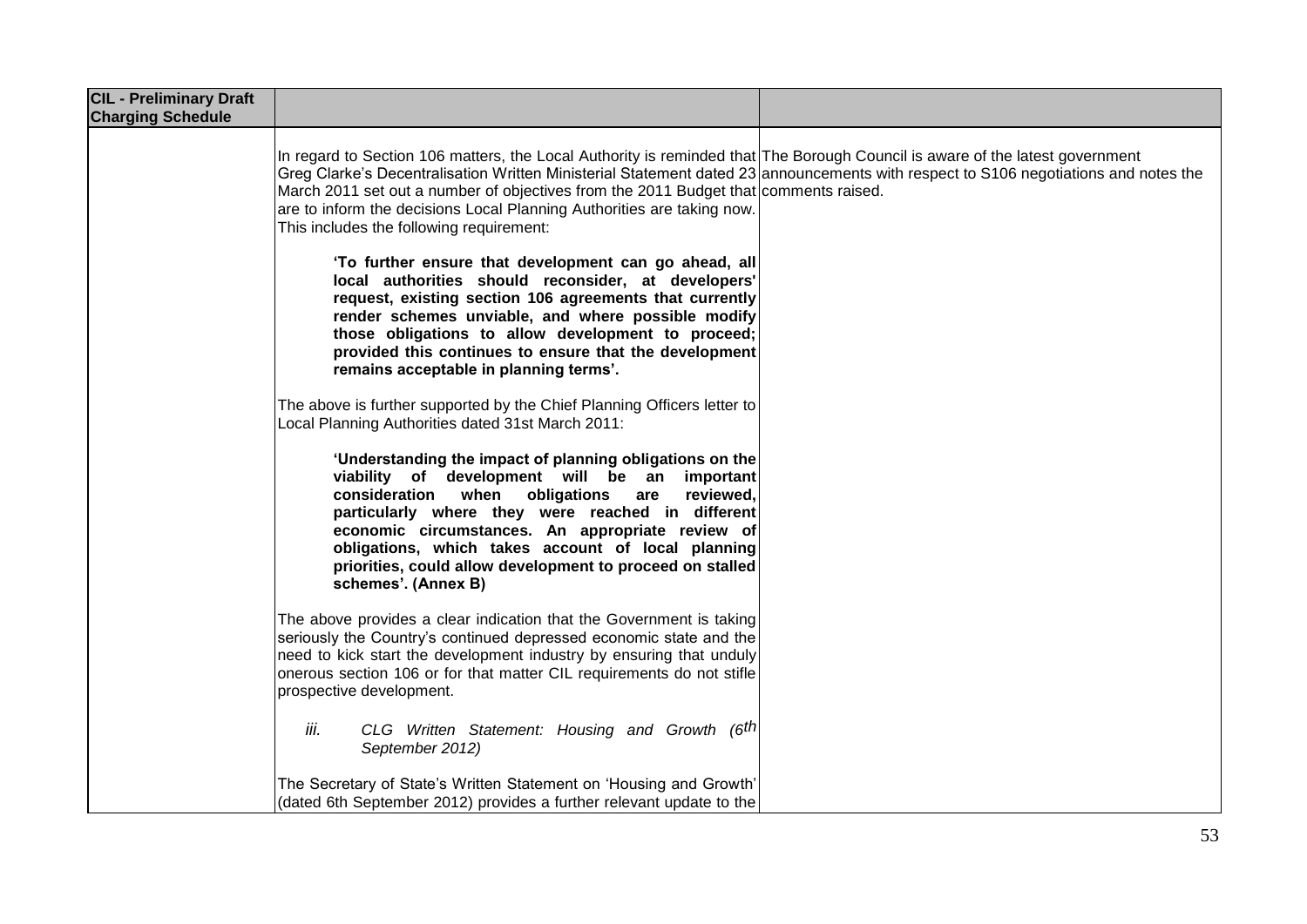| CIL - Preliminary Draft Charging Schedule | | |
|---|---|---|
| | In regard to Section 106 matters, the Local Authority is reminded that Greg Clarke's Decentralisation Written Ministerial Statement dated 23 March 2011 set out a number of objectives from the 2011 Budget that are to inform the decisions Local Planning Authorities are taking now. This includes the following requirement:<br><br>**'To further ensure that development can go ahead, all local authorities should reconsider, at developers' request, existing section 106 agreements that currently render schemes unviable, and where possible modify those obligations to allow development to proceed; provided this continues to ensure that the development remains acceptable in planning terms'.**<br><br>The above is further supported by the Chief Planning Officers letter to Local Planning Authorities dated 31st March 2011:<br><br>**'Understanding the impact of planning obligations on the viability of development will be an important consideration when obligations are reviewed, particularly where they were reached in different economic circumstances. An appropriate review of obligations, which takes account of local planning priorities, could allow development to proceed on stalled schemes'. (Annex B)**<br><br>The above provides a clear indication that the Government is taking seriously the Country's continued depressed economic state and the need to kick start the development industry by ensuring that unduly onerous section 106 or for that matter CIL requirements do not stifle prospective development.<br><br>*iii. CLG Written Statement: Housing and Growth (6th September 2012)*<br><br>The Secretary of State's Written Statement on 'Housing and Growth' (dated 6th September 2012) provides a further relevant update to the | The Borough Council is aware of the latest government announcements with respect to S106 negotiations and notes the comments raised. |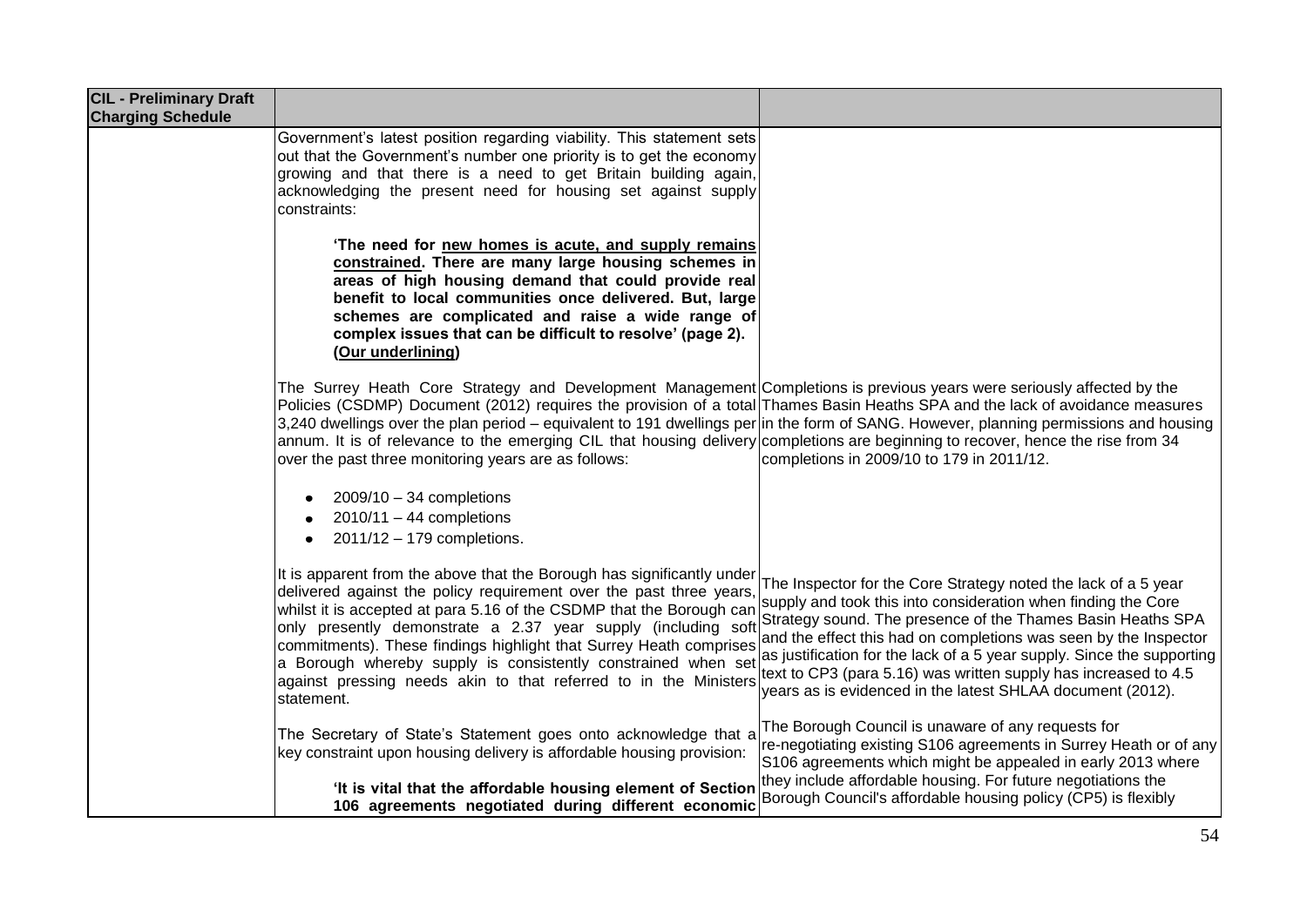| CIL - Preliminary Draft Charging Schedule | | |
|---|---|---|
| | Government's latest position regarding viability. This statement sets out that the Government's number one priority is to get the economy growing and that there is a need to get Britain building again, acknowledging the present need for housing set against supply constraints:<br><br>**'The need for <u>new homes is acute, and supply remains constrained</u>. There are many large housing schemes in areas of high housing demand that could provide real benefit to local communities once delivered. But, large schemes are complicated and raise a wide range of complex issues that can be difficult to resolve' (page 2). (<u>Our underlining</u>)** | |
| | The Surrey Heath Core Strategy and Development Management Policies (CSDMP) Document (2012) requires the provision of a total 3,240 dwellings over the plan period – equivalent to 191 dwellings per annum. It is of relevance to the emerging CIL that housing delivery over the past three monitoring years are as follows:<br><br>• 2009/10 – 34 completions<br>• 2010/11 – 44 completions<br>• 2011/12 – 179 completions. | Completions is previous years were seriously affected by the Thames Basin Heaths SPA and the lack of avoidance measures in the form of SANG. However, planning permissions and housing completions are beginning to recover, hence the rise from 34 completions in 2009/10 to 179 in 2011/12. |
| | It is apparent from the above that the Borough has significantly under delivered against the policy requirement over the past three years, whilst it is accepted at para 5.16 of the CSDMP that the Borough can only presently demonstrate a 2.37 year supply (including soft commitments). These findings highlight that Surrey Heath comprises a Borough whereby supply is consistently constrained when set against pressing needs akin to that referred to in the Ministers statement. | The Inspector for the Core Strategy noted the lack of a 5 year supply and took this into consideration when finding the Core Strategy sound. The presence of the Thames Basin Heaths SPA and the effect this had on completions was seen by the Inspector as justification for the lack of a 5 year supply. Since the supporting text to CP3 (para 5.16) was written supply has increased to 4.5 years as is evidenced in the latest SHLAA document (2012). |
| | The Secretary of State's Statement goes onto acknowledge that a key constraint upon housing delivery is affordable housing provision:<br><br>**'It is vital that the affordable housing element of Section 106 agreements negotiated during different economic** | The Borough Council is unaware of any requests for re-negotiating existing S106 agreements in Surrey Heath or of any S106 agreements which might be appealed in early 2013 where they include affordable housing. For future negotiations the Borough Council's affordable housing policy (CP5) is flexibly |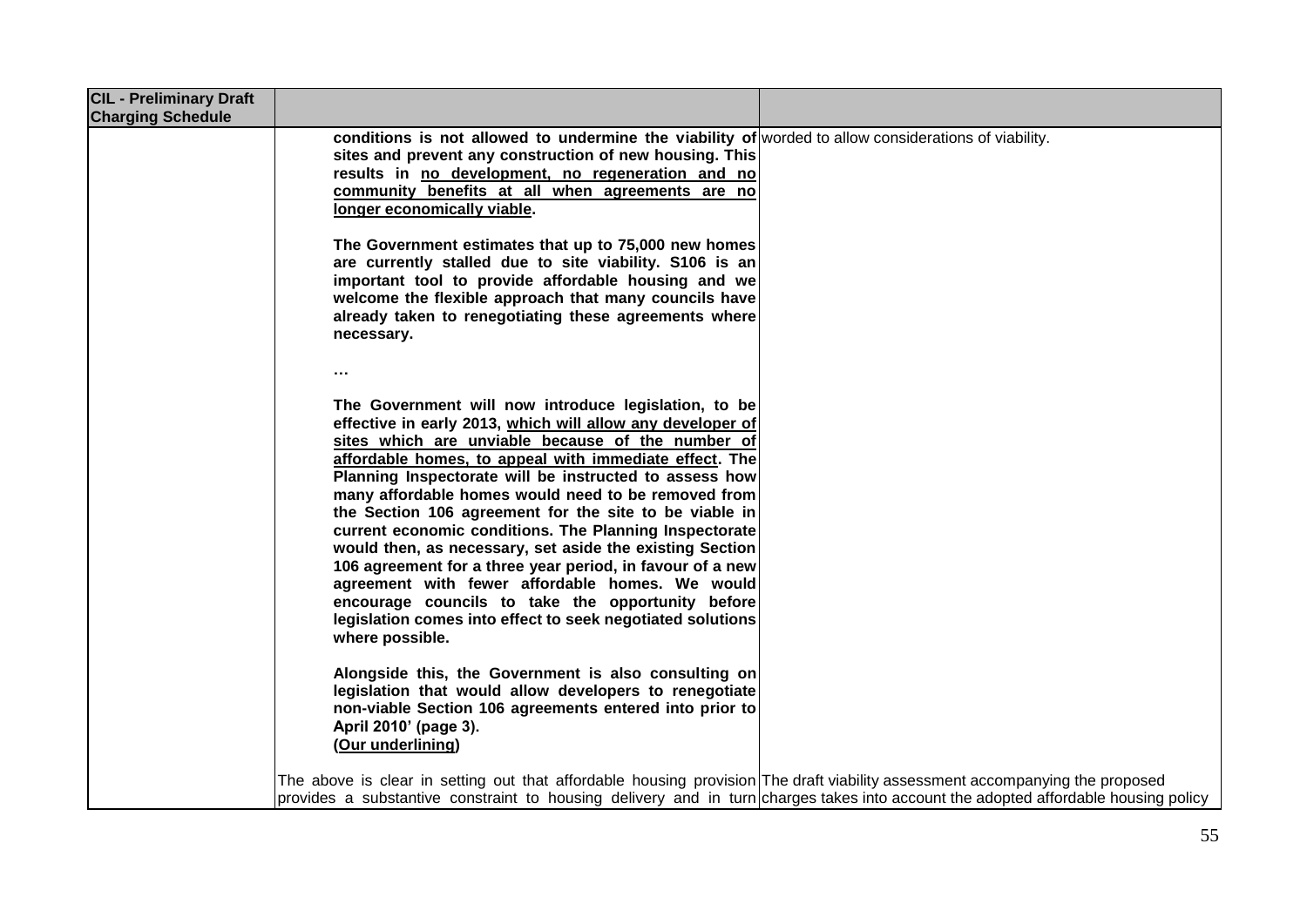| CIL - Preliminary Draft Charging Schedule | | |
|---|---|---|
| | **conditions is not allowed to undermine the viability of sites and prevent any construction of new housing. This results in <u>no development, no regeneration and no community benefits at all when agreements are no longer economically viable</u>.**<br><br>**The Government estimates that up to 75,000 new homes are currently stalled due to site viability. S106 is an important tool to provide affordable housing and we welcome the flexible approach that many councils have already taken to renegotiating these agreements where necessary.**<br><br>**…**<br><br>**The Government will now introduce legislation, to be effective in early 2013, <u>which will allow any developer of sites which are unviable because of the number of affordable homes, to appeal with immediate effect</u>. The Planning Inspectorate will be instructed to assess how many affordable homes would need to be removed from the Section 106 agreement for the site to be viable in current economic conditions. The Planning Inspectorate would then, as necessary, set aside the existing Section 106 agreement for a three year period, in favour of a new agreement with fewer affordable homes. We would encourage councils to take the opportunity before legislation comes into effect to seek negotiated solutions where possible.**<br><br>**Alongside this, the Government is also consulting on legislation that would allow developers to renegotiate non-viable Section 106 agreements entered into prior to April 2010' (page 3).**<br>**(<u>Our underlining</u>)** | worded to allow considerations of viability. |
| | The above is clear in setting out that affordable housing provision provides a substantive constraint to housing delivery and in turn | The draft viability assessment accompanying the proposed charges takes into account the adopted affordable housing policy |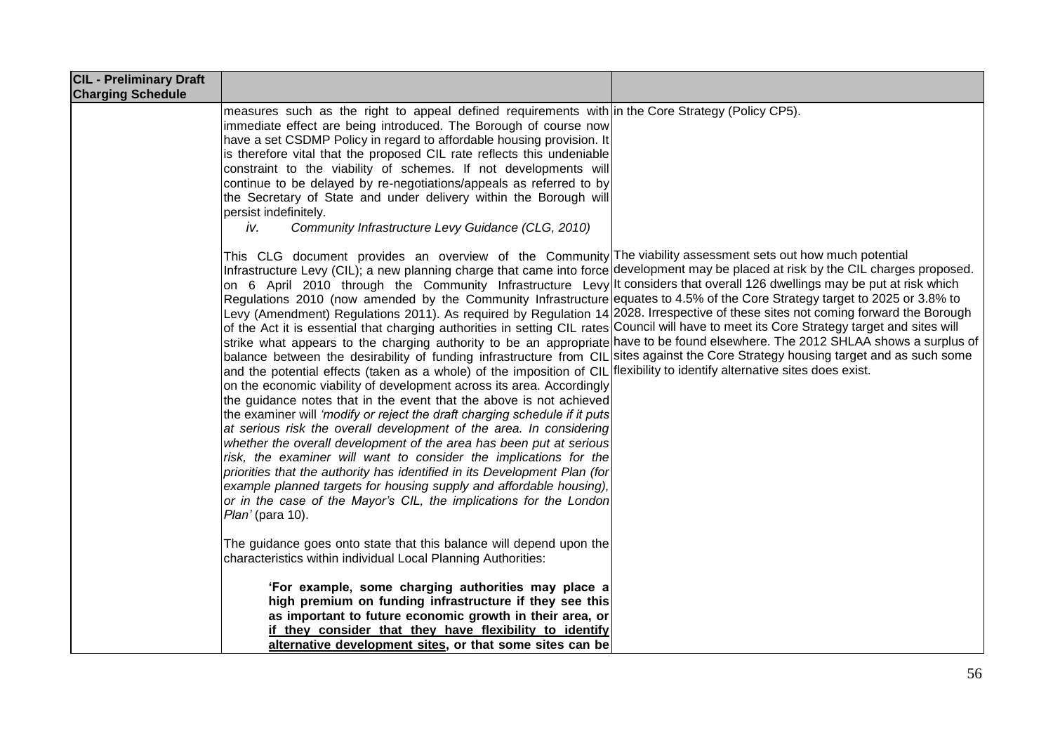| CIL - Preliminary Draft Charging Schedule | | |
|---|---|---|
| | measures such as the right to appeal defined requirements with immediate effect are being introduced. The Borough of course now have a set CSDMP Policy in regard to affordable housing provision. It is therefore vital that the proposed CIL rate reflects this undeniable constraint to the viability of schemes. If not developments will continue to be delayed by re-negotiations/appeals as referred to by the Secretary of State and under delivery within the Borough will persist indefinitely.<br><br>*iv. Community Infrastructure Levy Guidance (CLG, 2010)*<br><br>This CLG document provides an overview of the Community Infrastructure Levy (CIL); a new planning charge that came into force on 6 April 2010 through the Community Infrastructure Levy Regulations 2010 (now amended by the Community Infrastructure Levy (Amendment) Regulations 2011). As required by Regulation 14 of the Act it is essential that charging authorities in setting CIL rates strike what appears to the charging authority to be an appropriate balance between the desirability of funding infrastructure from CIL and the potential effects (taken as a whole) of the imposition of CIL on the economic viability of development across its area. Accordingly the guidance notes that in the event that the above is not achieved the examiner will *'modify or reject the draft charging schedule if it puts at serious risk the overall development of the area. In considering whether the overall development of the area has been put at serious risk, the examiner will want to consider the implications for the priorities that the authority has identified in its Development Plan (for example planned targets for housing supply and affordable housing), or in the case of the Mayor's CIL, the implications for the London Plan'* (para 10).<br><br>The guidance goes onto state that this balance will depend upon the characteristics within individual Local Planning Authorities:<br><br>**'For example, some charging authorities may place a high premium on funding infrastructure if they see this as important to future economic growth in their area, or <u>if they consider that they have flexibility to identify alternative development sites</u>, or that some sites can be** | in the Core Strategy (Policy CP5).<br><br>The viability assessment sets out how much potential development may be placed at risk by the CIL charges proposed. It considers that overall 126 dwellings may be put at risk which equates to 4.5% of the Core Strategy target to 2025 or 3.8% to 2028. Irrespective of these sites not coming forward the Borough Council will have to meet its Core Strategy target and sites will have to be found elsewhere. The 2012 SHLAA shows a surplus of sites against the Core Strategy housing target and as such some flexibility to identify alternative sites does exist. |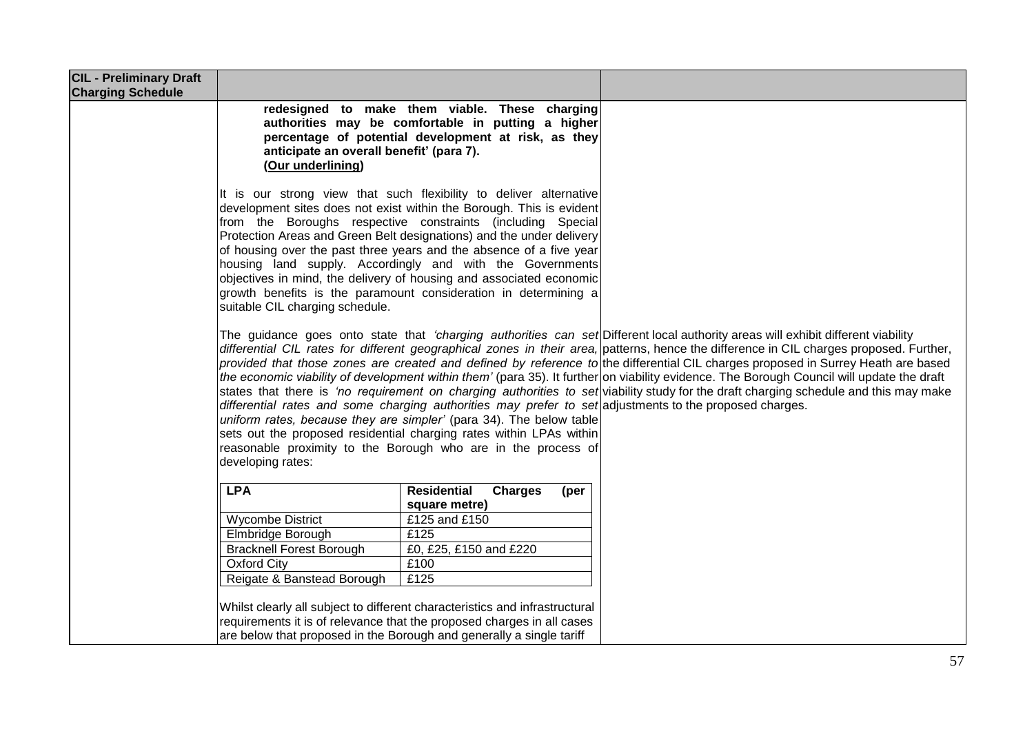| CIL - Preliminary Draft Charging Schedule | | |
|---|---|---|
| | **redesigned to make them viable. These charging authorities may be comfortable in putting a higher percentage of potential development at risk, as they anticipate an overall benefit' (para 7).** **(Our underlining)**<br><br>It is our strong view that such flexibility to deliver alternative development sites does not exist within the Borough. This is evident from the Boroughs respective constraints (including Special Protection Areas and Green Belt designations) and the under delivery of housing over the past three years and the absence of a five year housing land supply. Accordingly and with the Governments objectives in mind, the delivery of housing and associated economic growth benefits is the paramount consideration in determining a suitable CIL charging schedule.<br><br>The guidance goes onto state that *'charging authorities can set differential CIL rates for different geographical zones in their area, provided that those zones are created and defined by reference to the economic viability of development within them'* (para 35). It further states that there is *'no requirement on charging authorities to set differential rates and some charging authorities may prefer to set uniform rates, because they are simpler'* (para 34). The below table sets out the proposed residential charging rates within LPAs within reasonable proximity to the Borough who are in the process of developing rates:<br><br>**LPA** — **Residential Charges (per square metre)**<br>Wycombe District — £125 and £150<br>Elmbridge Borough — £125<br>Bracknell Forest Borough — £0, £25, £150 and £220<br>Oxford City — £100<br>Reigate & Banstead Borough — £125<br><br>Whilst clearly all subject to different characteristics and infrastructural requirements it is of relevance that the proposed charges in all cases are below that proposed in the Borough and generally a single tariff | Different local authority areas will exhibit different viability patterns, hence the difference in CIL charges proposed. Further, the differential CIL charges proposed in Surrey Heath are based on viability evidence. The Borough Council will update the draft viability study for the draft charging schedule and this may make adjustments to the proposed charges. |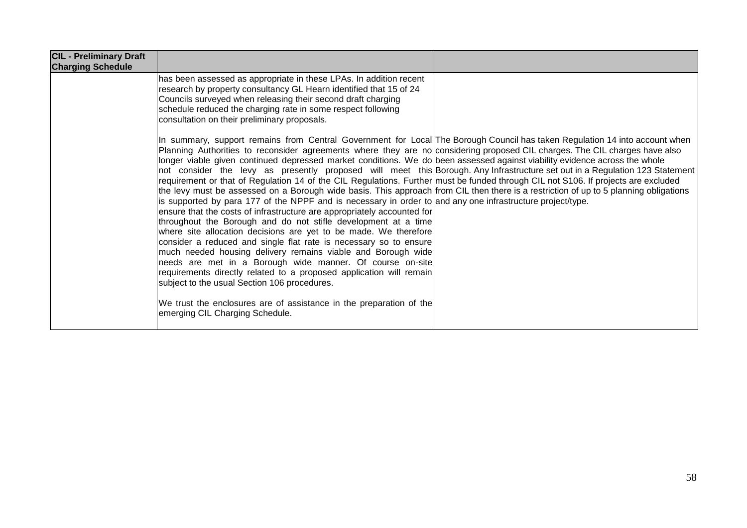| CIL - Preliminary Draft Charging Schedule | | |
|---|---|---|
| | has been assessed as appropriate in these LPAs. In addition recent research by property consultancy GL Hearn identified that 15 of 24 Councils surveyed when releasing their second draft charging schedule reduced the charging rate in some respect following consultation on their preliminary proposals.<br><br>In summary, support remains from Central Government for Local Planning Authorities to reconsider agreements where they are no longer viable given continued depressed market conditions. We do not consider the levy as presently proposed will meet this requirement or that of Regulation 14 of the CIL Regulations. Further the levy must be assessed on a Borough wide basis. This approach is supported by para 177 of the NPPF and is necessary in order to ensure that the costs of infrastructure are appropriately accounted for throughout the Borough and do not stifle development at a time where site allocation decisions are yet to be made. We therefore consider a reduced and single flat rate is necessary so to ensure much needed housing delivery remains viable and Borough wide needs are met in a Borough wide manner. Of course on-site requirements directly related to a proposed application will remain subject to the usual Section 106 procedures.<br><br>We trust the enclosures are of assistance in the preparation of the emerging CIL Charging Schedule. | The Borough Council has taken Regulation 14 into account when considering proposed CIL charges. The CIL charges have also been assessed against viability evidence across the whole Borough. Any Infrastructure set out in a Regulation 123 Statement must be funded through CIL not S106. If projects are excluded from CIL then there is a restriction of up to 5 planning obligations and any one infrastructure project/type. |